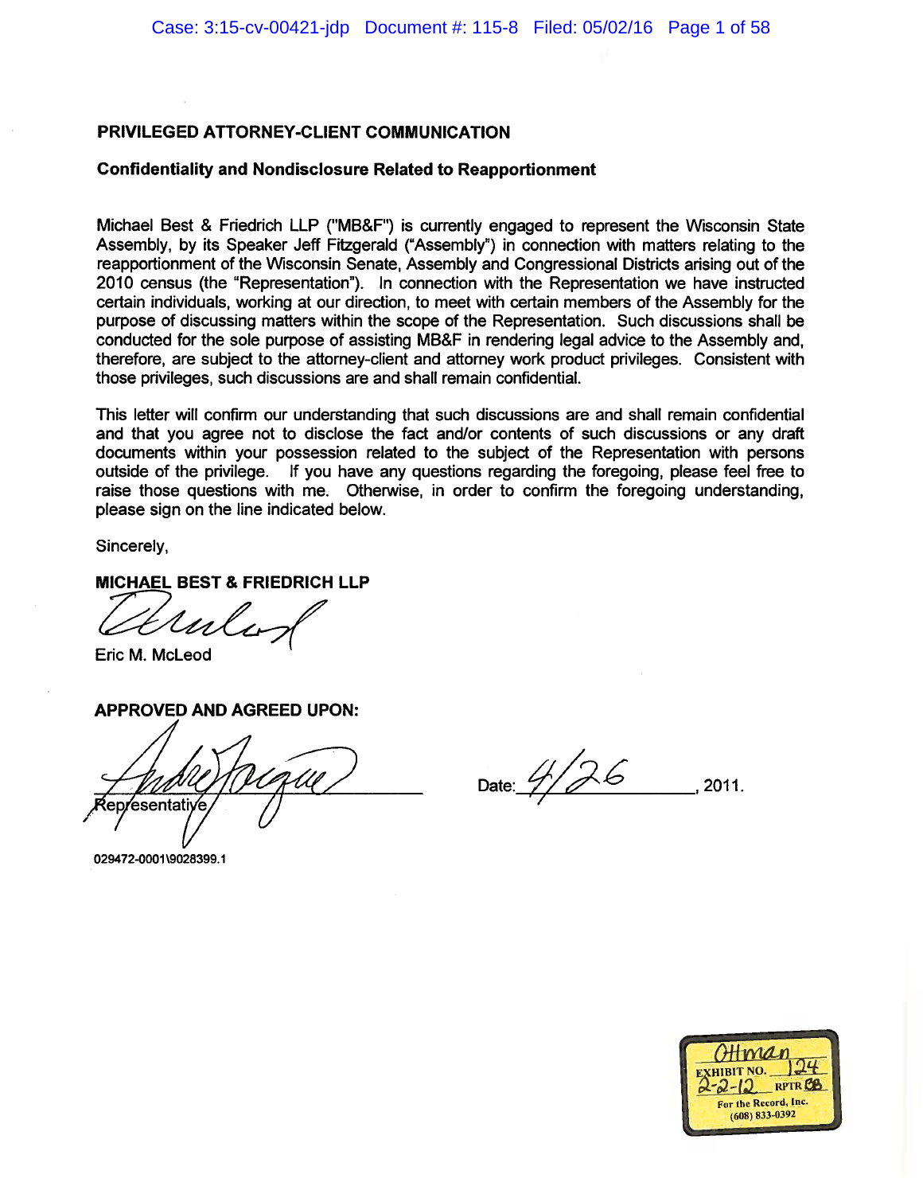**PRIVILEGED ATTORNEY-CLIENT COMMUNICATION**

**Confidentiality and Nondisclosure Related to Reapportionment**

Michael Best & Friedrich LLP ("MB&F") is currently engaged to represent the Wisconsin State Assembly, by its Speaker Jeff Fitzgerald ("Assembly") in connection with matters relating to the reapportionment of the Wisconsin Senate, Assembly and Congressional Districts arising out of the 2010 census (the "Representation"). In connection with the Representation we have instructed certain individuals, working at our direction, to meet with certain members of the Assembly for the purpose of discussing matters within the scope of the Representation. Such discussions shall be conducted for the sole purpose of assisting MB&F in rendering legal advice to the Assembly and, therefore, are subject to the attorney-client and attorney work product privileges. Consistent with those privileges, such discussions are and shall remain confidential.

This letter will confirm our understanding that such discussions are and shall remain confidential and that you agree not to disclose the fact and/or contents of such discussions or any draft documents within your possession related to the subject of the Representation with persons outside of the privilege. If you have any questions regarding the foregoing, please feel free to raise those questions with me. Otherwise, in order to confirm the foregoing understanding, please sign on the line indicated below.

Sincerely,

**MICHAEL BEST & FRIEDRICH LLP**

Eric M. McLeod

**APPROVED AND AGREED UPON:**

Representative

Date: 4/26, 2011.

029472-0001\9028399.1

Ottman
EXHIBIT NO. 124
2-2-12 RPTR CB
For the Record, Inc.
(608) 833-0392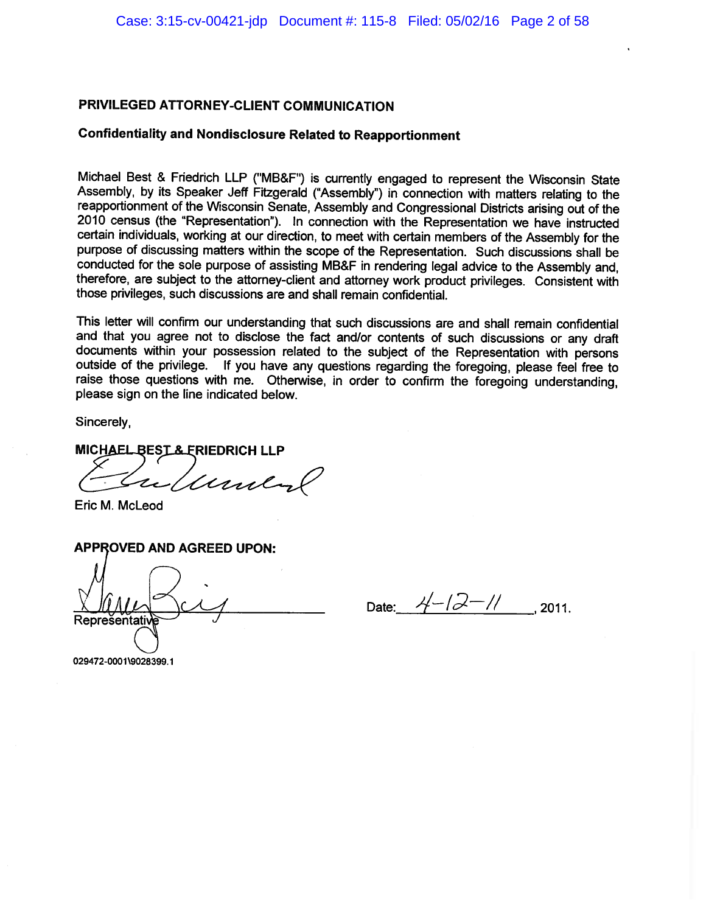**PRIVILEGED ATTORNEY-CLIENT COMMUNICATION**

**Confidentiality and Nondisclosure Related to Reapportionment**

Michael Best & Friedrich LLP ("MB&F") is currently engaged to represent the Wisconsin State Assembly, by its Speaker Jeff Fitzgerald ("Assembly") in connection with matters relating to the reapportionment of the Wisconsin Senate, Assembly and Congressional Districts arising out of the 2010 census (the "Representation"). In connection with the Representation we have instructed certain individuals, working at our direction, to meet with certain members of the Assembly for the purpose of discussing matters within the scope of the Representation. Such discussions shall be conducted for the sole purpose of assisting MB&F in rendering legal advice to the Assembly and, therefore, are subject to the attorney-client and attorney work product privileges. Consistent with those privileges, such discussions are and shall remain confidential.

This letter will confirm our understanding that such discussions are and shall remain confidential and that you agree not to disclose the fact and/or contents of such discussions or any draft documents within your possession related to the subject of the Representation with persons outside of the privilege. If you have any questions regarding the foregoing, please feel free to raise those questions with me. Otherwise, in order to confirm the foregoing understanding, please sign on the line indicated below.

Sincerely,

**MICHAEL BEST & FRIEDRICH LLP**

Eric M. McLeod

**APPROVED AND AGREED UPON:**

Representative

Date: 4-12-11, 2011.

029472-0001\9028399.1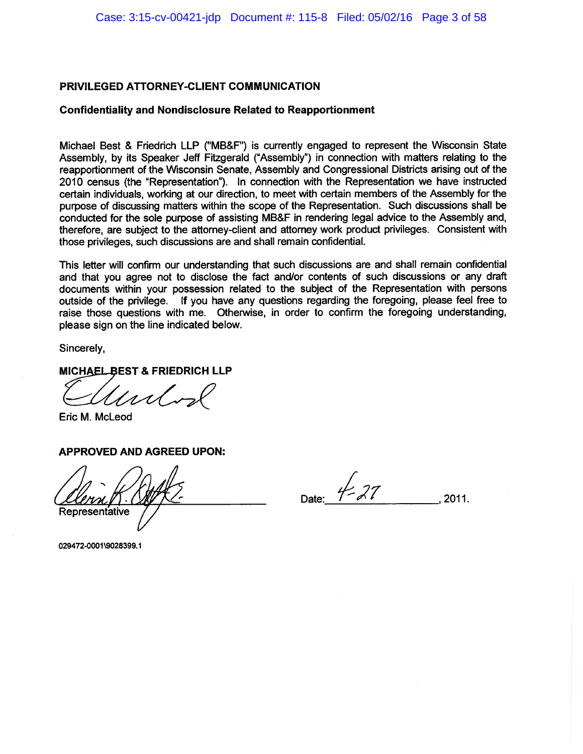**PRIVILEGED ATTORNEY-CLIENT COMMUNICATION**

**Confidentiality and Nondisclosure Related to Reapportionment**

Michael Best & Friedrich LLP ("MB&F") is currently engaged to represent the Wisconsin State Assembly, by its Speaker Jeff Fitzgerald ("Assembly") in connection with matters relating to the reapportionment of the Wisconsin Senate, Assembly and Congressional Districts arising out of the 2010 census (the "Representation"). In connection with the Representation we have instructed certain individuals, working at our direction, to meet with certain members of the Assembly for the purpose of discussing matters within the scope of the Representation. Such discussions shall be conducted for the sole purpose of assisting MB&F in rendering legal advice to the Assembly and, therefore, are subject to the attorney-client and attorney work product privileges. Consistent with those privileges, such discussions are and shall remain confidential.

This letter will confirm our understanding that such discussions are and shall remain confidential and that you agree not to disclose the fact and/or contents of such discussions or any draft documents within your possession related to the subject of the Representation with persons outside of the privilege. If you have any questions regarding the foregoing, please feel free to raise those questions with me. Otherwise, in order to confirm the foregoing understanding, please sign on the line indicated below.

Sincerely,

**MICHAEL BEST & FRIEDRICH LLP**

Eric M. McLeod

**APPROVED AND AGREED UPON:**

\_\_\_\_\_\_\_\_\_\_\_\_\_\_\_\_\_\_\_\_\_\_\_\_\_\_\_\_\_\_\_\_
Representative

Date: 4-27, 2011.

029472-0001\9028399.1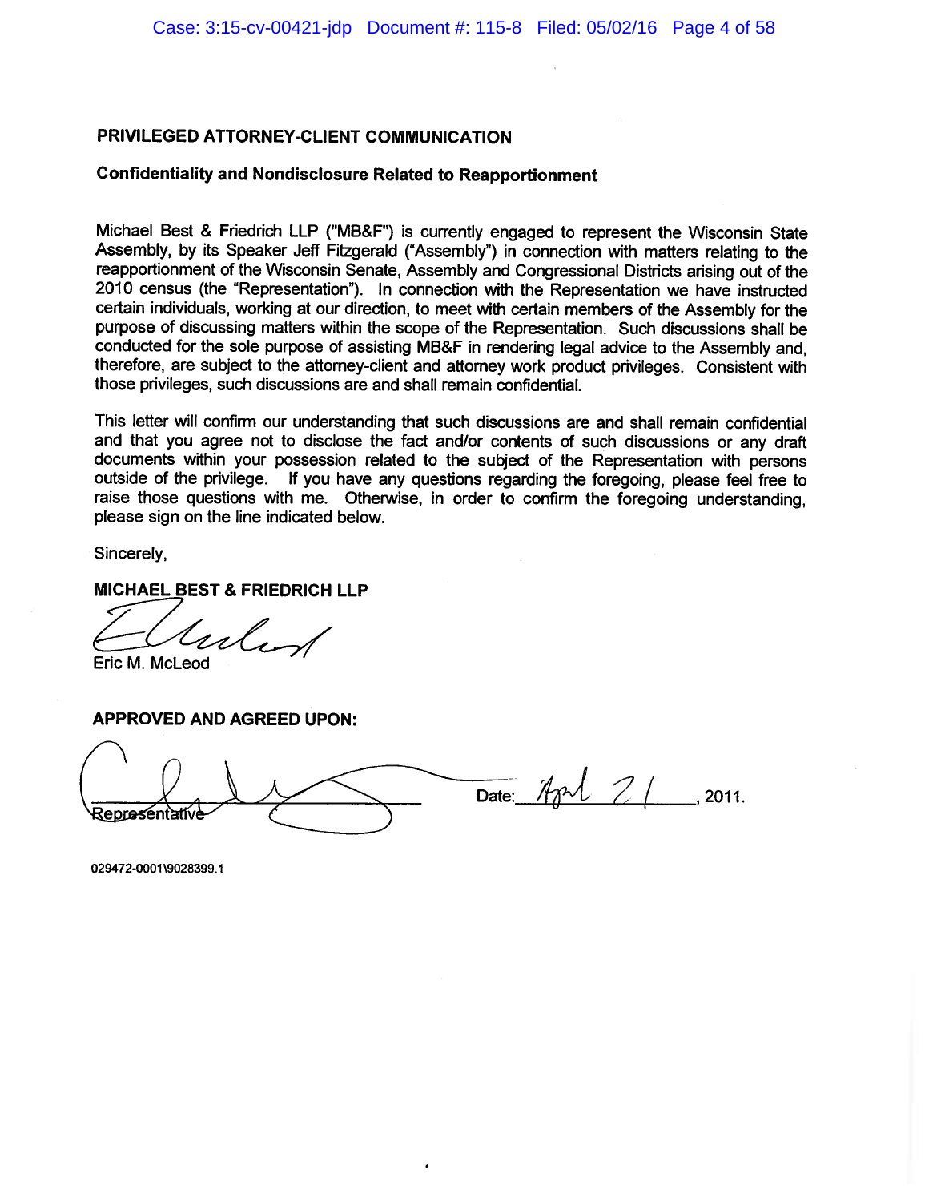**PRIVILEGED ATTORNEY-CLIENT COMMUNICATION**

**Confidentiality and Nondisclosure Related to Reapportionment**

Michael Best & Friedrich LLP ("MB&F") is currently engaged to represent the Wisconsin State Assembly, by its Speaker Jeff Fitzgerald ("Assembly") in connection with matters relating to the reapportionment of the Wisconsin Senate, Assembly and Congressional Districts arising out of the 2010 census (the "Representation"). In connection with the Representation we have instructed certain individuals, working at our direction, to meet with certain members of the Assembly for the purpose of discussing matters within the scope of the Representation. Such discussions shall be conducted for the sole purpose of assisting MB&F in rendering legal advice to the Assembly and, therefore, are subject to the attorney-client and attorney work product privileges. Consistent with those privileges, such discussions are and shall remain confidential.

This letter will confirm our understanding that such discussions are and shall remain confidential and that you agree not to disclose the fact and/or contents of such discussions or any draft documents within your possession related to the subject of the Representation with persons outside of the privilege. If you have any questions regarding the foregoing, please feel free to raise those questions with me. Otherwise, in order to confirm the foregoing understanding, please sign on the line indicated below.

Sincerely,

**MICHAEL BEST & FRIEDRICH LLP**

Eric M. McLeod

**APPROVED AND AGREED UPON:**

_______________________ Date: April 21, 2011.
Representative

029472-0001\9028399.1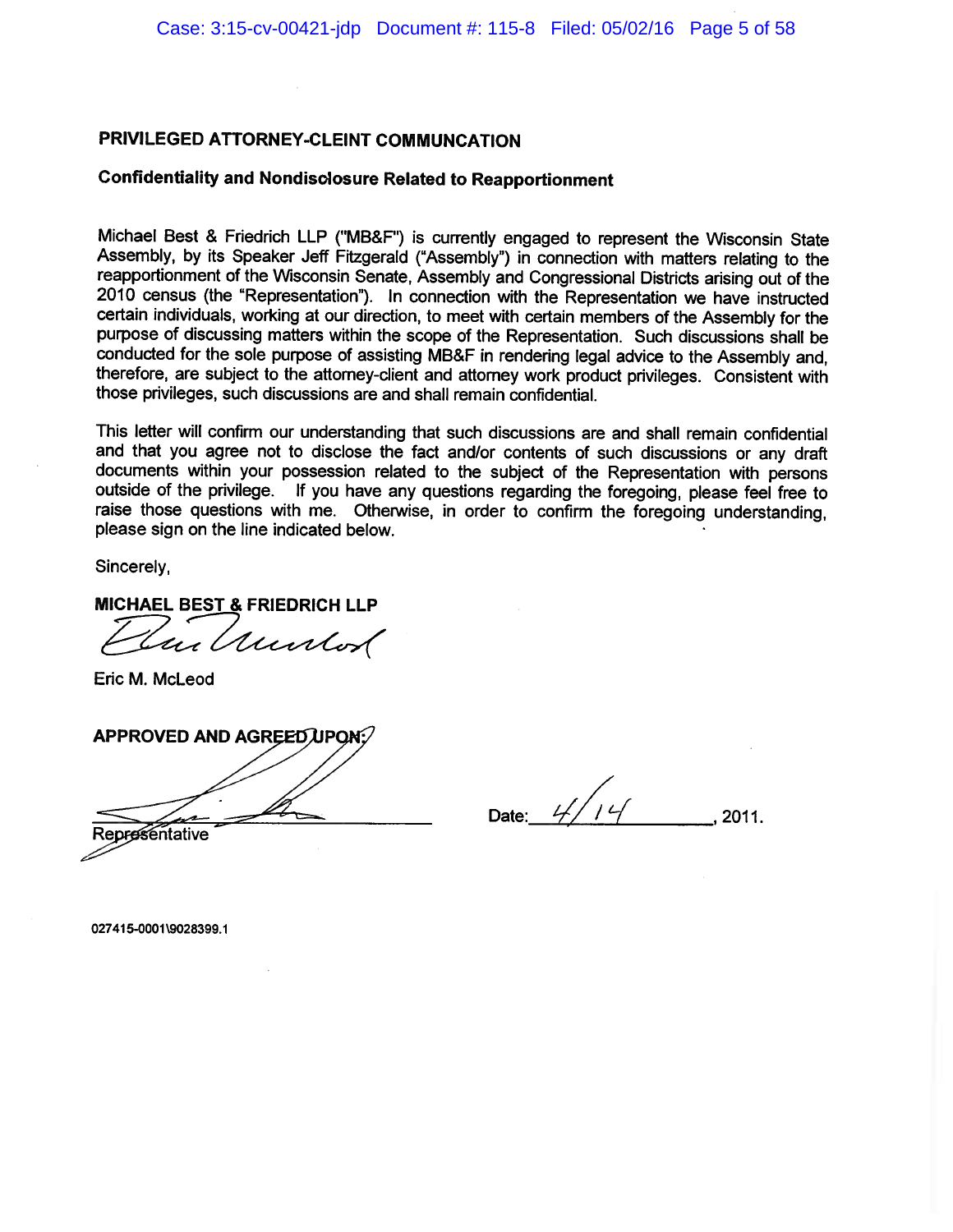**PRIVILEGED ATTORNEY-CLEINT COMMUNCATION**

**Confidentiality and Nondisclosure Related to Reapportionment**

Michael Best & Friedrich LLP ("MB&F") is currently engaged to represent the Wisconsin State Assembly, by its Speaker Jeff Fitzgerald ("Assembly") in connection with matters relating to the reapportionment of the Wisconsin Senate, Assembly and Congressional Districts arising out of the 2010 census (the "Representation"). In connection with the Representation we have instructed certain individuals, working at our direction, to meet with certain members of the Assembly for the purpose of discussing matters within the scope of the Representation. Such discussions shall be conducted for the sole purpose of assisting MB&F in rendering legal advice to the Assembly and, therefore, are subject to the attorney-client and attorney work product privileges. Consistent with those privileges, such discussions are and shall remain confidential.

This letter will confirm our understanding that such discussions are and shall remain confidential and that you agree not to disclose the fact and/or contents of such discussions or any draft documents within your possession related to the subject of the Representation with persons outside of the privilege. If you have any questions regarding the foregoing, please feel free to raise those questions with me. Otherwise, in order to confirm the foregoing understanding, please sign on the line indicated below.

Sincerely,

**MICHAEL BEST & FRIEDRICH LLP**

Eric M. McLeod

**APPROVED AND AGREED UPON:**

\_\_\_\_\_\_\_\_\_\_\_\_\_\_\_\_\_\_\_\_\_\_\_\_\_\_\_\_\_\_\_\_
Representative

Date: 4/14, 2011.

027415-0001\9028399.1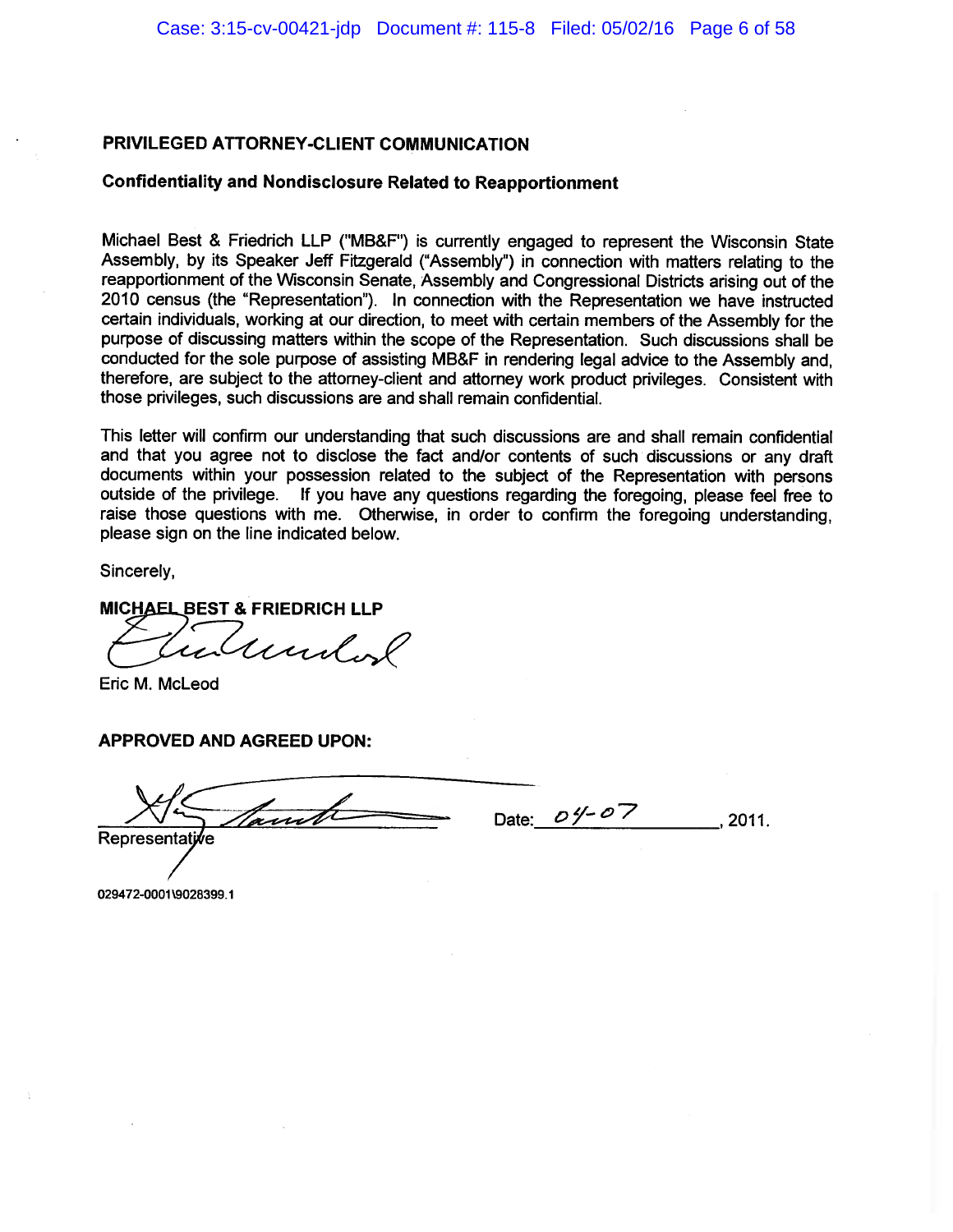**PRIVILEGED ATTORNEY-CLIENT COMMUNICATION**

**Confidentiality and Nondisclosure Related to Reapportionment**

Michael Best & Friedrich LLP ("MB&F") is currently engaged to represent the Wisconsin State Assembly, by its Speaker Jeff Fitzgerald ("Assembly") in connection with matters relating to the reapportionment of the Wisconsin Senate, Assembly and Congressional Districts arising out of the 2010 census (the "Representation"). In connection with the Representation we have instructed certain individuals, working at our direction, to meet with certain members of the Assembly for the purpose of discussing matters within the scope of the Representation. Such discussions shall be conducted for the sole purpose of assisting MB&F in rendering legal advice to the Assembly and, therefore, are subject to the attorney-client and attorney work product privileges. Consistent with those privileges, such discussions are and shall remain confidential.

This letter will confirm our understanding that such discussions are and shall remain confidential and that you agree not to disclose the fact and/or contents of such discussions or any draft documents within your possession related to the subject of the Representation with persons outside of the privilege. If you have any questions regarding the foregoing, please feel free to raise those questions with me. Otherwise, in order to confirm the foregoing understanding, please sign on the line indicated below.

Sincerely,

**MICHAEL BEST & FRIEDRICH LLP**

Eric M. McLeod

**APPROVED AND AGREED UPON:**

Representative　　　　Date: 04-07, 2011.

029472-0001\9028399.1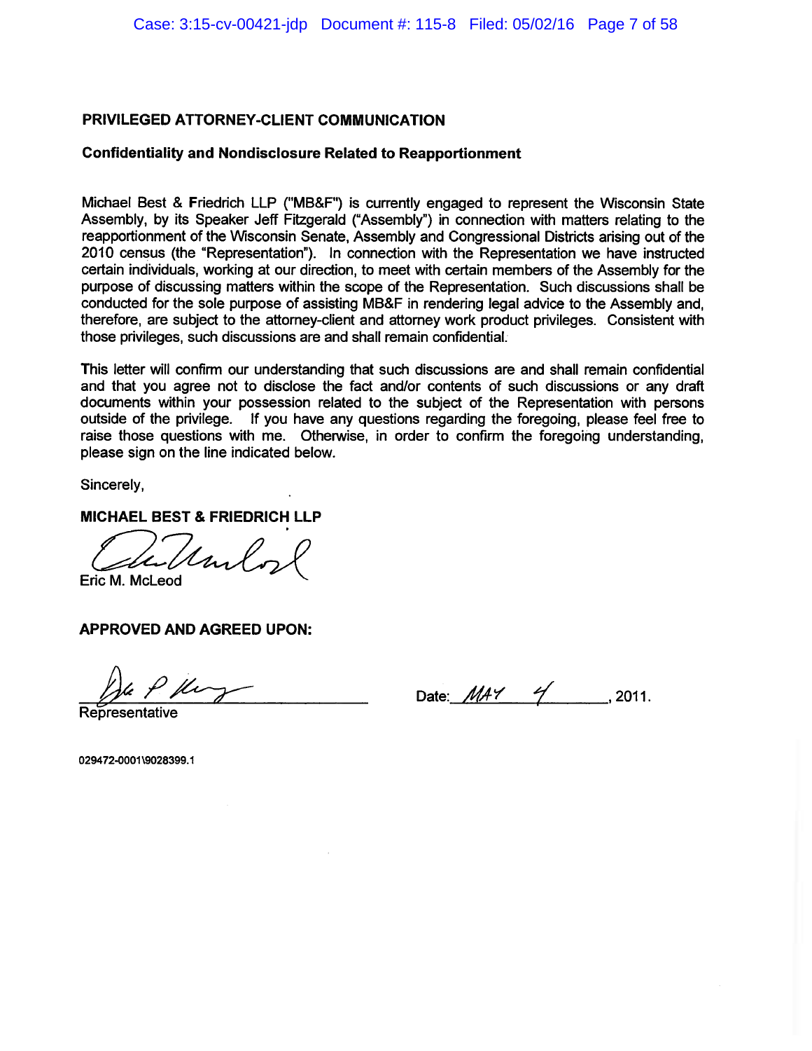**PRIVILEGED ATTORNEY-CLIENT COMMUNICATION**

**Confidentiality and Nondisclosure Related to Reapportionment**

Michael Best & Friedrich LLP ("MB&F") is currently engaged to represent the Wisconsin State Assembly, by its Speaker Jeff Fitzgerald ("Assembly") in connection with matters relating to the reapportionment of the Wisconsin Senate, Assembly and Congressional Districts arising out of the 2010 census (the "Representation"). In connection with the Representation we have instructed certain individuals, working at our direction, to meet with certain members of the Assembly for the purpose of discussing matters within the scope of the Representation. Such discussions shall be conducted for the sole purpose of assisting MB&F in rendering legal advice to the Assembly and, therefore, are subject to the attorney-client and attorney work product privileges. Consistent with those privileges, such discussions are and shall remain confidential.

This letter will confirm our understanding that such discussions are and shall remain confidential and that you agree not to disclose the fact and/or contents of such discussions or any draft documents within your possession related to the subject of the Representation with persons outside of the privilege. If you have any questions regarding the foregoing, please feel free to raise those questions with me. Otherwise, in order to confirm the foregoing understanding, please sign on the line indicated below.

Sincerely,

**MICHAEL BEST & FRIEDRICH LLP**

Eric M. McLeod

**APPROVED AND AGREED UPON:**

Representative

Date: MAY 4, 2011.

029472-0001\9028399.1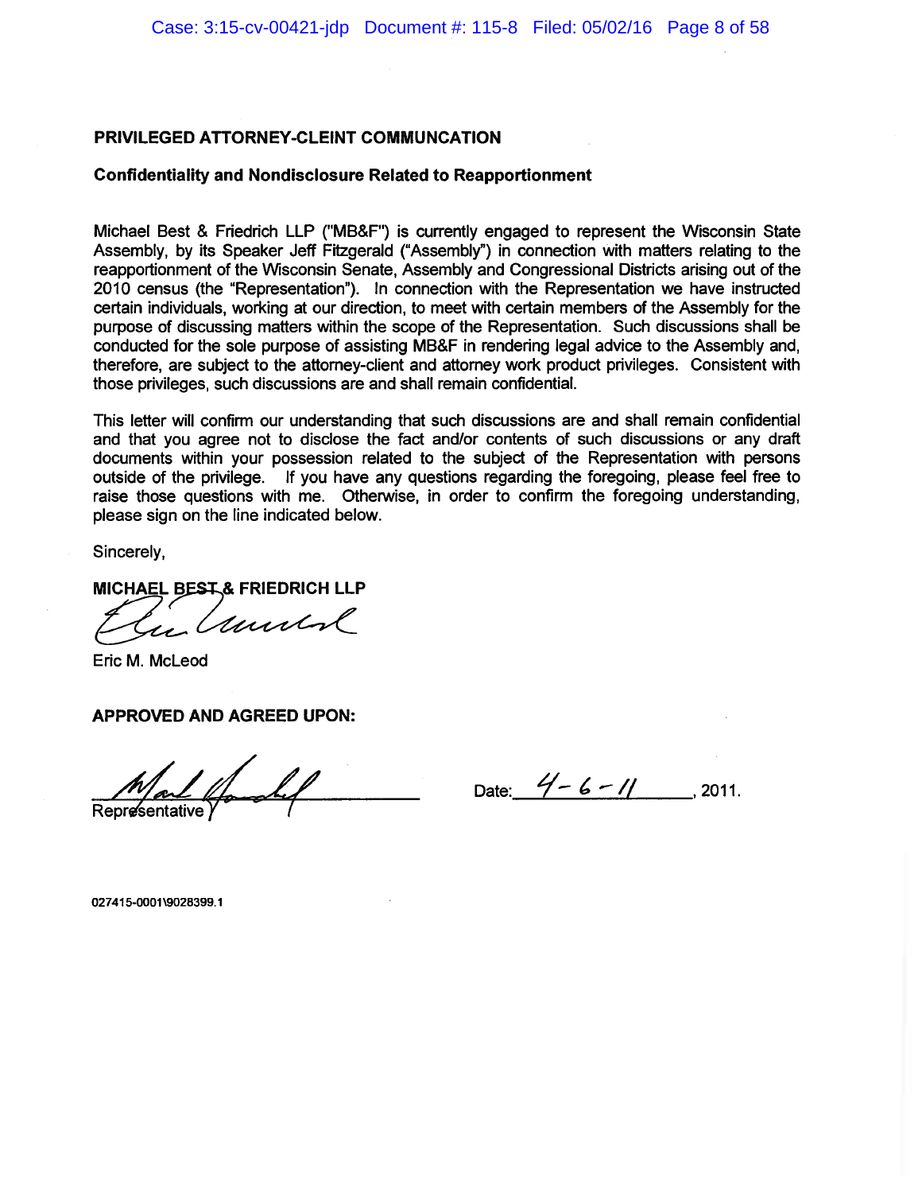**PRIVILEGED ATTORNEY-CLEINT COMMUNCATION**

**Confidentiality and Nondisclosure Related to Reapportionment**

Michael Best & Friedrich LLP ("MB&F") is currently engaged to represent the Wisconsin State Assembly, by its Speaker Jeff Fitzgerald ("Assembly") in connection with matters relating to the reapportionment of the Wisconsin Senate, Assembly and Congressional Districts arising out of the 2010 census (the "Representation"). In connection with the Representation we have instructed certain individuals, working at our direction, to meet with certain members of the Assembly for the purpose of discussing matters within the scope of the Representation. Such discussions shall be conducted for the sole purpose of assisting MB&F in rendering legal advice to the Assembly and, therefore, are subject to the attorney-client and attorney work product privileges. Consistent with those privileges, such discussions are and shall remain confidential.

This letter will confirm our understanding that such discussions are and shall remain confidential and that you agree not to disclose the fact and/or contents of such discussions or any draft documents within your possession related to the subject of the Representation with persons outside of the privilege. If you have any questions regarding the foregoing, please feel free to raise those questions with me. Otherwise, in order to confirm the foregoing understanding, please sign on the line indicated below.

Sincerely,

**MICHAEL BEST & FRIEDRICH LLP**

Eric M. McLeod

**APPROVED AND AGREED UPON:**

Representative

Date: 4-6-11, 2011.

027415-0001\9028399.1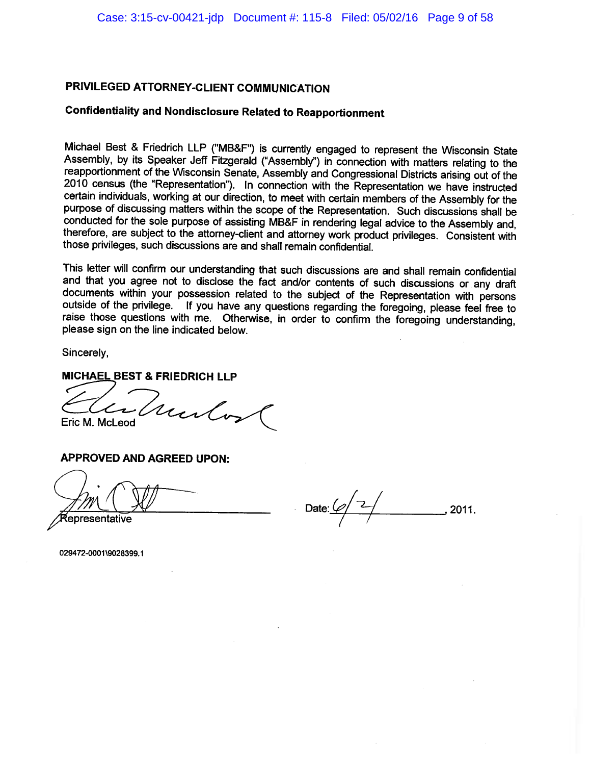**PRIVILEGED ATTORNEY-CLIENT COMMUNICATION**

**Confidentiality and Nondisclosure Related to Reapportionment**

Michael Best & Friedrich LLP ("MB&F") is currently engaged to represent the Wisconsin State Assembly, by its Speaker Jeff Fitzgerald ("Assembly") in connection with matters relating to the reapportionment of the Wisconsin Senate, Assembly and Congressional Districts arising out of the 2010 census (the "Representation"). In connection with the Representation we have instructed certain individuals, working at our direction, to meet with certain members of the Assembly for the purpose of discussing matters within the scope of the Representation. Such discussions shall be conducted for the sole purpose of assisting MB&F in rendering legal advice to the Assembly and, therefore, are subject to the attorney-client and attorney work product privileges. Consistent with those privileges, such discussions are and shall remain confidential.

This letter will confirm our understanding that such discussions are and shall remain confidential and that you agree not to disclose the fact and/or contents of such discussions or any draft documents within your possession related to the subject of the Representation with persons outside of the privilege. If you have any questions regarding the foregoing, please feel free to raise those questions with me. Otherwise, in order to confirm the foregoing understanding, please sign on the line indicated below.

Sincerely,

**MICHAEL BEST & FRIEDRICH LLP**

Eric M. McLeod

**APPROVED AND AGREED UPON:**

Representative

Date: 6/2/ , 2011.

029472-0001\9028399.1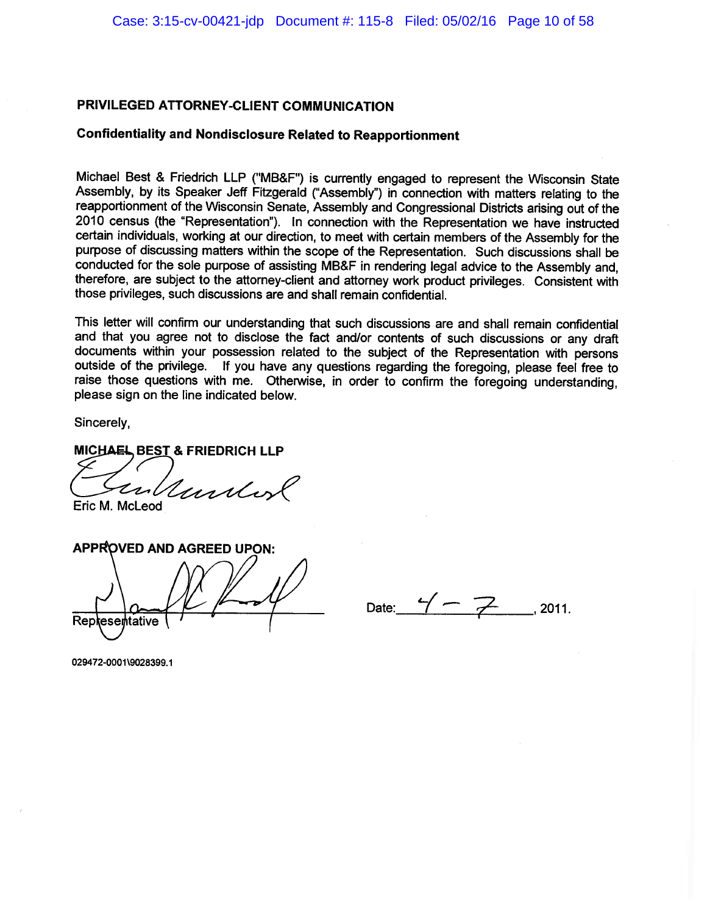**PRIVILEGED ATTORNEY-CLIENT COMMUNICATION**

**Confidentiality and Nondisclosure Related to Reapportionment**

Michael Best & Friedrich LLP ("MB&F") is currently engaged to represent the Wisconsin State Assembly, by its Speaker Jeff Fitzgerald ("Assembly") in connection with matters relating to the reapportionment of the Wisconsin Senate, Assembly and Congressional Districts arising out of the 2010 census (the "Representation"). In connection with the Representation we have instructed certain individuals, working at our direction, to meet with certain members of the Assembly for the purpose of discussing matters within the scope of the Representation. Such discussions shall be conducted for the sole purpose of assisting MB&F in rendering legal advice to the Assembly and, therefore, are subject to the attorney-client and attorney work product privileges. Consistent with those privileges, such discussions are and shall remain confidential.

This letter will confirm our understanding that such discussions are and shall remain confidential and that you agree not to disclose the fact and/or contents of such discussions or any draft documents within your possession related to the subject of the Representation with persons outside of the privilege. If you have any questions regarding the foregoing, please feel free to raise those questions with me. Otherwise, in order to confirm the foregoing understanding, please sign on the line indicated below.

Sincerely,

**MICHAEL BEST & FRIEDRICH LLP**

Eric M. McLeod

**APPROVED AND AGREED UPON:**

Representative

Date: 4 - 7, 2011.

029472-0001\9028399.1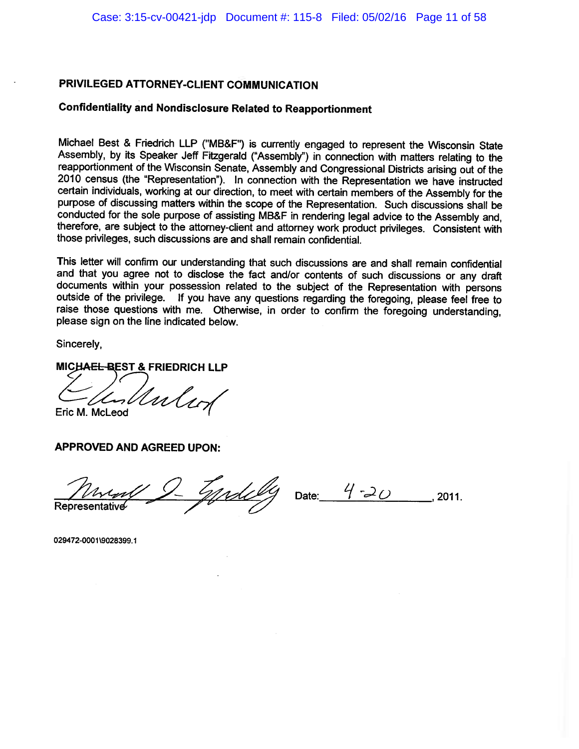**PRIVILEGED ATTORNEY-CLIENT COMMUNICATION**

**Confidentiality and Nondisclosure Related to Reapportionment**

Michael Best & Friedrich LLP ("MB&F") is currently engaged to represent the Wisconsin State Assembly, by its Speaker Jeff Fitzgerald ("Assembly") in connection with matters relating to the reapportionment of the Wisconsin Senate, Assembly and Congressional Districts arising out of the 2010 census (the "Representation"). In connection with the Representation we have instructed certain individuals, working at our direction, to meet with certain members of the Assembly for the purpose of discussing matters within the scope of the Representation. Such discussions shall be conducted for the sole purpose of assisting MB&F in rendering legal advice to the Assembly and, therefore, are subject to the attorney-client and attorney work product privileges. Consistent with those privileges, such discussions are and shall remain confidential.

This letter will confirm our understanding that such discussions are and shall remain confidential and that you agree not to disclose the fact and/or contents of such discussions or any draft documents within your possession related to the subject of the Representation with persons outside of the privilege. If you have any questions regarding the foregoing, please feel free to raise those questions with me. Otherwise, in order to confirm the foregoing understanding, please sign on the line indicated below.

Sincerely,

**MICHAEL BEST & FRIEDRICH LLP**

Eric M. McLeod

**APPROVED AND AGREED UPON:**

Representative Date: 4-20, 2011.

029472-0001\9028399.1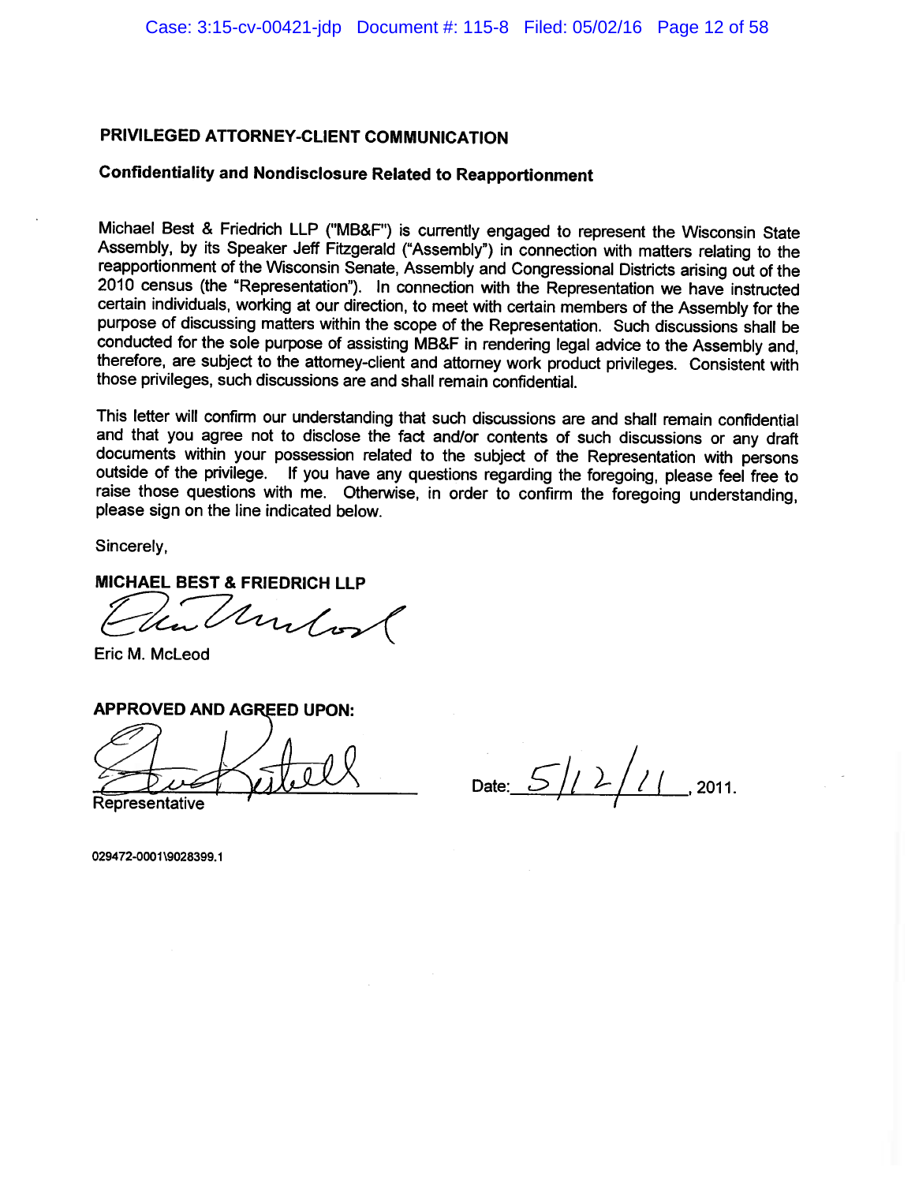**PRIVILEGED ATTORNEY-CLIENT COMMUNICATION**

**Confidentiality and Nondisclosure Related to Reapportionment**

Michael Best & Friedrich LLP ("MB&F") is currently engaged to represent the Wisconsin State Assembly, by its Speaker Jeff Fitzgerald ("Assembly") in connection with matters relating to the reapportionment of the Wisconsin Senate, Assembly and Congressional Districts arising out of the 2010 census (the "Representation"). In connection with the Representation we have instructed certain individuals, working at our direction, to meet with certain members of the Assembly for the purpose of discussing matters within the scope of the Representation. Such discussions shall be conducted for the sole purpose of assisting MB&F in rendering legal advice to the Assembly and, therefore, are subject to the attorney-client and attorney work product privileges. Consistent with those privileges, such discussions are and shall remain confidential.

This letter will confirm our understanding that such discussions are and shall remain confidential and that you agree not to disclose the fact and/or contents of such discussions or any draft documents within your possession related to the subject of the Representation with persons outside of the privilege. If you have any questions regarding the foregoing, please feel free to raise those questions with me. Otherwise, in order to confirm the foregoing understanding, please sign on the line indicated below.

Sincerely,

**MICHAEL BEST & FRIEDRICH LLP**

Eric M. McLeod

**APPROVED AND AGREED UPON:**

Representative

Date: 5/12/11, 2011.

029472-0001\9028399.1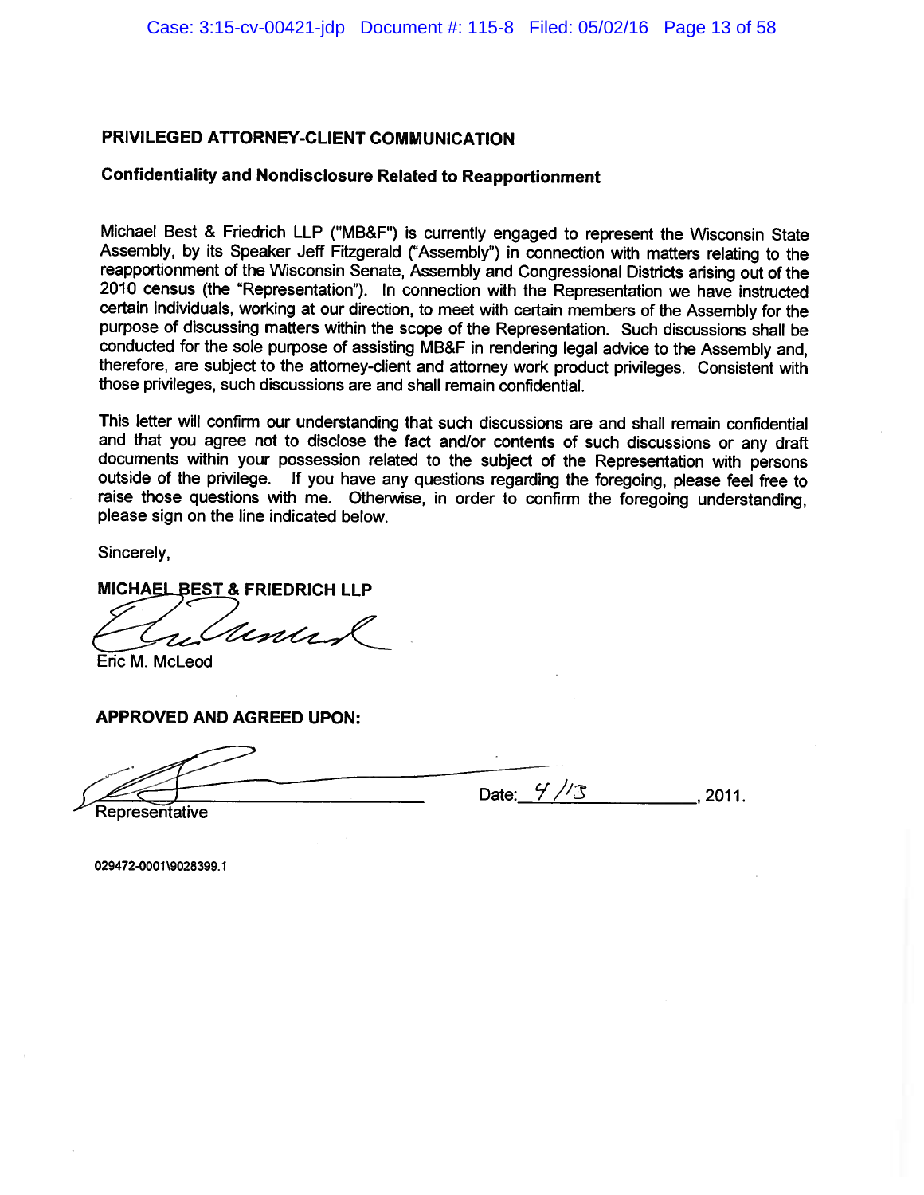**PRIVILEGED ATTORNEY-CLIENT COMMUNICATION**

**Confidentiality and Nondisclosure Related to Reapportionment**

Michael Best & Friedrich LLP ("MB&F") is currently engaged to represent the Wisconsin State Assembly, by its Speaker Jeff Fitzgerald ("Assembly") in connection with matters relating to the reapportionment of the Wisconsin Senate, Assembly and Congressional Districts arising out of the 2010 census (the "Representation"). In connection with the Representation we have instructed certain individuals, working at our direction, to meet with certain members of the Assembly for the purpose of discussing matters within the scope of the Representation. Such discussions shall be conducted for the sole purpose of assisting MB&F in rendering legal advice to the Assembly and, therefore, are subject to the attorney-client and attorney work product privileges. Consistent with those privileges, such discussions are and shall remain confidential.

This letter will confirm our understanding that such discussions are and shall remain confidential and that you agree not to disclose the fact and/or contents of such discussions or any draft documents within your possession related to the subject of the Representation with persons outside of the privilege. If you have any questions regarding the foregoing, please feel free to raise those questions with me. Otherwise, in order to confirm the foregoing understanding, please sign on the line indicated below.

Sincerely,

**MICHAEL BEST & FRIEDRICH LLP**

[signature]

Eric M. McLeod

**APPROVED AND AGREED UPON:**

[signature]
Representative

Date: 4/13, 2011.

029472-0001\9028399.1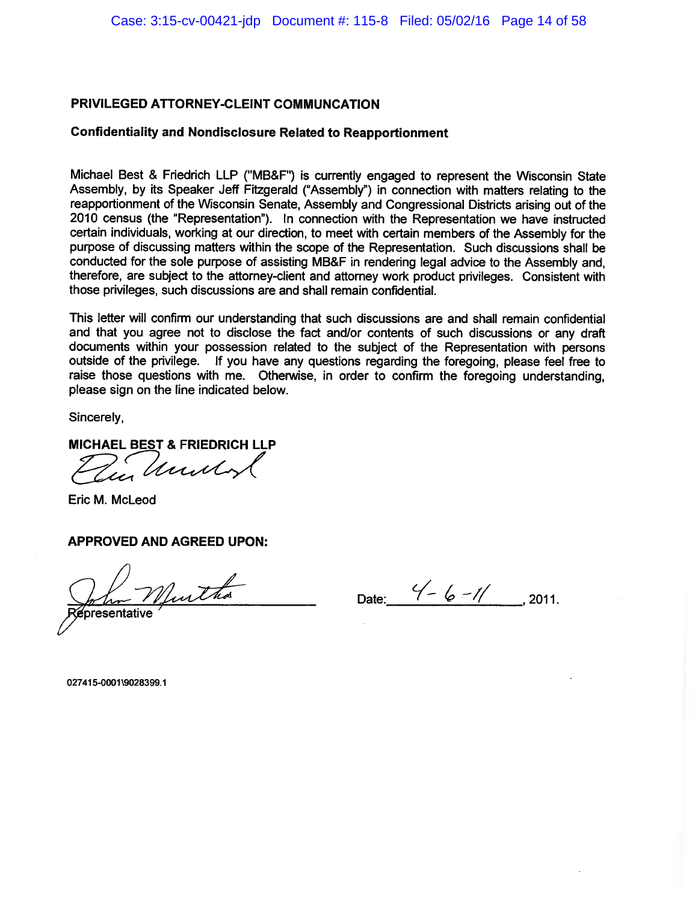**PRIVILEGED ATTORNEY-CLEINT COMMUNCATION**

**Confidentiality and Nondisclosure Related to Reapportionment**

Michael Best & Friedrich LLP ("MB&F") is currently engaged to represent the Wisconsin State Assembly, by its Speaker Jeff Fitzgerald ("Assembly") in connection with matters relating to the reapportionment of the Wisconsin Senate, Assembly and Congressional Districts arising out of the 2010 census (the "Representation"). In connection with the Representation we have instructed certain individuals, working at our direction, to meet with certain members of the Assembly for the purpose of discussing matters within the scope of the Representation. Such discussions shall be conducted for the sole purpose of assisting MB&F in rendering legal advice to the Assembly and, therefore, are subject to the attorney-client and attorney work product privileges. Consistent with those privileges, such discussions are and shall remain confidential.

This letter will confirm our understanding that such discussions are and shall remain confidential and that you agree not to disclose the fact and/or contents of such discussions or any draft documents within your possession related to the subject of the Representation with persons outside of the privilege. If you have any questions regarding the foregoing, please feel free to raise those questions with me. Otherwise, in order to confirm the foregoing understanding, please sign on the line indicated below.

Sincerely,

**MICHAEL BEST & FRIEDRICH LLP**

Eric M. McLeod

**APPROVED AND AGREED UPON:**

Representative

Date: 4-6-11, 2011.

027415-0001\9028399.1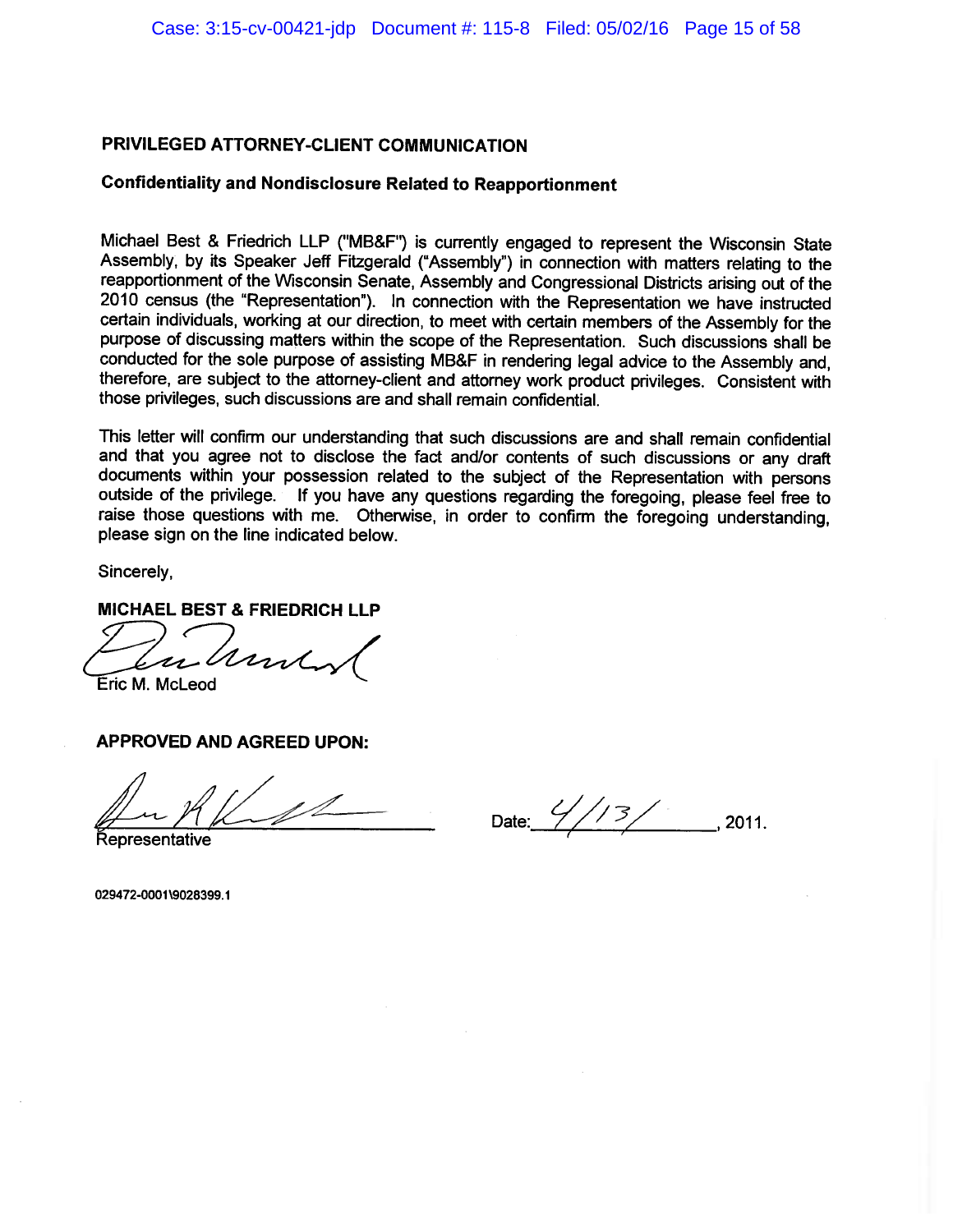**PRIVILEGED ATTORNEY-CLIENT COMMUNICATION**

**Confidentiality and Nondisclosure Related to Reapportionment**

Michael Best & Friedrich LLP ("MB&F") is currently engaged to represent the Wisconsin State Assembly, by its Speaker Jeff Fitzgerald ("Assembly") in connection with matters relating to the reapportionment of the Wisconsin Senate, Assembly and Congressional Districts arising out of the 2010 census (the "Representation"). In connection with the Representation we have instructed certain individuals, working at our direction, to meet with certain members of the Assembly for the purpose of discussing matters within the scope of the Representation. Such discussions shall be conducted for the sole purpose of assisting MB&F in rendering legal advice to the Assembly and, therefore, are subject to the attorney-client and attorney work product privileges. Consistent with those privileges, such discussions are and shall remain confidential.

This letter will confirm our understanding that such discussions are and shall remain confidential and that you agree not to disclose the fact and/or contents of such discussions or any draft documents within your possession related to the subject of the Representation with persons outside of the privilege. If you have any questions regarding the foregoing, please feel free to raise those questions with me. Otherwise, in order to confirm the foregoing understanding, please sign on the line indicated below.

Sincerely,

**MICHAEL BEST & FRIEDRICH LLP**

Eric M. McLeod

**APPROVED AND AGREED UPON:**

Representative

Date: 4/13/, 2011.

029472-0001\9028399.1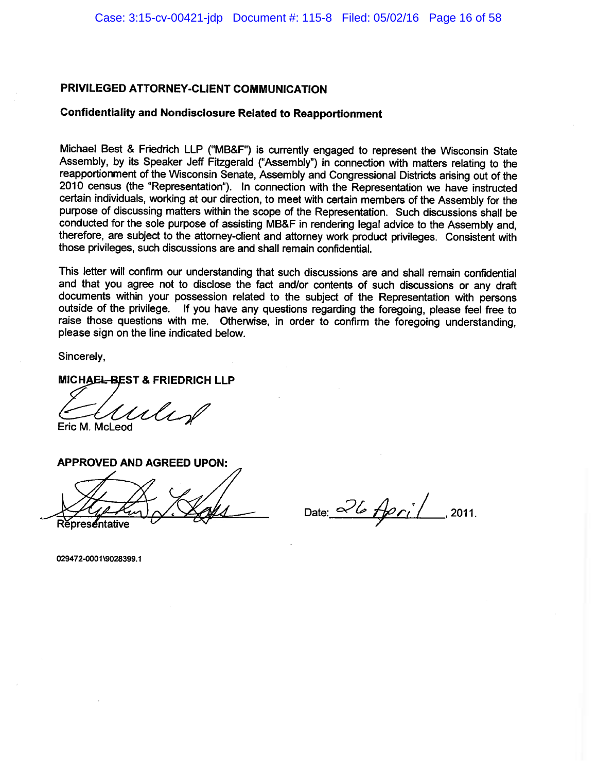**PRIVILEGED ATTORNEY-CLIENT COMMUNICATION**

**Confidentiality and Nondisclosure Related to Reapportionment**

Michael Best & Friedrich LLP ("MB&F") is currently engaged to represent the Wisconsin State Assembly, by its Speaker Jeff Fitzgerald ("Assembly") in connection with matters relating to the reapportionment of the Wisconsin Senate, Assembly and Congressional Districts arising out of the 2010 census (the "Representation"). In connection with the Representation we have instructed certain individuals, working at our direction, to meet with certain members of the Assembly for the purpose of discussing matters within the scope of the Representation. Such discussions shall be conducted for the sole purpose of assisting MB&F in rendering legal advice to the Assembly and, therefore, are subject to the attorney-client and attorney work product privileges. Consistent with those privileges, such discussions are and shall remain confidential.

This letter will confirm our understanding that such discussions are and shall remain confidential and that you agree not to disclose the fact and/or contents of such discussions or any draft documents within your possession related to the subject of the Representation with persons outside of the privilege. If you have any questions regarding the foregoing, please feel free to raise those questions with me. Otherwise, in order to confirm the foregoing understanding, please sign on the line indicated below.

Sincerely,

**MICHAEL BEST & FRIEDRICH LLP**

Eric M. McLeod

**APPROVED AND AGREED UPON:**

Representative

Date: 26 April, 2011.

029472-0001\9028399.1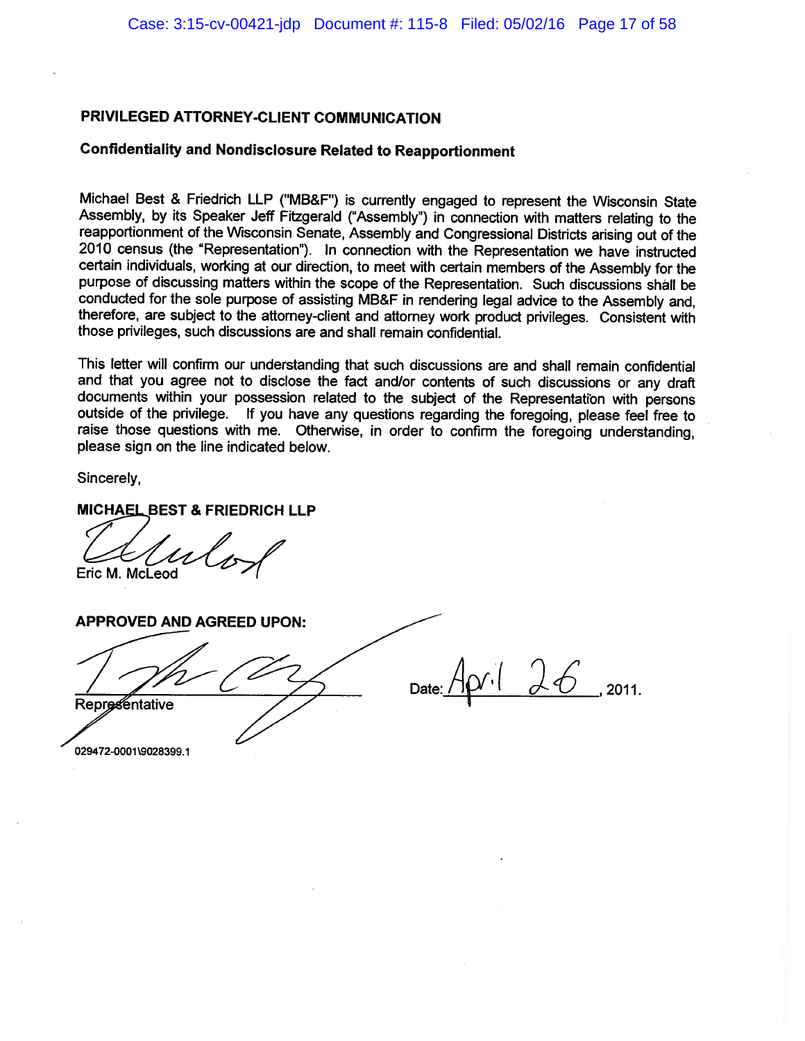**PRIVILEGED ATTORNEY-CLIENT COMMUNICATION**

**Confidentiality and Nondisclosure Related to Reapportionment**

Michael Best & Friedrich LLP ("MB&F") is currently engaged to represent the Wisconsin State Assembly, by its Speaker Jeff Fitzgerald ("Assembly") in connection with matters relating to the reapportionment of the Wisconsin Senate, Assembly and Congressional Districts arising out of the 2010 census (the "Representation"). In connection with the Representation we have instructed certain individuals, working at our direction, to meet with certain members of the Assembly for the purpose of discussing matters within the scope of the Representation. Such discussions shall be conducted for the sole purpose of assisting MB&F in rendering legal advice to the Assembly and, therefore, are subject to the attorney-client and attorney work product privileges. Consistent with those privileges, such discussions are and shall remain confidential.

This letter will confirm our understanding that such discussions are and shall remain confidential and that you agree not to disclose the fact and/or contents of such discussions or any draft documents within your possession related to the subject of the Representation with persons outside of the privilege. If you have any questions regarding the foregoing, please feel free to raise those questions with me. Otherwise, in order to confirm the foregoing understanding, please sign on the line indicated below.

Sincerely,

**MICHAEL BEST & FRIEDRICH LLP**

Eric M. McLeod

**APPROVED AND AGREED UPON:**

Representative

Date: April 26, 2011.

029472-0001\9028399.1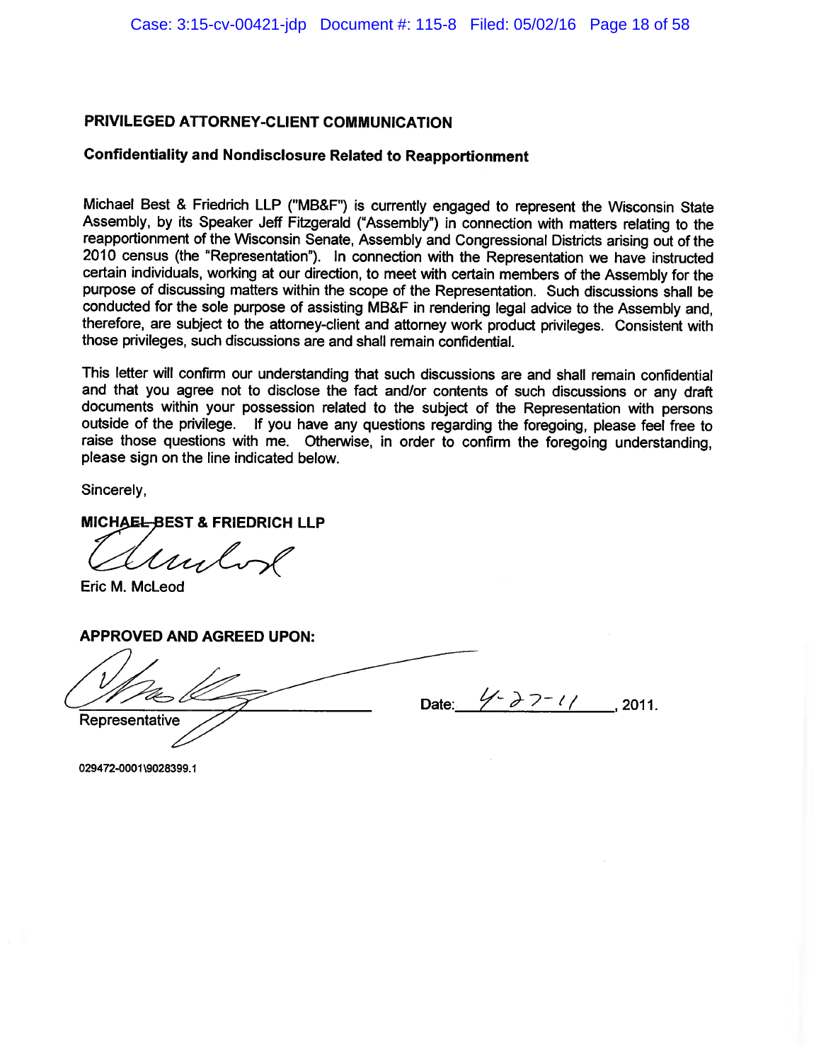**PRIVILEGED ATTORNEY-CLIENT COMMUNICATION**

**Confidentiality and Nondisclosure Related to Reapportionment**

Michael Best & Friedrich LLP ("MB&F") is currently engaged to represent the Wisconsin State Assembly, by its Speaker Jeff Fitzgerald ("Assembly") in connection with matters relating to the reapportionment of the Wisconsin Senate, Assembly and Congressional Districts arising out of the 2010 census (the "Representation"). In connection with the Representation we have instructed certain individuals, working at our direction, to meet with certain members of the Assembly for the purpose of discussing matters within the scope of the Representation. Such discussions shall be conducted for the sole purpose of assisting MB&F in rendering legal advice to the Assembly and, therefore, are subject to the attorney-client and attorney work product privileges. Consistent with those privileges, such discussions are and shall remain confidential.

This letter will confirm our understanding that such discussions are and shall remain confidential and that you agree not to disclose the fact and/or contents of such discussions or any draft documents within your possession related to the subject of the Representation with persons outside of the privilege. If you have any questions regarding the foregoing, please feel free to raise those questions with me. Otherwise, in order to confirm the foregoing understanding, please sign on the line indicated below.

Sincerely,

**MICHAEL BEST & FRIEDRICH LLP**

Eric M. McLeod

**APPROVED AND AGREED UPON:**

\_\_\_\_\_\_\_\_\_\_\_\_\_\_\_\_\_\_\_\_\_\_\_\_\_\_\_\_ Date: 4-27-11, 2011.

Representative

029472-0001\9028399.1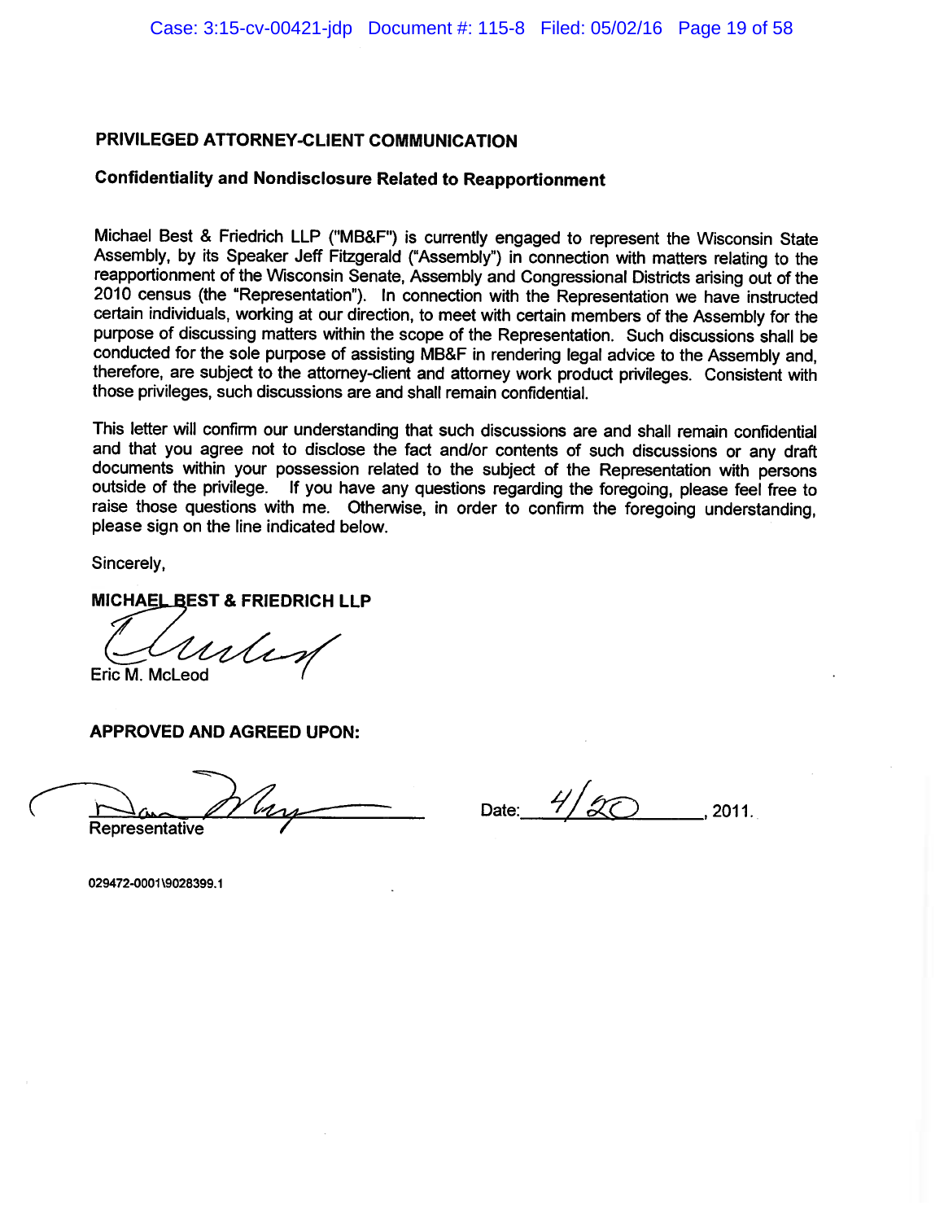**PRIVILEGED ATTORNEY-CLIENT COMMUNICATION**

**Confidentiality and Nondisclosure Related to Reapportionment**

Michael Best & Friedrich LLP ("MB&F") is currently engaged to represent the Wisconsin State Assembly, by its Speaker Jeff Fitzgerald ("Assembly") in connection with matters relating to the reapportionment of the Wisconsin Senate, Assembly and Congressional Districts arising out of the 2010 census (the "Representation"). In connection with the Representation we have instructed certain individuals, working at our direction, to meet with certain members of the Assembly for the purpose of discussing matters within the scope of the Representation. Such discussions shall be conducted for the sole purpose of assisting MB&F in rendering legal advice to the Assembly and, therefore, are subject to the attorney-client and attorney work product privileges. Consistent with those privileges, such discussions are and shall remain confidential.

This letter will confirm our understanding that such discussions are and shall remain confidential and that you agree not to disclose the fact and/or contents of such discussions or any draft documents within your possession related to the subject of the Representation with persons outside of the privilege. If you have any questions regarding the foregoing, please feel free to raise those questions with me. Otherwise, in order to confirm the foregoing understanding, please sign on the line indicated below.

Sincerely,

**MICHAEL BEST & FRIEDRICH LLP**

Eric M. McLeod

**APPROVED AND AGREED UPON:**

Representative

Date: 4/20, 2011.

029472-0001\9028399.1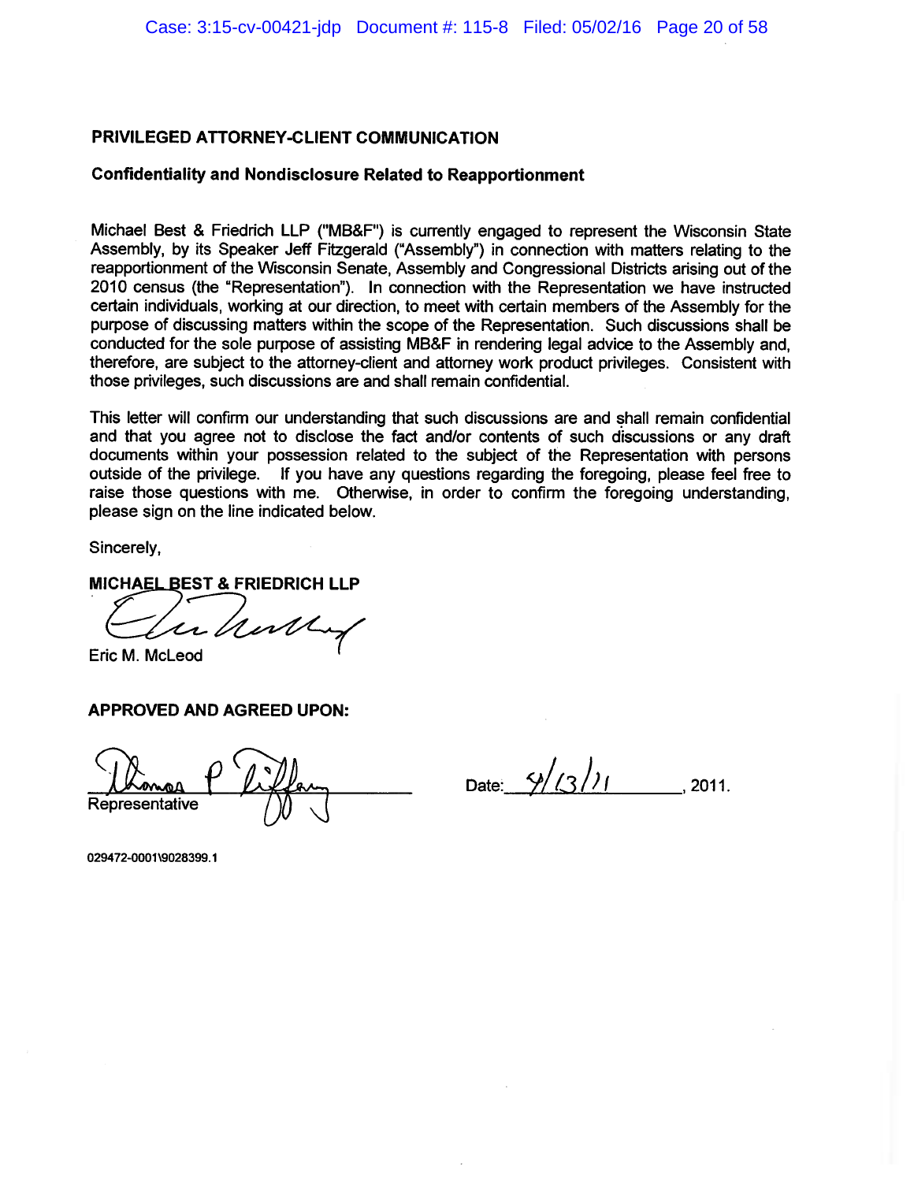**PRIVILEGED ATTORNEY-CLIENT COMMUNICATION**

**Confidentiality and Nondisclosure Related to Reapportionment**

Michael Best & Friedrich LLP ("MB&F") is currently engaged to represent the Wisconsin State Assembly, by its Speaker Jeff Fitzgerald ("Assembly") in connection with matters relating to the reapportionment of the Wisconsin Senate, Assembly and Congressional Districts arising out of the 2010 census (the "Representation"). In connection with the Representation we have instructed certain individuals, working at our direction, to meet with certain members of the Assembly for the purpose of discussing matters within the scope of the Representation. Such discussions shall be conducted for the sole purpose of assisting MB&F in rendering legal advice to the Assembly and, therefore, are subject to the attorney-client and attorney work product privileges. Consistent with those privileges, such discussions are and shall remain confidential.

This letter will confirm our understanding that such discussions are and shall remain confidential and that you agree not to disclose the fact and/or contents of such discussions or any draft documents within your possession related to the subject of the Representation with persons outside of the privilege. If you have any questions regarding the foregoing, please feel free to raise those questions with me. Otherwise, in order to confirm the foregoing understanding, please sign on the line indicated below.

Sincerely,

**MICHAEL BEST & FRIEDRICH LLP**

Eric M. McLeod

**APPROVED AND AGREED UPON:**

Thomas P Tiffany
Representative

Date: 4/13/11, 2011.

029472-0001\9028399.1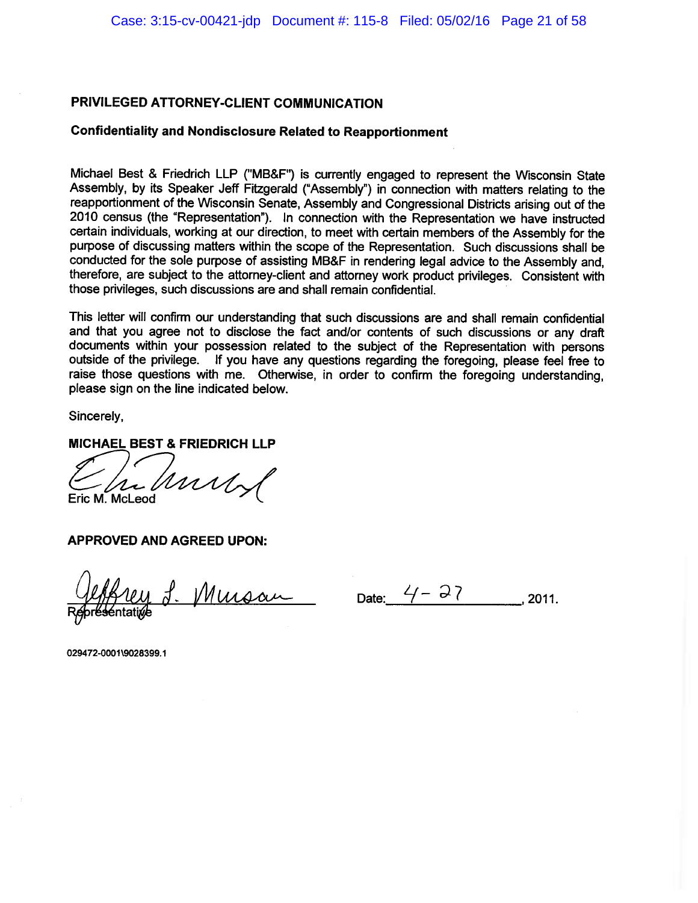**PRIVILEGED ATTORNEY-CLIENT COMMUNICATION**

**Confidentiality and Nondisclosure Related to Reapportionment**

Michael Best & Friedrich LLP ("MB&F") is currently engaged to represent the Wisconsin State Assembly, by its Speaker Jeff Fitzgerald ("Assembly") in connection with matters relating to the reapportionment of the Wisconsin Senate, Assembly and Congressional Districts arising out of the 2010 census (the "Representation"). In connection with the Representation we have instructed certain individuals, working at our direction, to meet with certain members of the Assembly for the purpose of discussing matters within the scope of the Representation. Such discussions shall be conducted for the sole purpose of assisting MB&F in rendering legal advice to the Assembly and, therefore, are subject to the attorney-client and attorney work product privileges. Consistent with those privileges, such discussions are and shall remain confidential.

This letter will confirm our understanding that such discussions are and shall remain confidential and that you agree not to disclose the fact and/or contents of such discussions or any draft documents within your possession related to the subject of the Representation with persons outside of the privilege. If you have any questions regarding the foregoing, please feel free to raise those questions with me. Otherwise, in order to confirm the foregoing understanding, please sign on the line indicated below.

Sincerely,

**MICHAEL BEST & FRIEDRICH LLP**

Eric M. McLeod

**APPROVED AND AGREED UPON:**

Jeffrey L. Mursau
Representative

Date: 4-27, 2011.

029472-0001\9028399.1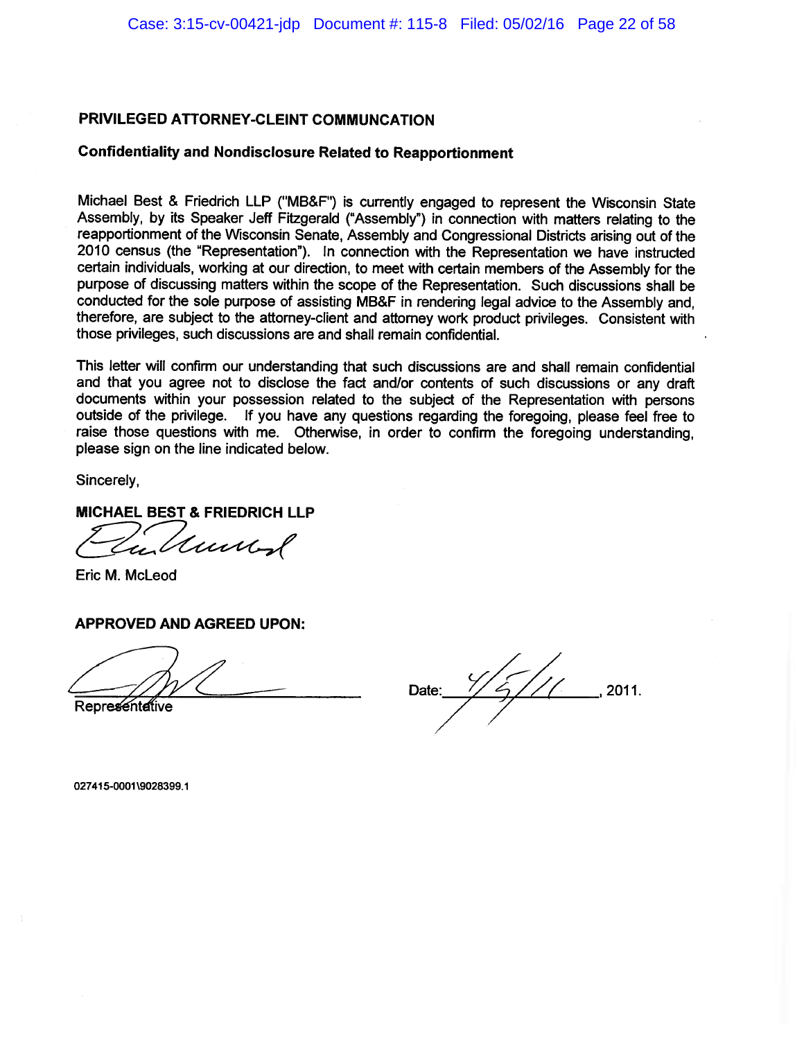**PRIVILEGED ATTORNEY-CLEINT COMMUNCATION**

**Confidentiality and Nondisclosure Related to Reapportionment**

Michael Best & Friedrich LLP ("MB&F") is currently engaged to represent the Wisconsin State Assembly, by its Speaker Jeff Fitzgerald ("Assembly") in connection with matters relating to the reapportionment of the Wisconsin Senate, Assembly and Congressional Districts arising out of the 2010 census (the "Representation"). In connection with the Representation we have instructed certain individuals, working at our direction, to meet with certain members of the Assembly for the purpose of discussing matters within the scope of the Representation. Such discussions shall be conducted for the sole purpose of assisting MB&F in rendering legal advice to the Assembly and, therefore, are subject to the attorney-client and attorney work product privileges. Consistent with those privileges, such discussions are and shall remain confidential.

This letter will confirm our understanding that such discussions are and shall remain confidential and that you agree not to disclose the fact and/or contents of such discussions or any draft documents within your possession related to the subject of the Representation with persons outside of the privilege. If you have any questions regarding the foregoing, please feel free to raise those questions with me. Otherwise, in order to confirm the foregoing understanding, please sign on the line indicated below.

Sincerely,

**MICHAEL BEST & FRIEDRICH LLP**

Eric M. McLeod

**APPROVED AND AGREED UPON:**

Representative

Date: 4/5/11, 2011.

027415-0001\9028399.1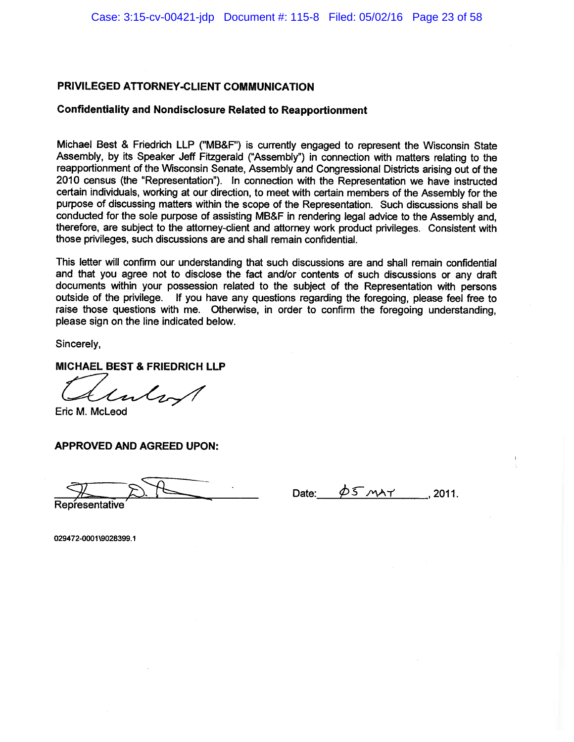**PRIVILEGED ATTORNEY-CLIENT COMMUNICATION**

**Confidentiality and Nondisclosure Related to Reapportionment**

Michael Best & Friedrich LLP ("MB&F") is currently engaged to represent the Wisconsin State Assembly, by its Speaker Jeff Fitzgerald ("Assembly") in connection with matters relating to the reapportionment of the Wisconsin Senate, Assembly and Congressional Districts arising out of the 2010 census (the "Representation"). In connection with the Representation we have instructed certain individuals, working at our direction, to meet with certain members of the Assembly for the purpose of discussing matters within the scope of the Representation. Such discussions shall be conducted for the sole purpose of assisting MB&F in rendering legal advice to the Assembly and, therefore, are subject to the attorney-client and attorney work product privileges. Consistent with those privileges, such discussions are and shall remain confidential.

This letter will confirm our understanding that such discussions are and shall remain confidential and that you agree not to disclose the fact and/or contents of such discussions or any draft documents within your possession related to the subject of the Representation with persons outside of the privilege. If you have any questions regarding the foregoing, please feel free to raise those questions with me. Otherwise, in order to confirm the foregoing understanding, please sign on the line indicated below.

Sincerely,

**MICHAEL BEST & FRIEDRICH LLP**

Eric M. McLeod

**APPROVED AND AGREED UPON:**

Representative

Date: 05 MAY, 2011.

029472-0001\9028399.1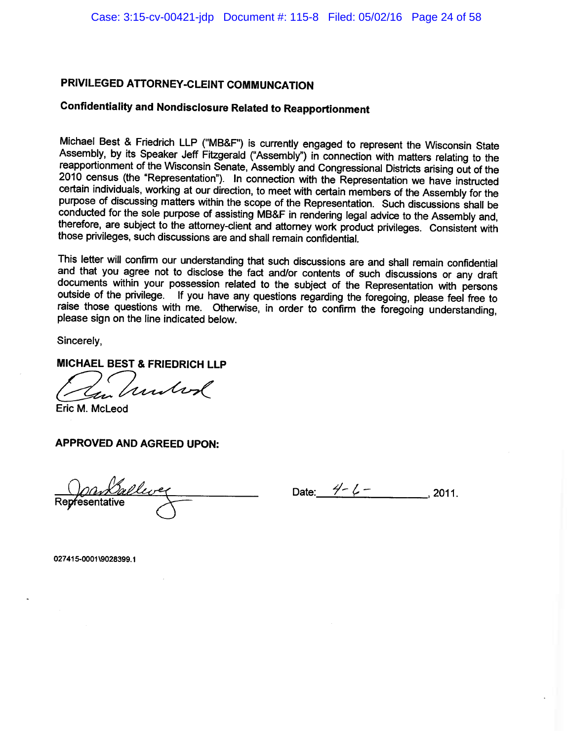**PRIVILEGED ATTORNEY-CLEINT COMMUNCATION**

**Confidentiality and Nondisclosure Related to Reapportionment**

Michael Best & Friedrich LLP ("MB&F") is currently engaged to represent the Wisconsin State Assembly, by its Speaker Jeff Fitzgerald ("Assembly") in connection with matters relating to the reapportionment of the Wisconsin Senate, Assembly and Congressional Districts arising out of the 2010 census (the "Representation"). In connection with the Representation we have instructed certain individuals, working at our direction, to meet with certain members of the Assembly for the purpose of discussing matters within the scope of the Representation. Such discussions shall be conducted for the sole purpose of assisting MB&F in rendering legal advice to the Assembly and, therefore, are subject to the attorney-client and attorney work product privileges. Consistent with those privileges, such discussions are and shall remain confidential.

This letter will confirm our understanding that such discussions are and shall remain confidential and that you agree not to disclose the fact and/or contents of such discussions or any draft documents within your possession related to the subject of the Representation with persons outside of the privilege. If you have any questions regarding the foregoing, please feel free to raise those questions with me. Otherwise, in order to confirm the foregoing understanding, please sign on the line indicated below.

Sincerely,

**MICHAEL BEST & FRIEDRICH LLP**

Eric M. McLeod

**APPROVED AND AGREED UPON:**

Representative

Date: 4-6-, 2011.

027415-0001\9028399.1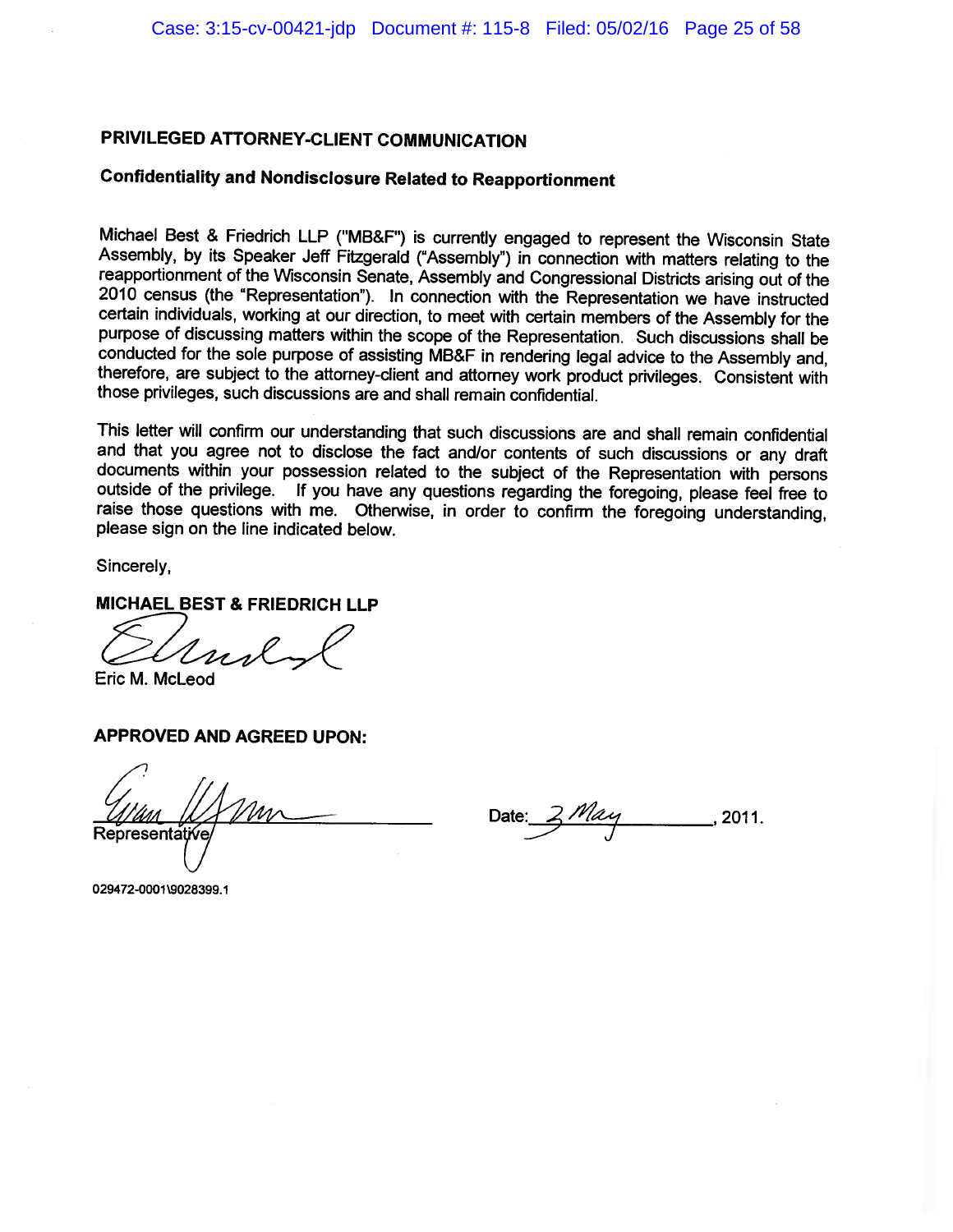**PRIVILEGED ATTORNEY-CLIENT COMMUNICATION**

**Confidentiality and Nondisclosure Related to Reapportionment**

Michael Best & Friedrich LLP ("MB&F") is currently engaged to represent the Wisconsin State Assembly, by its Speaker Jeff Fitzgerald ("Assembly") in connection with matters relating to the reapportionment of the Wisconsin Senate, Assembly and Congressional Districts arising out of the 2010 census (the "Representation"). In connection with the Representation we have instructed certain individuals, working at our direction, to meet with certain members of the Assembly for the purpose of discussing matters within the scope of the Representation. Such discussions shall be conducted for the sole purpose of assisting MB&F in rendering legal advice to the Assembly and, therefore, are subject to the attorney-client and attorney work product privileges. Consistent with those privileges, such discussions are and shall remain confidential.

This letter will confirm our understanding that such discussions are and shall remain confidential and that you agree not to disclose the fact and/or contents of such discussions or any draft documents within your possession related to the subject of the Representation with persons outside of the privilege. If you have any questions regarding the foregoing, please feel free to raise those questions with me. Otherwise, in order to confirm the foregoing understanding, please sign on the line indicated below.

Sincerely,

**MICHAEL BEST & FRIEDRICH LLP**

Eric M. McLeod

**APPROVED AND AGREED UPON:**

Representative

Date: 3 May, 2011.

029472-0001\9028399.1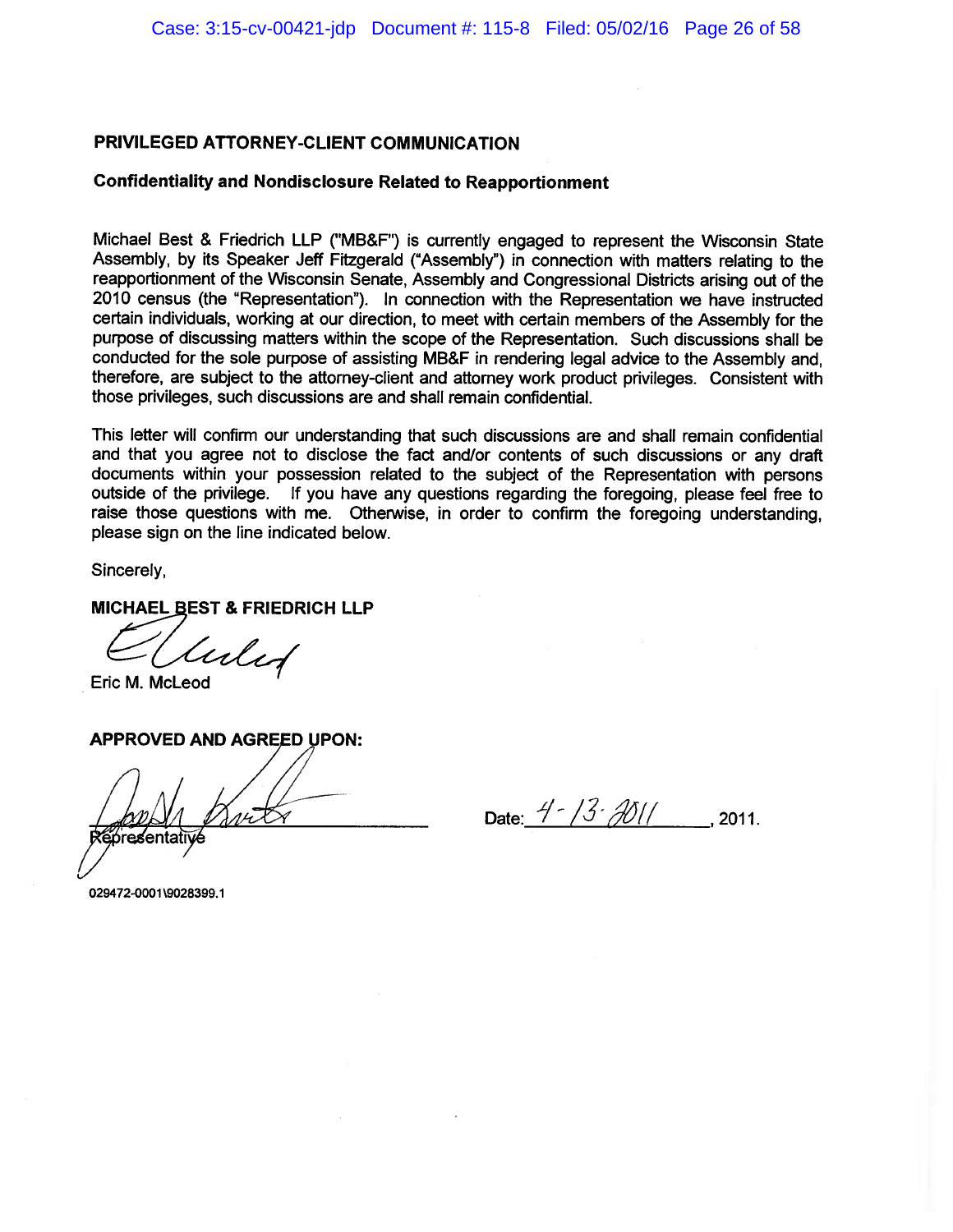**PRIVILEGED ATTORNEY-CLIENT COMMUNICATION**

**Confidentiality and Nondisclosure Related to Reapportionment**

Michael Best & Friedrich LLP ("MB&F") is currently engaged to represent the Wisconsin State Assembly, by its Speaker Jeff Fitzgerald ("Assembly") in connection with matters relating to the reapportionment of the Wisconsin Senate, Assembly and Congressional Districts arising out of the 2010 census (the "Representation"). In connection with the Representation we have instructed certain individuals, working at our direction, to meet with certain members of the Assembly for the purpose of discussing matters within the scope of the Representation. Such discussions shall be conducted for the sole purpose of assisting MB&F in rendering legal advice to the Assembly and, therefore, are subject to the attorney-client and attorney work product privileges. Consistent with those privileges, such discussions are and shall remain confidential.

This letter will confirm our understanding that such discussions are and shall remain confidential and that you agree not to disclose the fact and/or contents of such discussions or any draft documents within your possession related to the subject of the Representation with persons outside of the privilege. If you have any questions regarding the foregoing, please feel free to raise those questions with me. Otherwise, in order to confirm the foregoing understanding, please sign on the line indicated below.

Sincerely,

**MICHAEL BEST & FRIEDRICH LLP**

Eric M. McLeod

**APPROVED AND AGREED UPON:**

Representative

Date: 4-13-2011, 2011.

029472-0001\9028399.1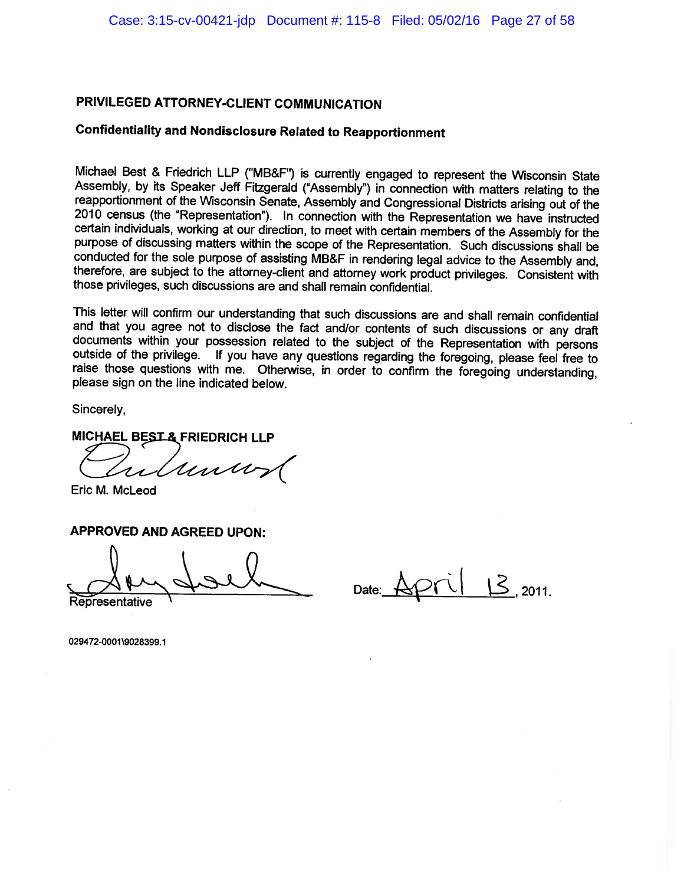**PRIVILEGED ATTORNEY-CLIENT COMMUNICATION**

**Confidentiality and Nondisclosure Related to Reapportionment**

Michael Best & Friedrich LLP ("MB&F") is currently engaged to represent the Wisconsin State Assembly, by its Speaker Jeff Fitzgerald ("Assembly") in connection with matters relating to the reapportionment of the Wisconsin Senate, Assembly and Congressional Districts arising out of the 2010 census (the "Representation"). In connection with the Representation we have instructed certain individuals, working at our direction, to meet with certain members of the Assembly for the purpose of discussing matters within the scope of the Representation. Such discussions shall be conducted for the sole purpose of assisting MB&F in rendering legal advice to the Assembly and, therefore, are subject to the attorney-client and attorney work product privileges. Consistent with those privileges, such discussions are and shall remain confidential.

This letter will confirm our understanding that such discussions are and shall remain confidential and that you agree not to disclose the fact and/or contents of such discussions or any draft documents within your possession related to the subject of the Representation with persons outside of the privilege. If you have any questions regarding the foregoing, please feel free to raise those questions with me. Otherwise, in order to confirm the foregoing understanding, please sign on the line indicated below.

Sincerely,

**MICHAEL BEST & FRIEDRICH LLP**

Eric M. McLeod

**APPROVED AND AGREED UPON:**

Representative

Date: April 13, 2011.

029472-0001\9028399.1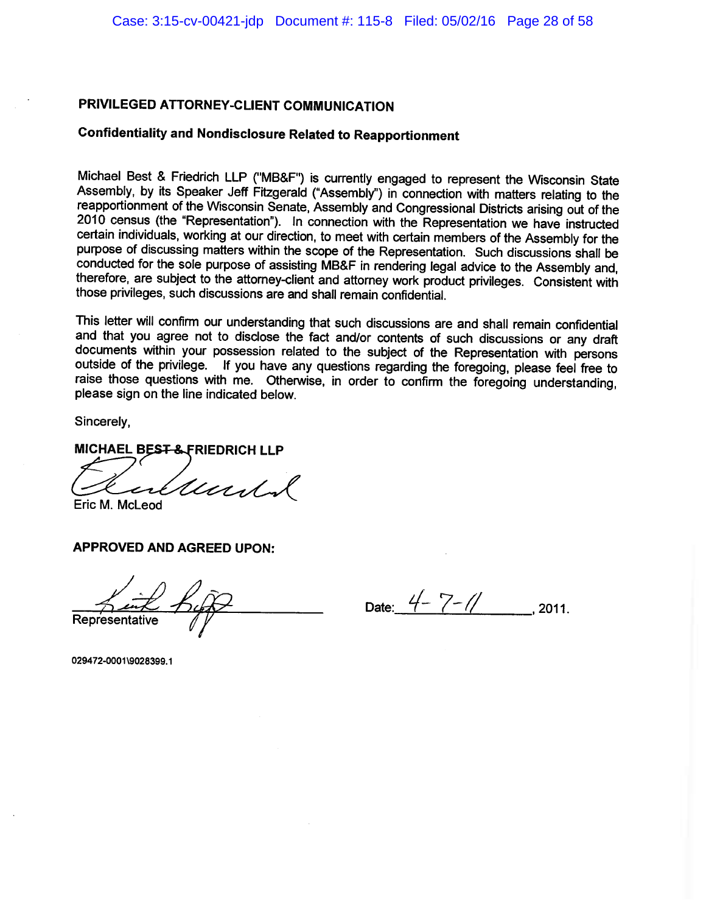**PRIVILEGED ATTORNEY-CLIENT COMMUNICATION**

**Confidentiality and Nondisclosure Related to Reapportionment**

Michael Best & Friedrich LLP ("MB&F") is currently engaged to represent the Wisconsin State Assembly, by its Speaker Jeff Fitzgerald ("Assembly") in connection with matters relating to the reapportionment of the Wisconsin Senate, Assembly and Congressional Districts arising out of the 2010 census (the "Representation"). In connection with the Representation we have instructed certain individuals, working at our direction, to meet with certain members of the Assembly for the purpose of discussing matters within the scope of the Representation. Such discussions shall be conducted for the sole purpose of assisting MB&F in rendering legal advice to the Assembly and, therefore, are subject to the attorney-client and attorney work product privileges. Consistent with those privileges, such discussions are and shall remain confidential.

This letter will confirm our understanding that such discussions are and shall remain confidential and that you agree not to disclose the fact and/or contents of such discussions or any draft documents within your possession related to the subject of the Representation with persons outside of the privilege. If you have any questions regarding the foregoing, please feel free to raise those questions with me. Otherwise, in order to confirm the foregoing understanding, please sign on the line indicated below.

Sincerely,

**MICHAEL BEST & FRIEDRICH LLP**

Eric M. McLeod

**APPROVED AND AGREED UPON:**

Representative

Date: 4-7-11, 2011.

**029472-0001\9028399.1**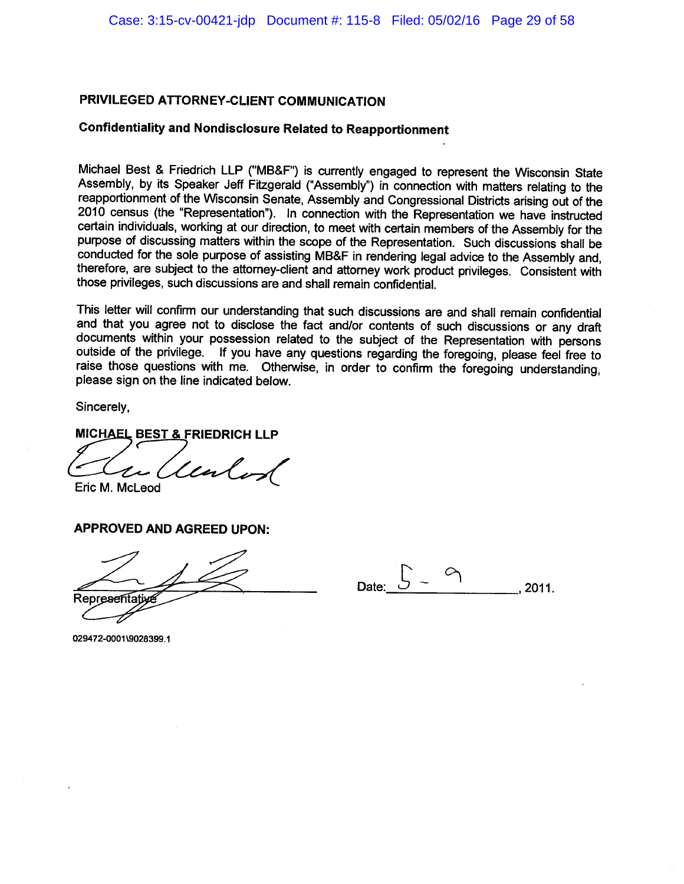**PRIVILEGED ATTORNEY-CLIENT COMMUNICATION**

**Confidentiality and Nondisclosure Related to Reapportionment**

Michael Best & Friedrich LLP ("MB&F") is currently engaged to represent the Wisconsin State Assembly, by its Speaker Jeff Fitzgerald ("Assembly") in connection with matters relating to the reapportionment of the Wisconsin Senate, Assembly and Congressional Districts arising out of the 2010 census (the "Representation"). In connection with the Representation we have instructed certain individuals, working at our direction, to meet with certain members of the Assembly for the purpose of discussing matters within the scope of the Representation. Such discussions shall be conducted for the sole purpose of assisting MB&F in rendering legal advice to the Assembly and, therefore, are subject to the attorney-client and attorney work product privileges. Consistent with those privileges, such discussions are and shall remain confidential.

This letter will confirm our understanding that such discussions are and shall remain confidential and that you agree not to disclose the fact and/or contents of such discussions or any draft documents within your possession related to the subject of the Representation with persons outside of the privilege. If you have any questions regarding the foregoing, please feel free to raise those questions with me. Otherwise, in order to confirm the foregoing understanding, please sign on the line indicated below.

Sincerely,

**MICHAEL BEST & FRIEDRICH LLP**

Eric M. McLeod

**APPROVED AND AGREED UPON:**

Representative

Date: 5 - 9, 2011.

029472-0001\9028399.1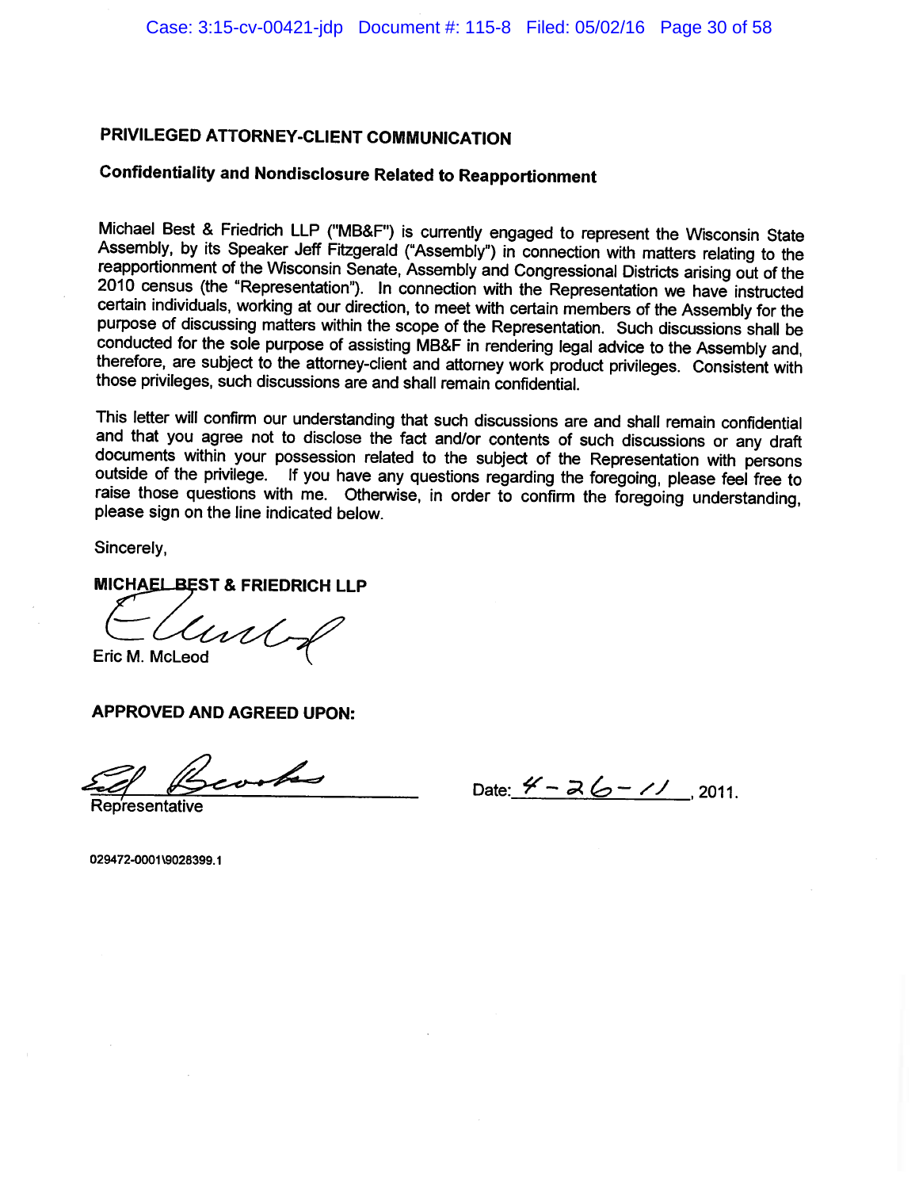**PRIVILEGED ATTORNEY-CLIENT COMMUNICATION**

**Confidentiality and Nondisclosure Related to Reapportionment**

Michael Best & Friedrich LLP ("MB&F") is currently engaged to represent the Wisconsin State Assembly, by its Speaker Jeff Fitzgerald ("Assembly") in connection with matters relating to the reapportionment of the Wisconsin Senate, Assembly and Congressional Districts arising out of the 2010 census (the "Representation"). In connection with the Representation we have instructed certain individuals, working at our direction, to meet with certain members of the Assembly for the purpose of discussing matters within the scope of the Representation. Such discussions shall be conducted for the sole purpose of assisting MB&F in rendering legal advice to the Assembly and, therefore, are subject to the attorney-client and attorney work product privileges. Consistent with those privileges, such discussions are and shall remain confidential.

This letter will confirm our understanding that such discussions are and shall remain confidential and that you agree not to disclose the fact and/or contents of such discussions or any draft documents within your possession related to the subject of the Representation with persons outside of the privilege. If you have any questions regarding the foregoing, please feel free to raise those questions with me. Otherwise, in order to confirm the foregoing understanding, please sign on the line indicated below.

Sincerely,

**MICHAEL BEST & FRIEDRICH LLP**

Eric M. McLeod

**APPROVED AND AGREED UPON:**

Ed Brooks
Representative

Date: 4-26-11, 2011.

029472-0001\9028399.1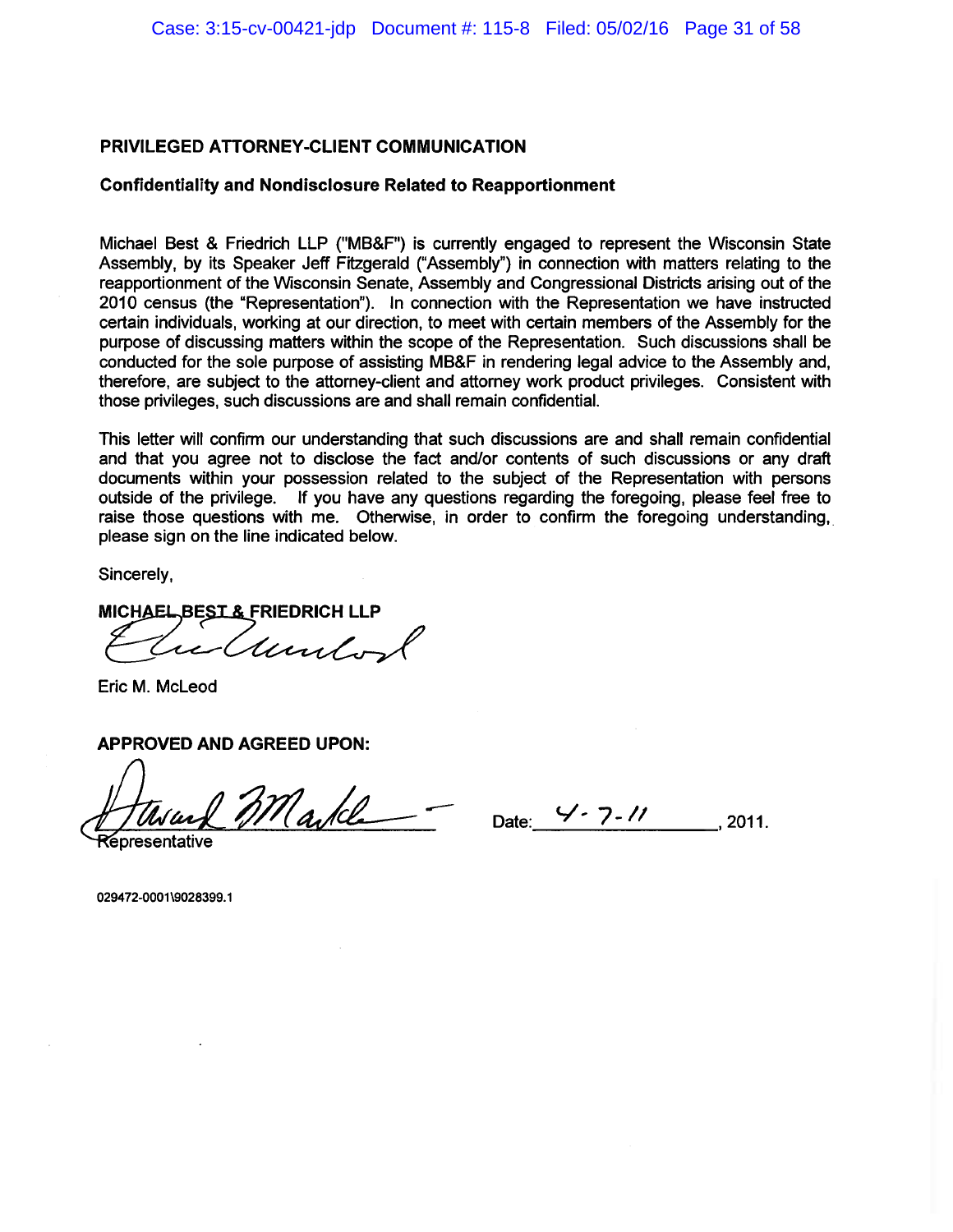**PRIVILEGED ATTORNEY-CLIENT COMMUNICATION**

**Confidentiality and Nondisclosure Related to Reapportionment**

Michael Best & Friedrich LLP ("MB&F") is currently engaged to represent the Wisconsin State Assembly, by its Speaker Jeff Fitzgerald ("Assembly") in connection with matters relating to the reapportionment of the Wisconsin Senate, Assembly and Congressional Districts arising out of the 2010 census (the "Representation"). In connection with the Representation we have instructed certain individuals, working at our direction, to meet with certain members of the Assembly for the purpose of discussing matters within the scope of the Representation. Such discussions shall be conducted for the sole purpose of assisting MB&F in rendering legal advice to the Assembly and, therefore, are subject to the attorney-client and attorney work product privileges. Consistent with those privileges, such discussions are and shall remain confidential.

This letter will confirm our understanding that such discussions are and shall remain confidential and that you agree not to disclose the fact and/or contents of such discussions or any draft documents within your possession related to the subject of the Representation with persons outside of the privilege. If you have any questions regarding the foregoing, please feel free to raise those questions with me. Otherwise, in order to confirm the foregoing understanding, please sign on the line indicated below.

Sincerely,

**MICHAEL BEST & FRIEDRICH LLP**

Eric M. McLeod

**APPROVED AND AGREED UPON:**

Representative

Date: 4-7-11, 2011.

029472-0001\9028399.1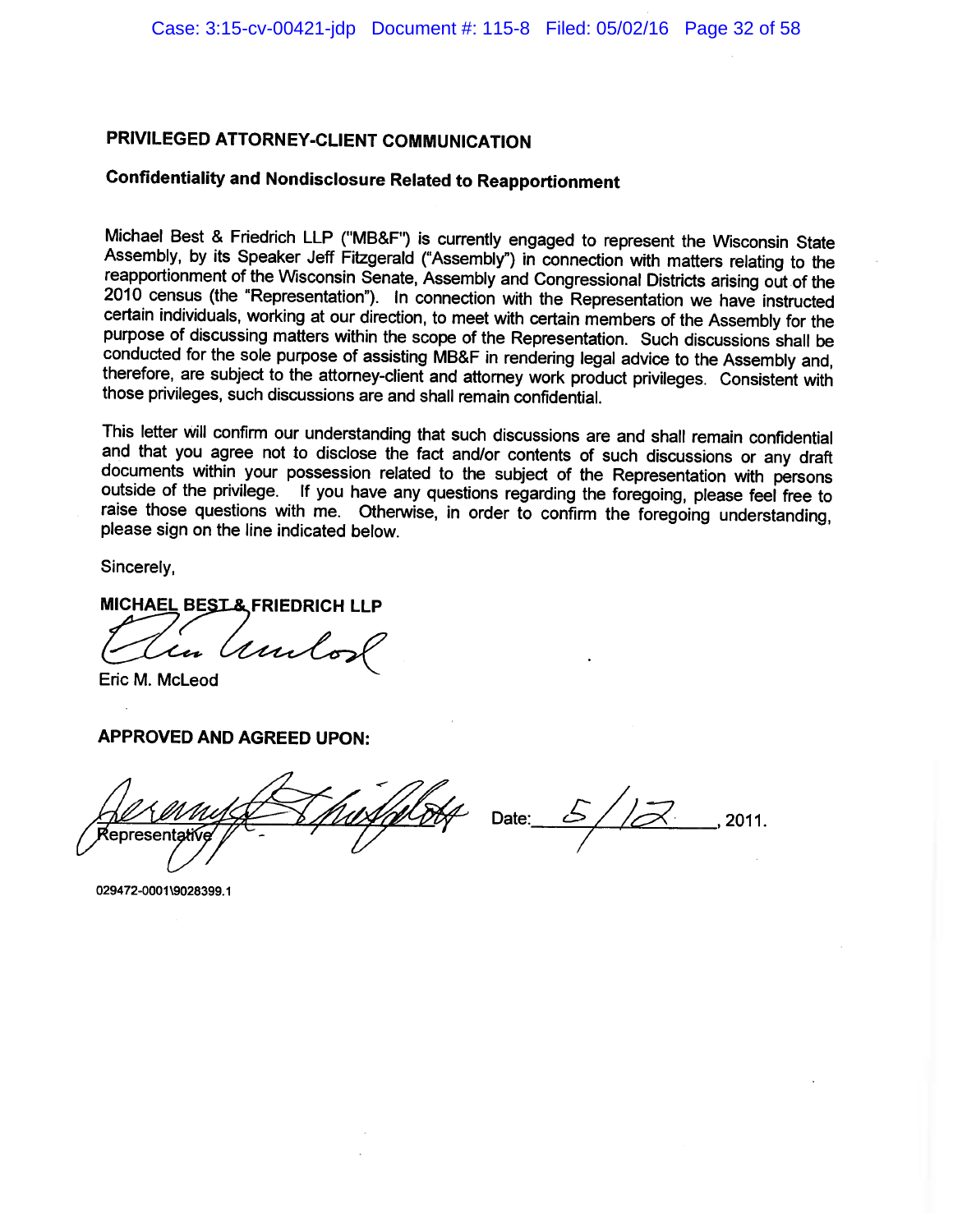**PRIVILEGED ATTORNEY-CLIENT COMMUNICATION**

**Confidentiality and Nondisclosure Related to Reapportionment**

Michael Best & Friedrich LLP ("MB&F") is currently engaged to represent the Wisconsin State Assembly, by its Speaker Jeff Fitzgerald ("Assembly") in connection with matters relating to the reapportionment of the Wisconsin Senate, Assembly and Congressional Districts arising out of the 2010 census (the "Representation"). In connection with the Representation we have instructed certain individuals, working at our direction, to meet with certain members of the Assembly for the purpose of discussing matters within the scope of the Representation. Such discussions shall be conducted for the sole purpose of assisting MB&F in rendering legal advice to the Assembly and, therefore, are subject to the attorney-client and attorney work product privileges. Consistent with those privileges, such discussions are and shall remain confidential.

This letter will confirm our understanding that such discussions are and shall remain confidential and that you agree not to disclose the fact and/or contents of such discussions or any draft documents within your possession related to the subject of the Representation with persons outside of the privilege. If you have any questions regarding the foregoing, please feel free to raise those questions with me. Otherwise, in order to confirm the foregoing understanding, please sign on the line indicated below.

Sincerely,

**MICHAEL BEST & FRIEDRICH LLP**

Eric M. McLeod

**APPROVED AND AGREED UPON:**

Representative  Date: 5/12, 2011.

029472-0001\9028399.1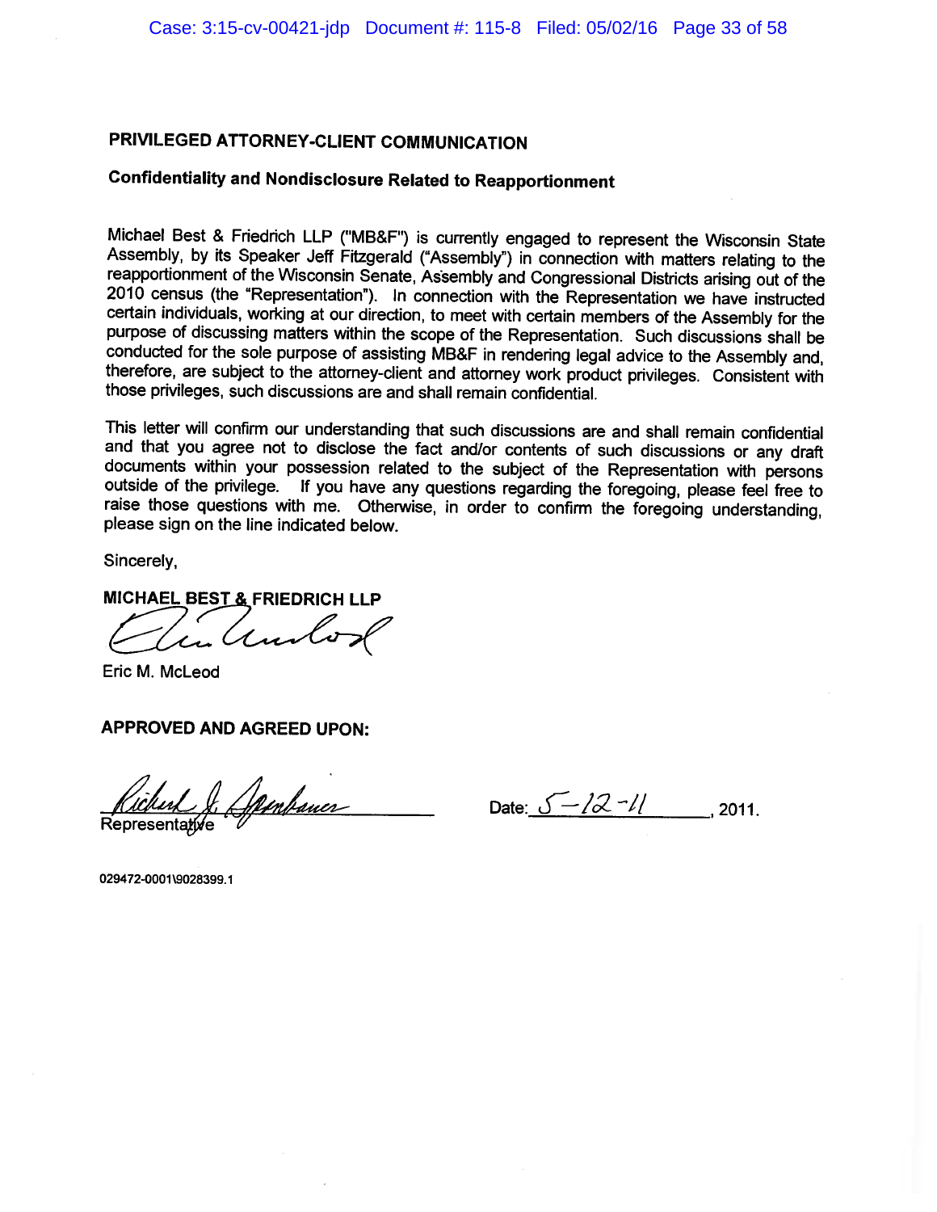**PRIVILEGED ATTORNEY-CLIENT COMMUNICATION**

**Confidentiality and Nondisclosure Related to Reapportionment**

Michael Best & Friedrich LLP ("MB&F") is currently engaged to represent the Wisconsin State Assembly, by its Speaker Jeff Fitzgerald ("Assembly") in connection with matters relating to the reapportionment of the Wisconsin Senate, Assembly and Congressional Districts arising out of the 2010 census (the "Representation"). In connection with the Representation we have instructed certain individuals, working at our direction, to meet with certain members of the Assembly for the purpose of discussing matters within the scope of the Representation. Such discussions shall be conducted for the sole purpose of assisting MB&F in rendering legal advice to the Assembly and, therefore, are subject to the attorney-client and attorney work product privileges. Consistent with those privileges, such discussions are and shall remain confidential.

This letter will confirm our understanding that such discussions are and shall remain confidential and that you agree not to disclose the fact and/or contents of such discussions or any draft documents within your possession related to the subject of the Representation with persons outside of the privilege. If you have any questions regarding the foregoing, please feel free to raise those questions with me. Otherwise, in order to confirm the foregoing understanding, please sign on the line indicated below.

Sincerely,

**MICHAEL BEST & FRIEDRICH LLP**

Eric M. McLeod

**APPROVED AND AGREED UPON:**

Richard J. Spanbauer
Representative

Date: 5-12-11, 2011.

029472-0001\9028399.1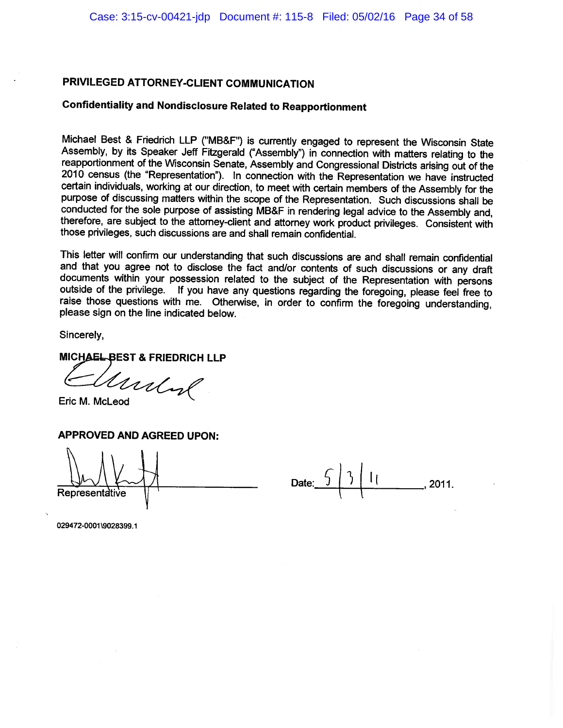## PRIVILEGED ATTORNEY-CLIENT COMMUNICATION

### Confidentiality and Nondisclosure Related to Reapportionment

Michael Best & Friedrich LLP ("MB&F") is currently engaged to represent the Wisconsin State Assembly, by its Speaker Jeff Fitzgerald ("Assembly") in connection with matters relating to the reapportionment of the Wisconsin Senate, Assembly and Congressional Districts arising out of the 2010 census (the "Representation"). In connection with the Representation we have instructed certain individuals, working at our direction, to meet with certain members of the Assembly for the purpose of discussing matters within the scope of the Representation. Such discussions shall be conducted for the sole purpose of assisting MB&F in rendering legal advice to the Assembly and, therefore, are subject to the attorney-client and attorney work product privileges. Consistent with those privileges, such discussions are and shall remain confidential.

This letter will confirm our understanding that such discussions are and shall remain confidential and that you agree not to disclose the fact and/or contents of such discussions or any draft documents within your possession related to the subject of the Representation with persons outside of the privilege. If you have any questions regarding the foregoing, please feel free to raise those questions with me. Otherwise, in order to confirm the foregoing understanding, please sign on the line indicated below.

Sincerely,

**MICHAEL BEST & FRIEDRICH LLP**

Eric M. McLeod

**APPROVED AND AGREED UPON:**

\_\_\_\_\_\_\_\_\_\_\_\_\_\_\_\_\_\_\_\_\_\_\_\_\_\_\_\_
Representative

Date: 5 | 3 | 11, 2011.

029472-0001\9028399.1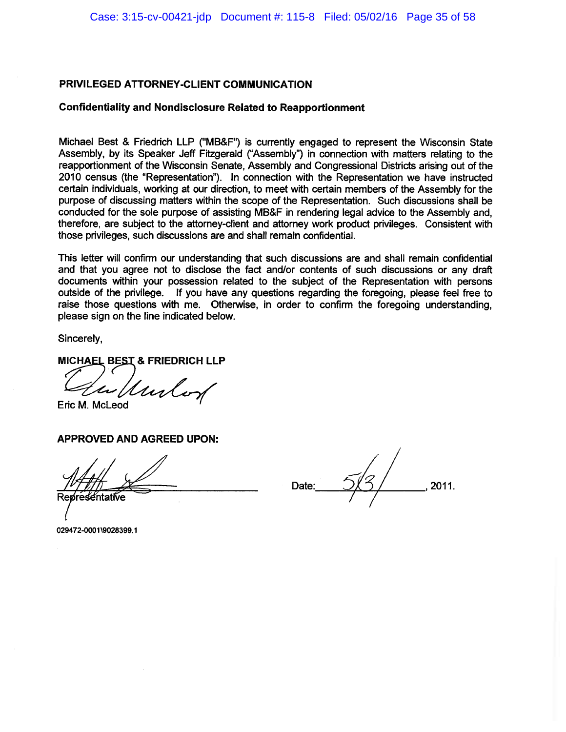**PRIVILEGED ATTORNEY-CLIENT COMMUNICATION**

**Confidentiality and Nondisclosure Related to Reapportionment**

Michael Best & Friedrich LLP ("MB&F") is currently engaged to represent the Wisconsin State Assembly, by its Speaker Jeff Fitzgerald ("Assembly") in connection with matters relating to the reapportionment of the Wisconsin Senate, Assembly and Congressional Districts arising out of the 2010 census (the "Representation"). In connection with the Representation we have instructed certain individuals, working at our direction, to meet with certain members of the Assembly for the purpose of discussing matters within the scope of the Representation. Such discussions shall be conducted for the sole purpose of assisting MB&F in rendering legal advice to the Assembly and, therefore, are subject to the attorney-client and attorney work product privileges. Consistent with those privileges, such discussions are and shall remain confidential.

This letter will confirm our understanding that such discussions are and shall remain confidential and that you agree not to disclose the fact and/or contents of such discussions or any draft documents within your possession related to the subject of the Representation with persons outside of the privilege. If you have any questions regarding the foregoing, please feel free to raise those questions with me. Otherwise, in order to confirm the foregoing understanding, please sign on the line indicated below.

Sincerely,

**MICHAEL BEST & FRIEDRICH LLP**

Eric M. McLeod

**APPROVED AND AGREED UPON:**

Representative

Date: 5/3/, 2011.

029472-0001\9028399.1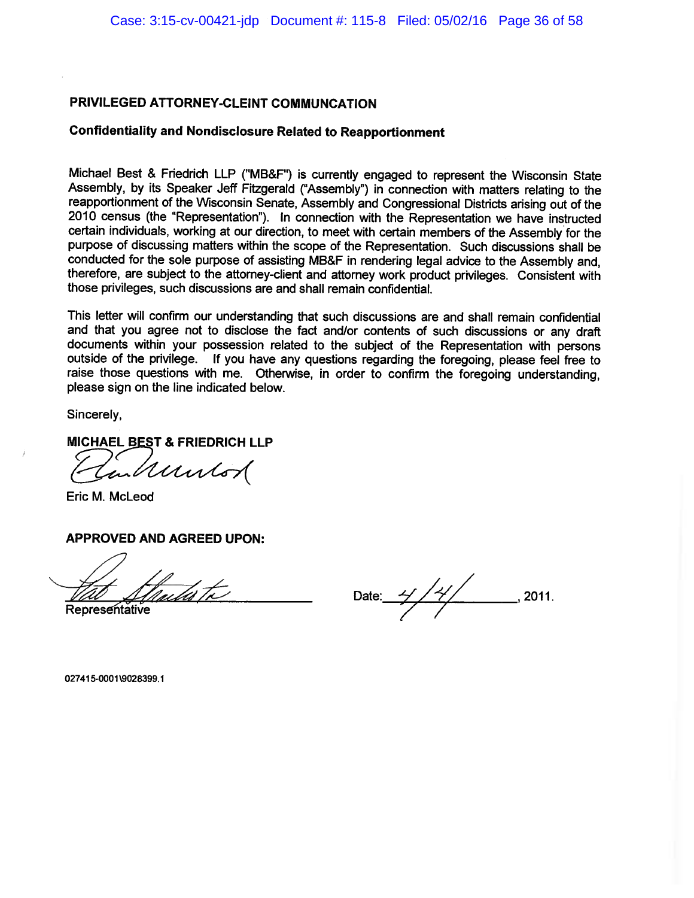**PRIVILEGED ATTORNEY-CLEINT COMMUNCATION**

**Confidentiality and Nondisclosure Related to Reapportionment**

Michael Best & Friedrich LLP ("MB&F") is currently engaged to represent the Wisconsin State Assembly, by its Speaker Jeff Fitzgerald ("Assembly") in connection with matters relating to the reapportionment of the Wisconsin Senate, Assembly and Congressional Districts arising out of the 2010 census (the "Representation"). In connection with the Representation we have instructed certain individuals, working at our direction, to meet with certain members of the Assembly for the purpose of discussing matters within the scope of the Representation. Such discussions shall be conducted for the sole purpose of assisting MB&F in rendering legal advice to the Assembly and, therefore, are subject to the attorney-client and attorney work product privileges. Consistent with those privileges, such discussions are and shall remain confidential.

This letter will confirm our understanding that such discussions are and shall remain confidential and that you agree not to disclose the fact and/or contents of such discussions or any draft documents within your possession related to the subject of the Representation with persons outside of the privilege. If you have any questions regarding the foregoing, please feel free to raise those questions with me. Otherwise, in order to confirm the foregoing understanding, please sign on the line indicated below.

Sincerely,

**MICHAEL BEST & FRIEDRICH LLP**

Eric M. McLeod

**APPROVED AND AGREED UPON:**

Representative

Date: 4/4/, 2011.

027415-0001\9028399.1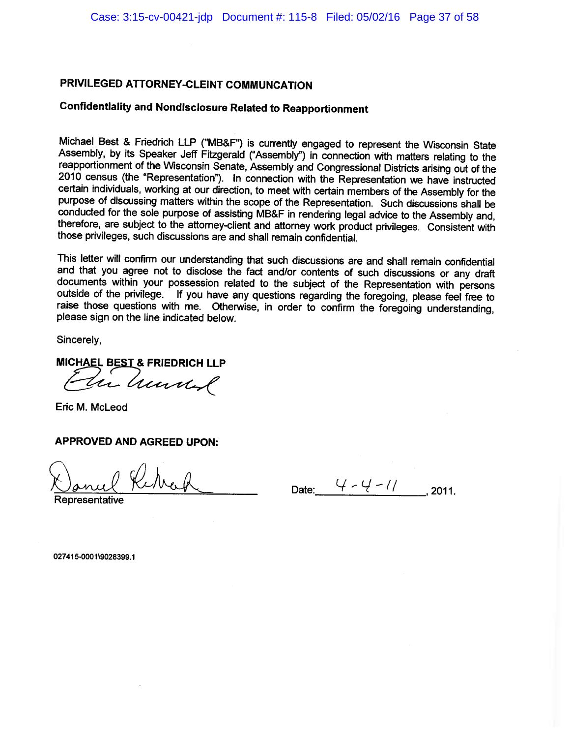**PRIVILEGED ATTORNEY-CLEINT COMMUNCATION**

**Confidentiality and Nondisclosure Related to Reapportionment**

Michael Best & Friedrich LLP ("MB&F") is currently engaged to represent the Wisconsin State Assembly, by its Speaker Jeff Fitzgerald ("Assembly") in connection with matters relating to the reapportionment of the Wisconsin Senate, Assembly and Congressional Districts arising out of the 2010 census (the "Representation"). In connection with the Representation we have instructed certain individuals, working at our direction, to meet with certain members of the Assembly for the purpose of discussing matters within the scope of the Representation. Such discussions shall be conducted for the sole purpose of assisting MB&F in rendering legal advice to the Assembly and, therefore, are subject to the attorney-client and attorney work product privileges. Consistent with those privileges, such discussions are and shall remain confidential.

This letter will confirm our understanding that such discussions are and shall remain confidential and that you agree not to disclose the fact and/or contents of such discussions or any draft documents within your possession related to the subject of the Representation with persons outside of the privilege. If you have any questions regarding the foregoing, please feel free to raise those questions with me. Otherwise, in order to confirm the foregoing understanding, please sign on the line indicated below.

Sincerely,

**MICHAEL BEST & FRIEDRICH LLP**

Eric M. McLeod

**APPROVED AND AGREED UPON:**

Daniel LeMahieu
Representative

Date: 4-4-11, 2011.

027415-0001\9028399.1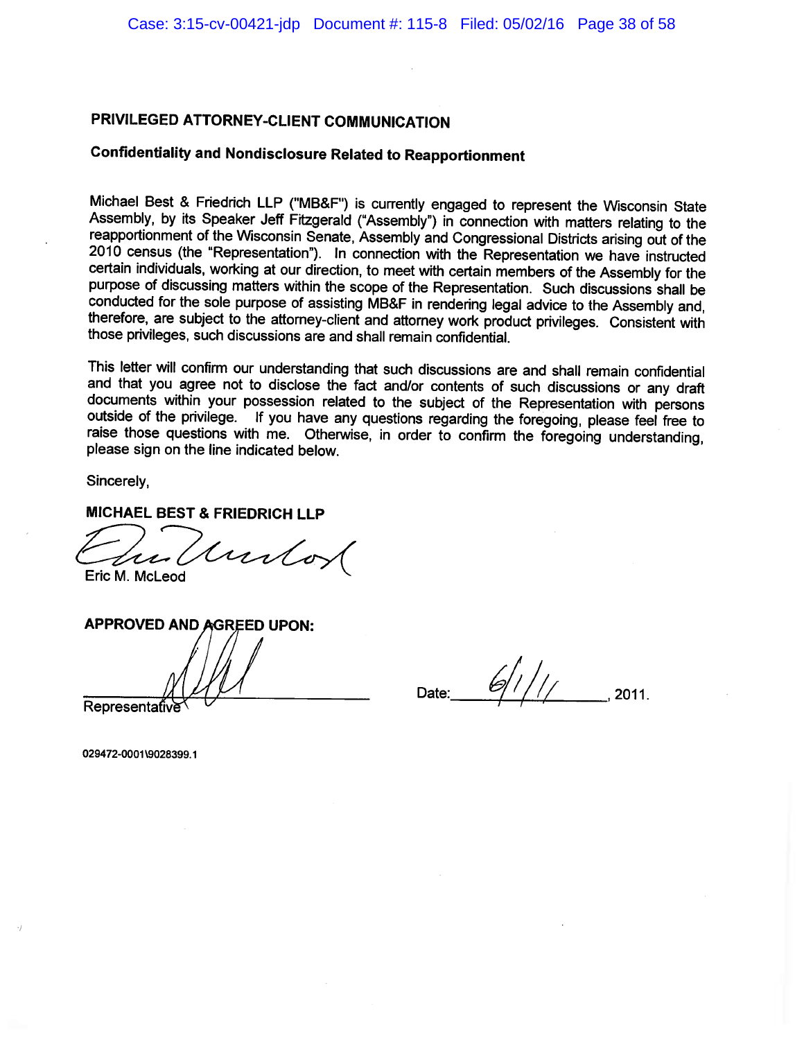**PRIVILEGED ATTORNEY-CLIENT COMMUNICATION**

**Confidentiality and Nondisclosure Related to Reapportionment**

Michael Best & Friedrich LLP ("MB&F") is currently engaged to represent the Wisconsin State Assembly, by its Speaker Jeff Fitzgerald ("Assembly") in connection with matters relating to the reapportionment of the Wisconsin Senate, Assembly and Congressional Districts arising out of the 2010 census (the "Representation"). In connection with the Representation we have instructed certain individuals, working at our direction, to meet with certain members of the Assembly for the purpose of discussing matters within the scope of the Representation. Such discussions shall be conducted for the sole purpose of assisting MB&F in rendering legal advice to the Assembly and, therefore, are subject to the attorney-client and attorney work product privileges. Consistent with those privileges, such discussions are and shall remain confidential.

This letter will confirm our understanding that such discussions are and shall remain confidential and that you agree not to disclose the fact and/or contents of such discussions or any draft documents within your possession related to the subject of the Representation with persons outside of the privilege. If you have any questions regarding the foregoing, please feel free to raise those questions with me. Otherwise, in order to confirm the foregoing understanding, please sign on the line indicated below.

Sincerely,

**MICHAEL BEST & FRIEDRICH LLP**

Eric M. McLeod

**APPROVED AND AGREED UPON:**

Representative

Date: 6/1/11, 2011.

029472-0001\9028399.1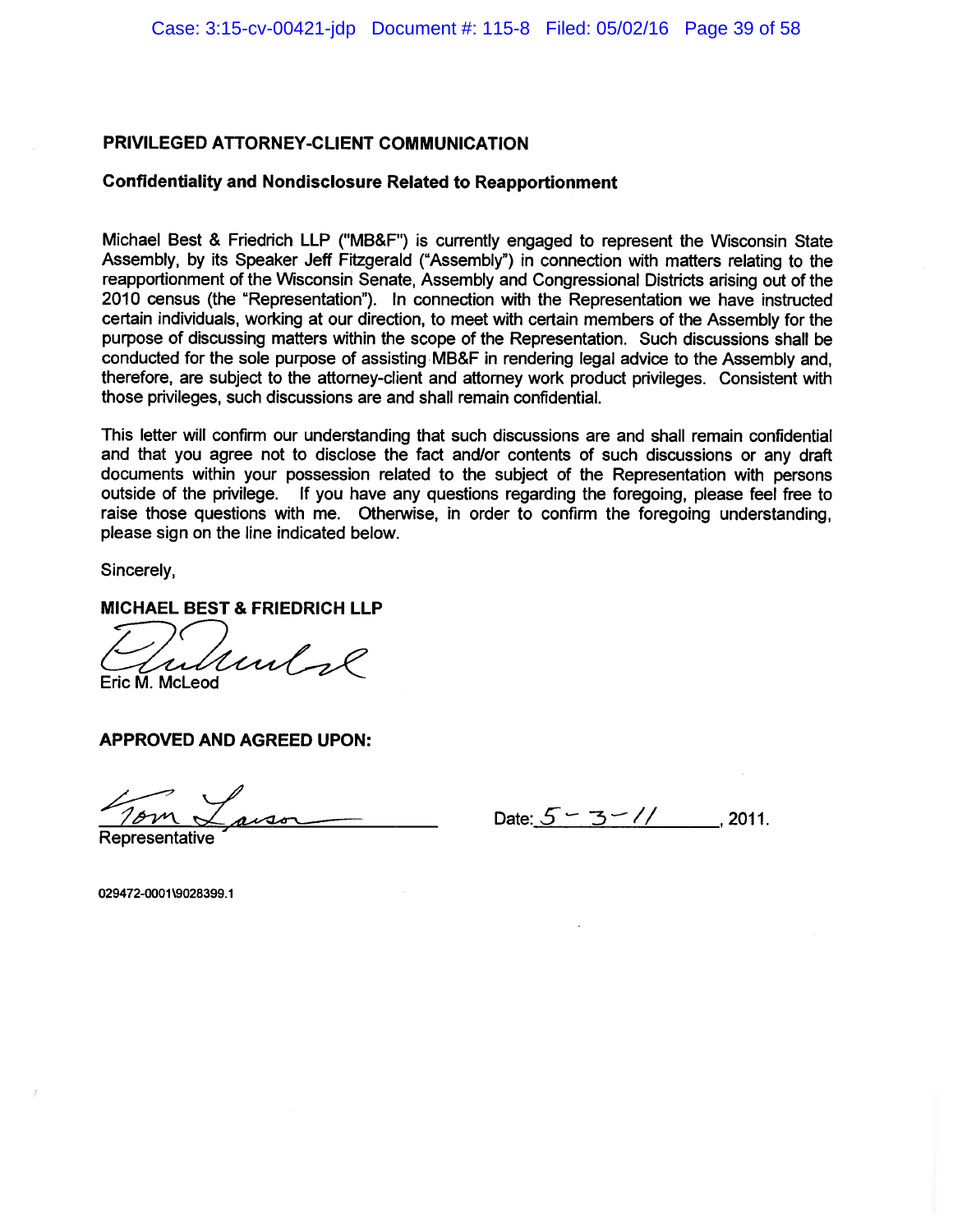**PRIVILEGED ATTORNEY-CLIENT COMMUNICATION**

**Confidentiality and Nondisclosure Related to Reapportionment**

Michael Best & Friedrich LLP ("MB&F") is currently engaged to represent the Wisconsin State Assembly, by its Speaker Jeff Fitzgerald ("Assembly") in connection with matters relating to the reapportionment of the Wisconsin Senate, Assembly and Congressional Districts arising out of the 2010 census (the "Representation"). In connection with the Representation we have instructed certain individuals, working at our direction, to meet with certain members of the Assembly for the purpose of discussing matters within the scope of the Representation. Such discussions shall be conducted for the sole purpose of assisting MB&F in rendering legal advice to the Assembly and, therefore, are subject to the attorney-client and attorney work product privileges. Consistent with those privileges, such discussions are and shall remain confidential.

This letter will confirm our understanding that such discussions are and shall remain confidential and that you agree not to disclose the fact and/or contents of such discussions or any draft documents within your possession related to the subject of the Representation with persons outside of the privilege. If you have any questions regarding the foregoing, please feel free to raise those questions with me. Otherwise, in order to confirm the foregoing understanding, please sign on the line indicated below.

Sincerely,

**MICHAEL BEST & FRIEDRICH LLP**

Eric M. McLeod

**APPROVED AND AGREED UPON:**

Tom Larson
Representative

Date: 5-3-11, 2011.

029472-0001\9028399.1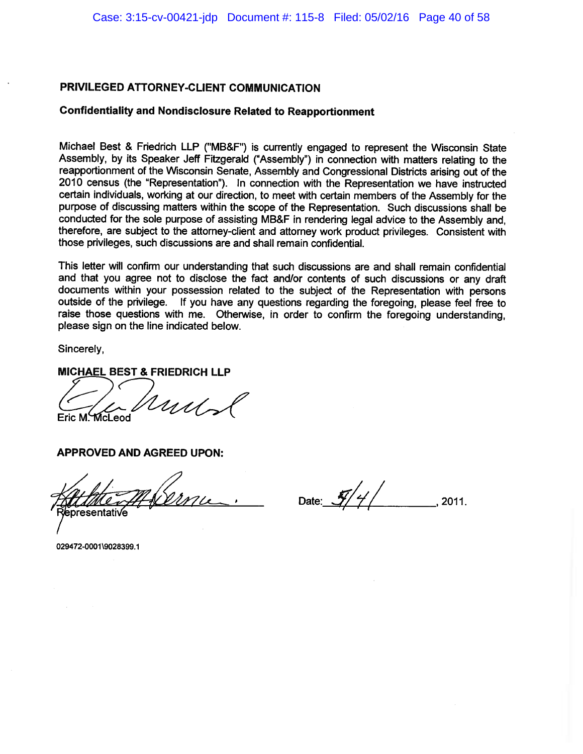**PRIVILEGED ATTORNEY-CLIENT COMMUNICATION**

**Confidentiality and Nondisclosure Related to Reapportionment**

Michael Best & Friedrich LLP ("MB&F") is currently engaged to represent the Wisconsin State Assembly, by its Speaker Jeff Fitzgerald ("Assembly") in connection with matters relating to the reapportionment of the Wisconsin Senate, Assembly and Congressional Districts arising out of the 2010 census (the "Representation"). In connection with the Representation we have instructed certain individuals, working at our direction, to meet with certain members of the Assembly for the purpose of discussing matters within the scope of the Representation. Such discussions shall be conducted for the sole purpose of assisting MB&F in rendering legal advice to the Assembly and, therefore, are subject to the attorney-client and attorney work product privileges. Consistent with those privileges, such discussions are and shall remain confidential.

This letter will confirm our understanding that such discussions are and shall remain confidential and that you agree not to disclose the fact and/or contents of such discussions or any draft documents within your possession related to the subject of the Representation with persons outside of the privilege. If you have any questions regarding the foregoing, please feel free to raise those questions with me. Otherwise, in order to confirm the foregoing understanding, please sign on the line indicated below.

Sincerely,

**MICHAEL BEST & FRIEDRICH LLP**

Eric M. McLeod

**APPROVED AND AGREED UPON:**

Representative

Date: 5/4/, 2011.

029472-0001\9028399.1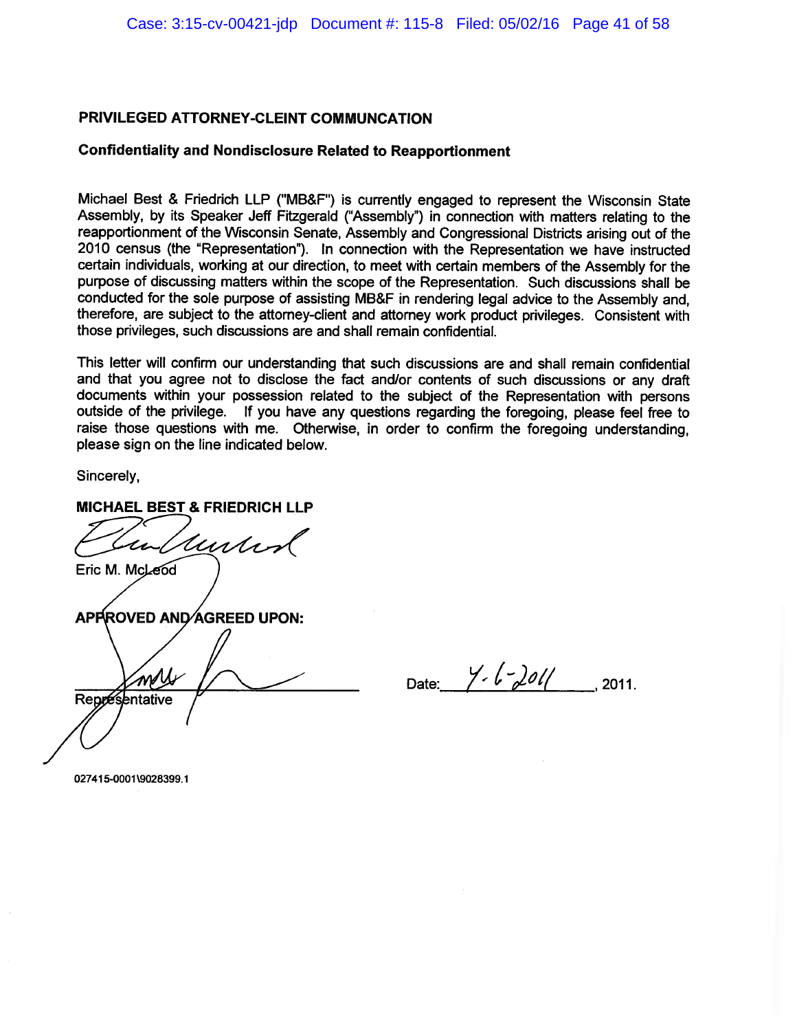**PRIVILEGED ATTORNEY-CLEINT COMMUNCATION**

**Confidentiality and Nondisclosure Related to Reapportionment**

Michael Best & Friedrich LLP ("MB&F") is currently engaged to represent the Wisconsin State Assembly, by its Speaker Jeff Fitzgerald ("Assembly") in connection with matters relating to the reapportionment of the Wisconsin Senate, Assembly and Congressional Districts arising out of the 2010 census (the "Representation"). In connection with the Representation we have instructed certain individuals, working at our direction, to meet with certain members of the Assembly for the purpose of discussing matters within the scope of the Representation. Such discussions shall be conducted for the sole purpose of assisting MB&F in rendering legal advice to the Assembly and, therefore, are subject to the attorney-client and attorney work product privileges. Consistent with those privileges, such discussions are and shall remain confidential.

This letter will confirm our understanding that such discussions are and shall remain confidential and that you agree not to disclose the fact and/or contents of such discussions or any draft documents within your possession related to the subject of the Representation with persons outside of the privilege. If you have any questions regarding the foregoing, please feel free to raise those questions with me. Otherwise, in order to confirm the foregoing understanding, please sign on the line indicated below.

Sincerely,

**MICHAEL BEST & FRIEDRICH LLP**

Eric M. McLeod

**APPROVED AND AGREED UPON:**

Representative

Date: 4-6-2011, 2011.

027415-0001\9028399.1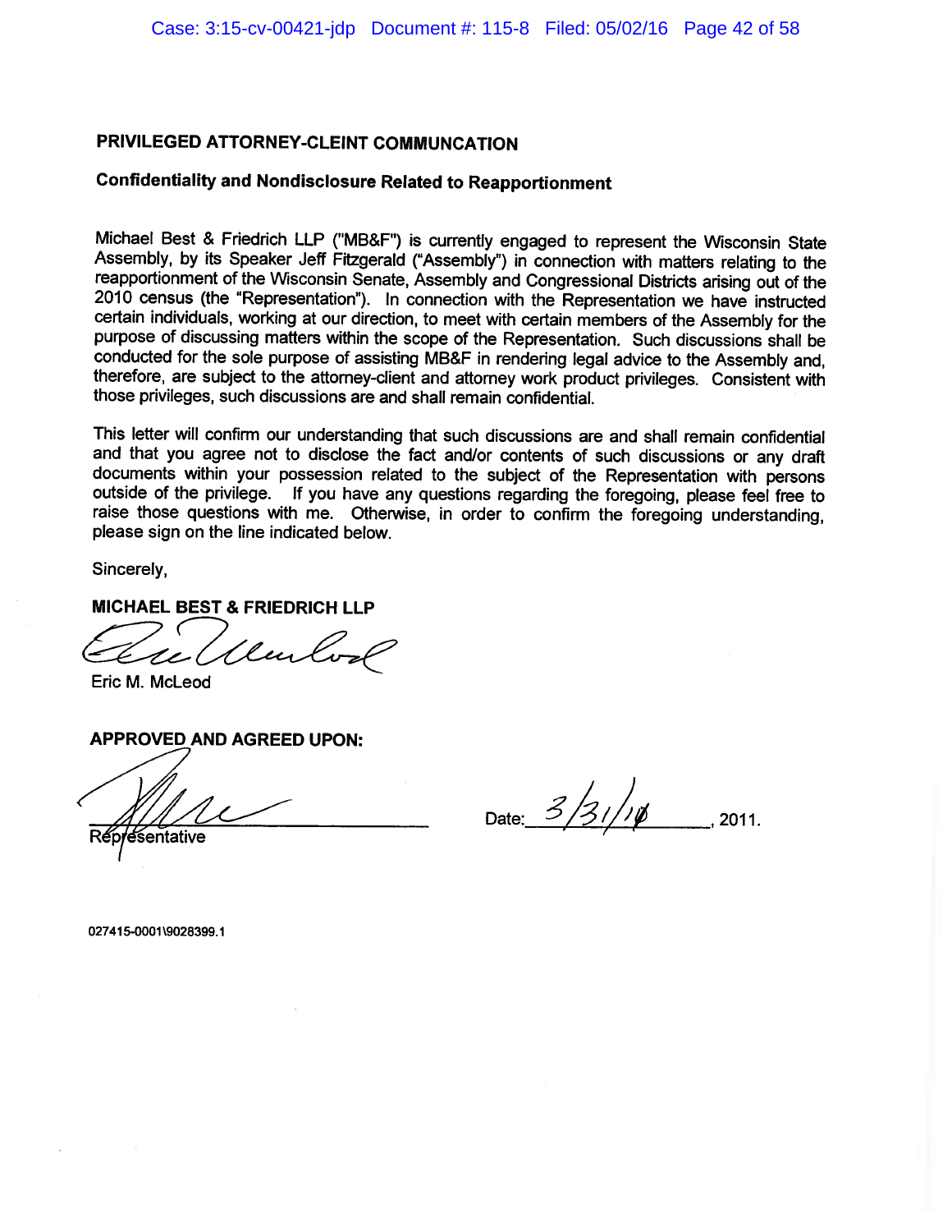**PRIVILEGED ATTORNEY-CLEINT COMMUNCATION**

**Confidentiality and Nondisclosure Related to Reapportionment**

Michael Best & Friedrich LLP ("MB&F") is currently engaged to represent the Wisconsin State Assembly, by its Speaker Jeff Fitzgerald ("Assembly") in connection with matters relating to the reapportionment of the Wisconsin Senate, Assembly and Congressional Districts arising out of the 2010 census (the "Representation"). In connection with the Representation we have instructed certain individuals, working at our direction, to meet with certain members of the Assembly for the purpose of discussing matters within the scope of the Representation. Such discussions shall be conducted for the sole purpose of assisting MB&F in rendering legal advice to the Assembly and, therefore, are subject to the attorney-client and attorney work product privileges. Consistent with those privileges, such discussions are and shall remain confidential.

This letter will confirm our understanding that such discussions are and shall remain confidential and that you agree not to disclose the fact and/or contents of such discussions or any draft documents within your possession related to the subject of the Representation with persons outside of the privilege. If you have any questions regarding the foregoing, please feel free to raise those questions with me. Otherwise, in order to confirm the foregoing understanding, please sign on the line indicated below.

Sincerely,

**MICHAEL BEST & FRIEDRICH LLP**

Eric M. McLeod

**APPROVED AND AGREED UPON:**

Representative

Date: 3/31/1Ø, 2011.

027415-0001\9028399.1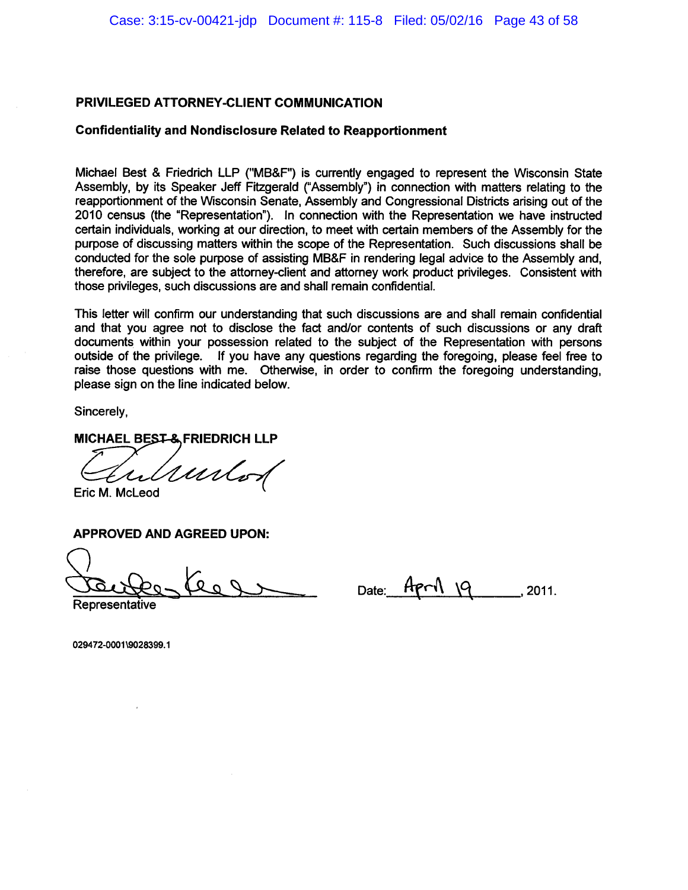**PRIVILEGED ATTORNEY-CLIENT COMMUNICATION**

**Confidentiality and Nondisclosure Related to Reapportionment**

Michael Best & Friedrich LLP ("MB&F") is currently engaged to represent the Wisconsin State Assembly, by its Speaker Jeff Fitzgerald ("Assembly") in connection with matters relating to the reapportionment of the Wisconsin Senate, Assembly and Congressional Districts arising out of the 2010 census (the "Representation"). In connection with the Representation we have instructed certain individuals, working at our direction, to meet with certain members of the Assembly for the purpose of discussing matters within the scope of the Representation. Such discussions shall be conducted for the sole purpose of assisting MB&F in rendering legal advice to the Assembly and, therefore, are subject to the attorney-client and attorney work product privileges. Consistent with those privileges, such discussions are and shall remain confidential.

This letter will confirm our understanding that such discussions are and shall remain confidential and that you agree not to disclose the fact and/or contents of such discussions or any draft documents within your possession related to the subject of the Representation with persons outside of the privilege. If you have any questions regarding the foregoing, please feel free to raise those questions with me. Otherwise, in order to confirm the foregoing understanding, please sign on the line indicated below.

Sincerely,

**MICHAEL BEST & FRIEDRICH LLP**

Eric M. McLeod

**APPROVED AND AGREED UPON:**

\_\_\_\_\_\_\_\_\_\_\_\_\_\_\_\_\_\_\_\_\_\_\_\_\_\_\_\_ Date: April 19, 2011.

Representative

029472-0001\9028399.1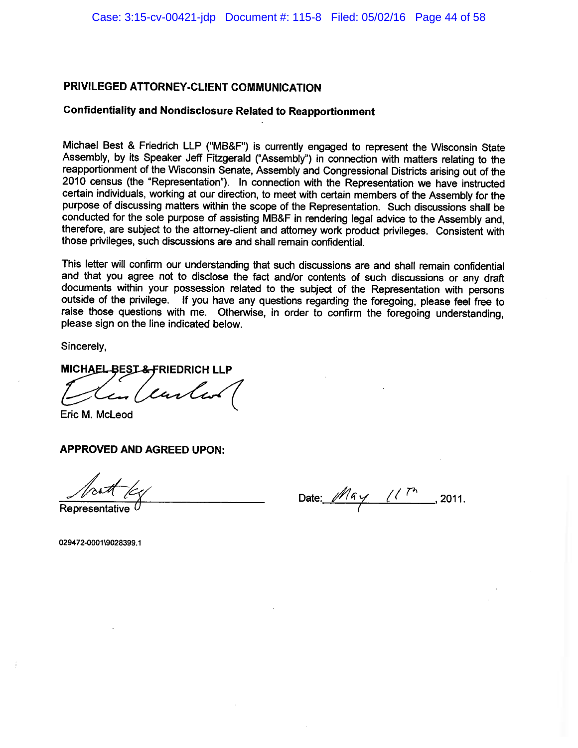**PRIVILEGED ATTORNEY-CLIENT COMMUNICATION**

**Confidentiality and Nondisclosure Related to Reapportionment**

Michael Best & Friedrich LLP ("MB&F") is currently engaged to represent the Wisconsin State Assembly, by its Speaker Jeff Fitzgerald ("Assembly") in connection with matters relating to the reapportionment of the Wisconsin Senate, Assembly and Congressional Districts arising out of the 2010 census (the "Representation"). In connection with the Representation we have instructed certain individuals, working at our direction, to meet with certain members of the Assembly for the purpose of discussing matters within the scope of the Representation. Such discussions shall be conducted for the sole purpose of assisting MB&F in rendering legal advice to the Assembly and, therefore, are subject to the attorney-client and attorney work product privileges. Consistent with those privileges, such discussions are and shall remain confidential.

This letter will confirm our understanding that such discussions are and shall remain confidential and that you agree not to disclose the fact and/or contents of such discussions or any draft documents within your possession related to the subject of the Representation with persons outside of the privilege. If you have any questions regarding the foregoing, please feel free to raise those questions with me. Otherwise, in order to confirm the foregoing understanding, please sign on the line indicated below.

Sincerely,

**MICHAEL BEST & FRIEDRICH LLP**

Eric M. McLeod

**APPROVED AND AGREED UPON:**

\_\_\_\_\_\_\_\_\_\_\_\_\_\_\_\_\_\_\_\_\_\_\_\_\_\_\_\_\_\_
Representative

Date: May 11th, 2011.

029472-0001\9028399.1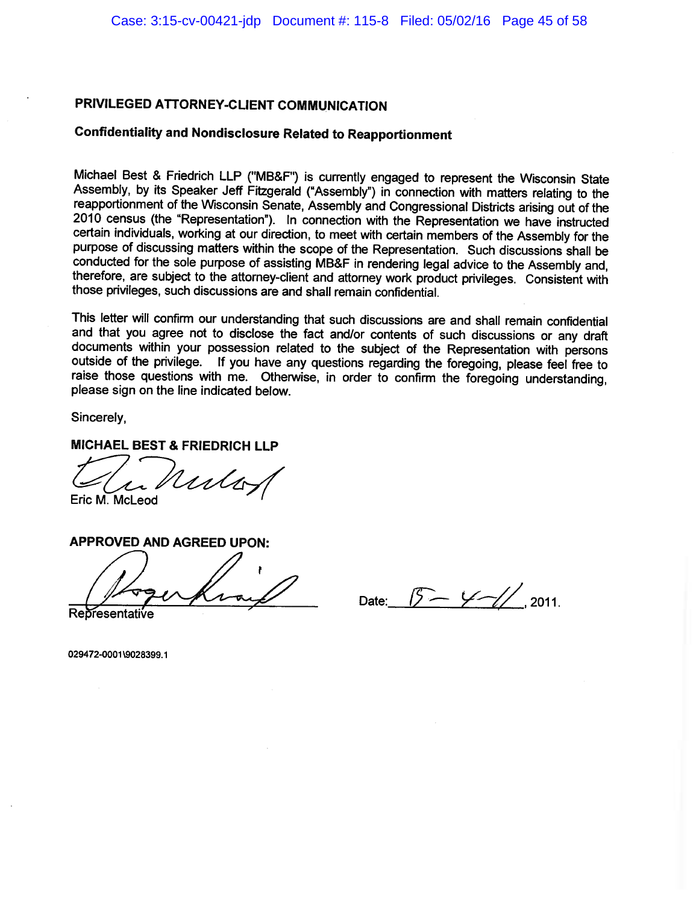**PRIVILEGED ATTORNEY-CLIENT COMMUNICATION**

**Confidentiality and Nondisclosure Related to Reapportionment**

Michael Best & Friedrich LLP ("MB&F") is currently engaged to represent the Wisconsin State Assembly, by its Speaker Jeff Fitzgerald ("Assembly") in connection with matters relating to the reapportionment of the Wisconsin Senate, Assembly and Congressional Districts arising out of the 2010 census (the "Representation"). In connection with the Representation we have instructed certain individuals, working at our direction, to meet with certain members of the Assembly for the purpose of discussing matters within the scope of the Representation. Such discussions shall be conducted for the sole purpose of assisting MB&F in rendering legal advice to the Assembly and, therefore, are subject to the attorney-client and attorney work product privileges. Consistent with those privileges, such discussions are and shall remain confidential.

This letter will confirm our understanding that such discussions are and shall remain confidential and that you agree not to disclose the fact and/or contents of such discussions or any draft documents within your possession related to the subject of the Representation with persons outside of the privilege. If you have any questions regarding the foregoing, please feel free to raise those questions with me. Otherwise, in order to confirm the foregoing understanding, please sign on the line indicated below.

Sincerely,

**MICHAEL BEST & FRIEDRICH LLP**

Eric M. McLeod

**APPROVED AND AGREED UPON:**

Representative

Date: 5-4-11, 2011.

029472-0001\9028399.1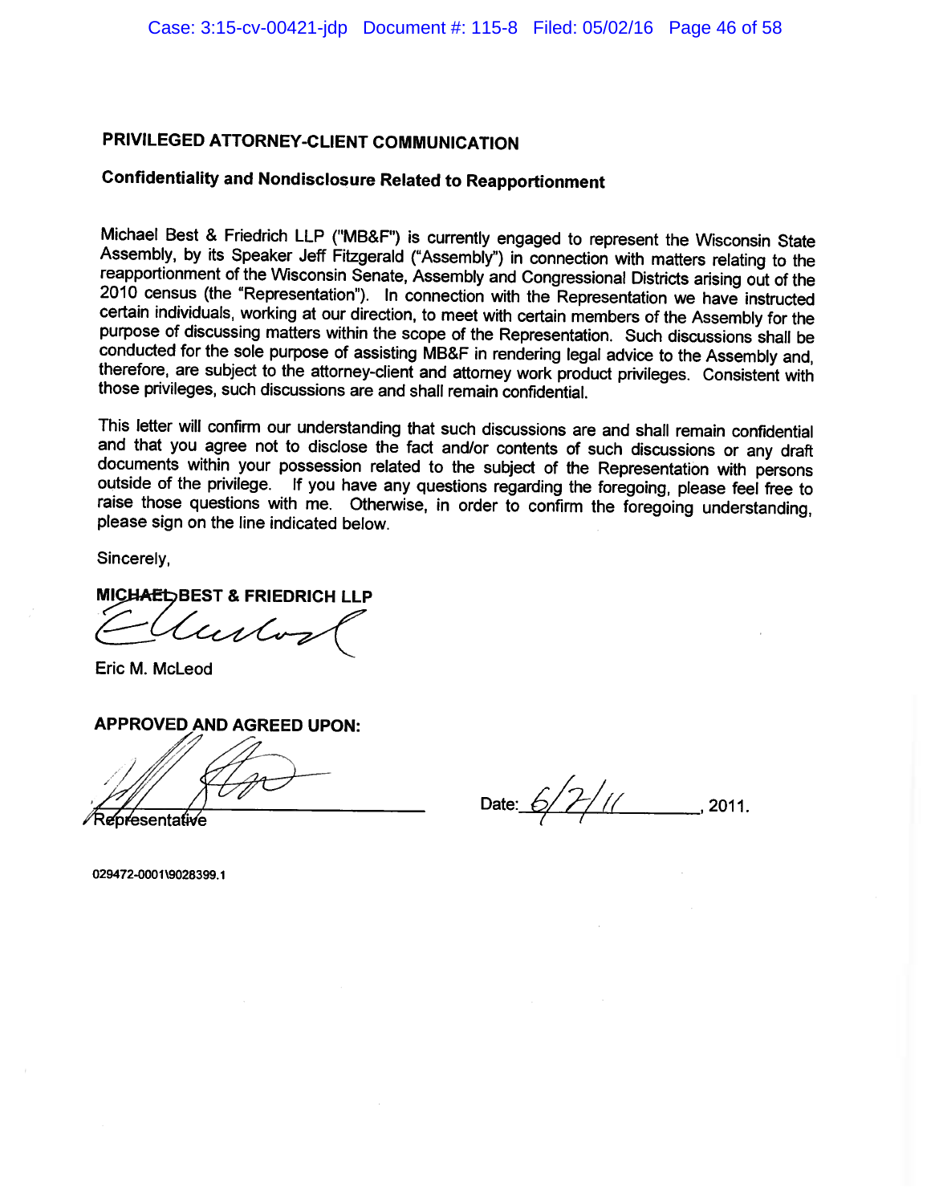**PRIVILEGED ATTORNEY-CLIENT COMMUNICATION**

**Confidentiality and Nondisclosure Related to Reapportionment**

Michael Best & Friedrich LLP ("MB&F") is currently engaged to represent the Wisconsin State Assembly, by its Speaker Jeff Fitzgerald ("Assembly") in connection with matters relating to the reapportionment of the Wisconsin Senate, Assembly and Congressional Districts arising out of the 2010 census (the "Representation"). In connection with the Representation we have instructed certain individuals, working at our direction, to meet with certain members of the Assembly for the purpose of discussing matters within the scope of the Representation. Such discussions shall be conducted for the sole purpose of assisting MB&F in rendering legal advice to the Assembly and, therefore, are subject to the attorney-client and attorney work product privileges. Consistent with those privileges, such discussions are and shall remain confidential.

This letter will confirm our understanding that such discussions are and shall remain confidential and that you agree not to disclose the fact and/or contents of such discussions or any draft documents within your possession related to the subject of the Representation with persons outside of the privilege. If you have any questions regarding the foregoing, please feel free to raise those questions with me. Otherwise, in order to confirm the foregoing understanding, please sign on the line indicated below.

Sincerely,

**MICHAEL BEST & FRIEDRICH LLP**

Eric M. McLeod

**APPROVED AND AGREED UPON:**

Representative

Date: 6/2/11, 2011.

029472-0001\9028399.1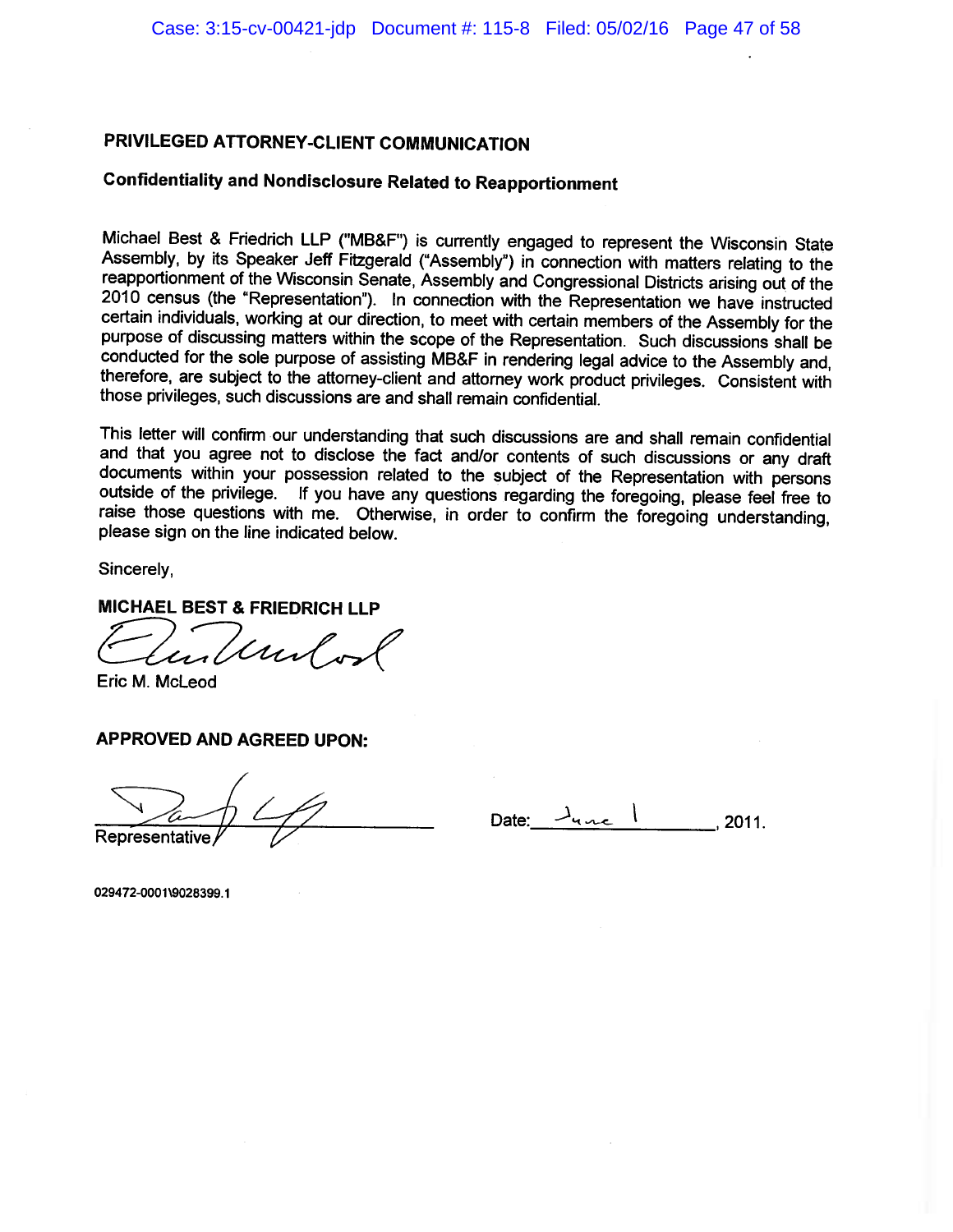**PRIVILEGED ATTORNEY-CLIENT COMMUNICATION**

**Confidentiality and Nondisclosure Related to Reapportionment**

Michael Best & Friedrich LLP ("MB&F") is currently engaged to represent the Wisconsin State Assembly, by its Speaker Jeff Fitzgerald ("Assembly") in connection with matters relating to the reapportionment of the Wisconsin Senate, Assembly and Congressional Districts arising out of the 2010 census (the "Representation"). In connection with the Representation we have instructed certain individuals, working at our direction, to meet with certain members of the Assembly for the purpose of discussing matters within the scope of the Representation. Such discussions shall be conducted for the sole purpose of assisting MB&F in rendering legal advice to the Assembly and, therefore, are subject to the attorney-client and attorney work product privileges. Consistent with those privileges, such discussions are and shall remain confidential.

This letter will confirm our understanding that such discussions are and shall remain confidential and that you agree not to disclose the fact and/or contents of such discussions or any draft documents within your possession related to the subject of the Representation with persons outside of the privilege. If you have any questions regarding the foregoing, please feel free to raise those questions with me. Otherwise, in order to confirm the foregoing understanding, please sign on the line indicated below.

Sincerely,

**MICHAEL BEST & FRIEDRICH LLP**

Eric M. McLeod

**APPROVED AND AGREED UPON:**

Representative

Date: June 1, 2011.

029472-0001\9028399.1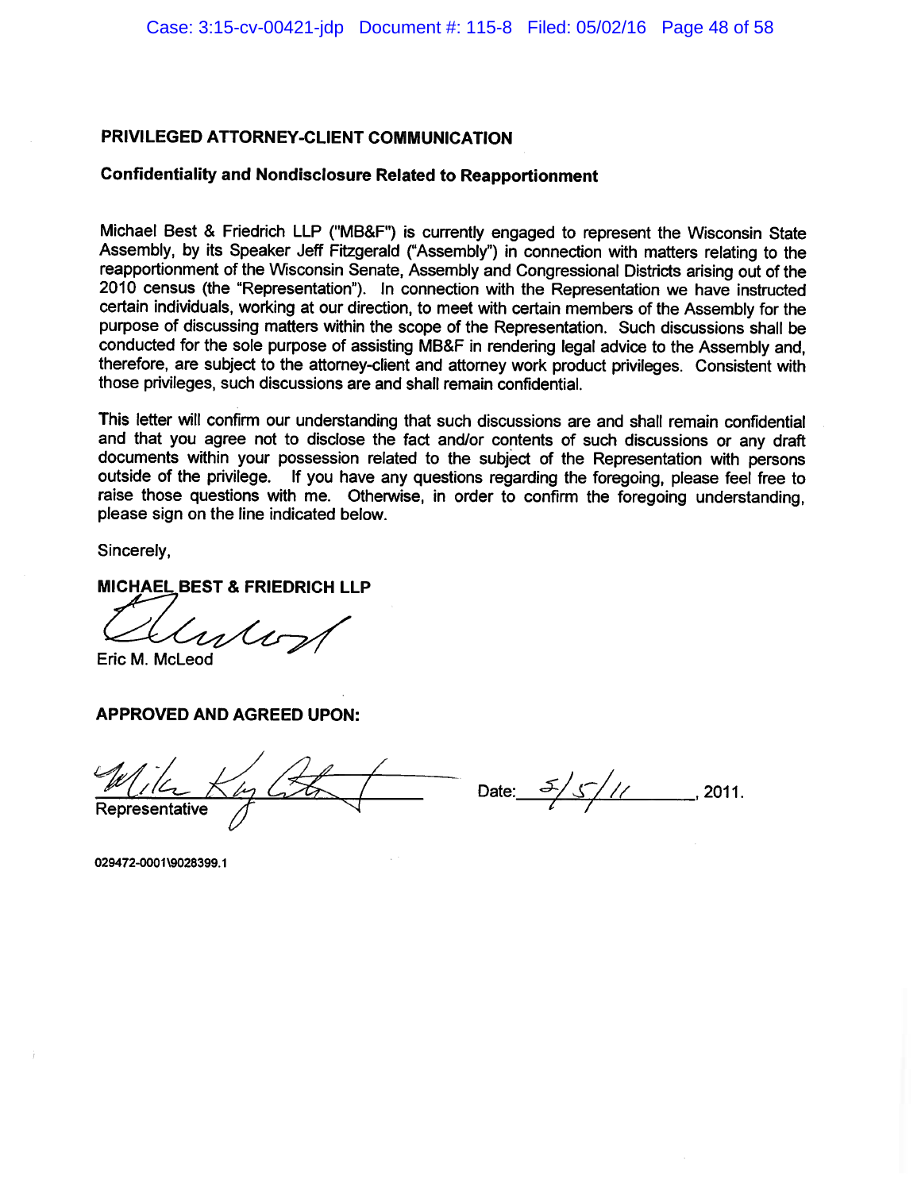**PRIVILEGED ATTORNEY-CLIENT COMMUNICATION**

**Confidentiality and Nondisclosure Related to Reapportionment**

Michael Best & Friedrich LLP ("MB&F") is currently engaged to represent the Wisconsin State Assembly, by its Speaker Jeff Fitzgerald ("Assembly") in connection with matters relating to the reapportionment of the Wisconsin Senate, Assembly and Congressional Districts arising out of the 2010 census (the "Representation"). In connection with the Representation we have instructed certain individuals, working at our direction, to meet with certain members of the Assembly for the purpose of discussing matters within the scope of the Representation. Such discussions shall be conducted for the sole purpose of assisting MB&F in rendering legal advice to the Assembly and, therefore, are subject to the attorney-client and attorney work product privileges. Consistent with those privileges, such discussions are and shall remain confidential.

This letter will confirm our understanding that such discussions are and shall remain confidential and that you agree not to disclose the fact and/or contents of such discussions or any draft documents within your possession related to the subject of the Representation with persons outside of the privilege. If you have any questions regarding the foregoing, please feel free to raise those questions with me. Otherwise, in order to confirm the foregoing understanding, please sign on the line indicated below.

Sincerely,

**MICHAEL BEST & FRIEDRICH LLP**

[signature]

Eric M. McLeod

**APPROVED AND AGREED UPON:**

[signature]
Representative

Date: 5/5/11, 2011.

029472-0001\9028399.1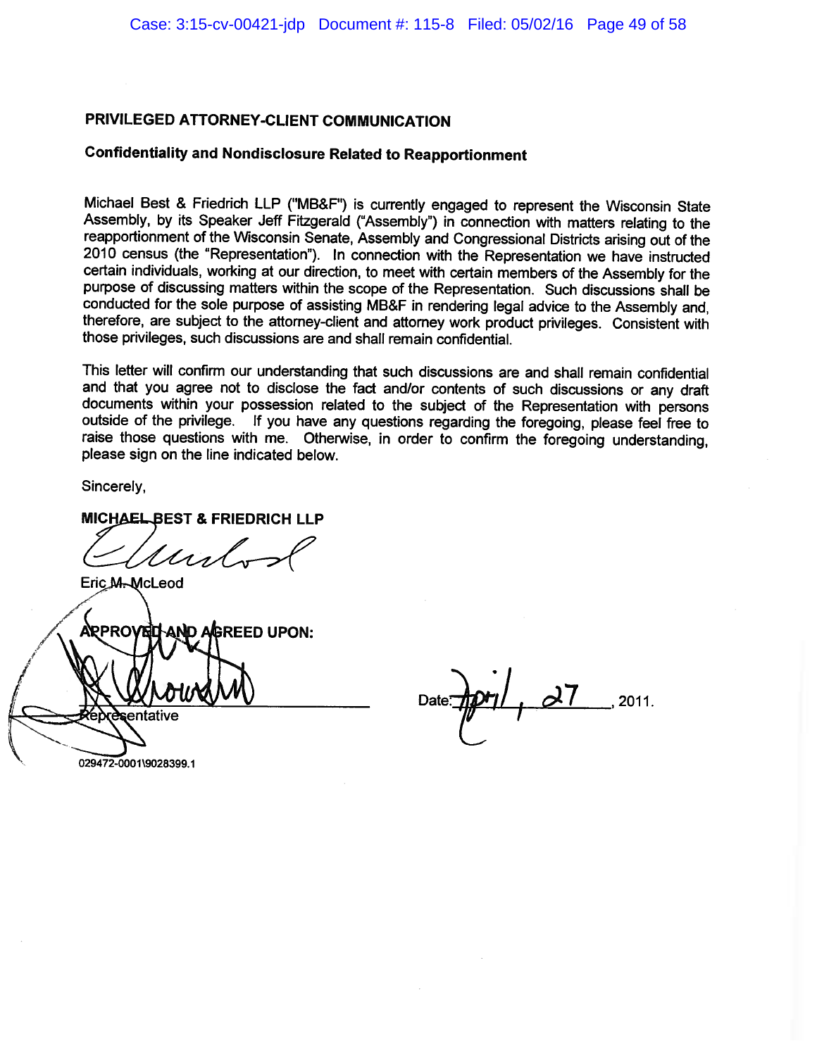**PRIVILEGED ATTORNEY-CLIENT COMMUNICATION**

**Confidentiality and Nondisclosure Related to Reapportionment**

Michael Best & Friedrich LLP ("MB&F") is currently engaged to represent the Wisconsin State Assembly, by its Speaker Jeff Fitzgerald ("Assembly") in connection with matters relating to the reapportionment of the Wisconsin Senate, Assembly and Congressional Districts arising out of the 2010 census (the "Representation"). In connection with the Representation we have instructed certain individuals, working at our direction, to meet with certain members of the Assembly for the purpose of discussing matters within the scope of the Representation. Such discussions shall be conducted for the sole purpose of assisting MB&F in rendering legal advice to the Assembly and, therefore, are subject to the attorney-client and attorney work product privileges. Consistent with those privileges, such discussions are and shall remain confidential.

This letter will confirm our understanding that such discussions are and shall remain confidential and that you agree not to disclose the fact and/or contents of such discussions or any draft documents within your possession related to the subject of the Representation with persons outside of the privilege. If you have any questions regarding the foregoing, please feel free to raise those questions with me. Otherwise, in order to confirm the foregoing understanding, please sign on the line indicated below.

Sincerely,

**MICHAEL BEST & FRIEDRICH LLP**

Eric M. McLeod

**APPROVED AND AGREED UPON:**

Representative

Date: April 27, 2011.

029472-0001\9028399.1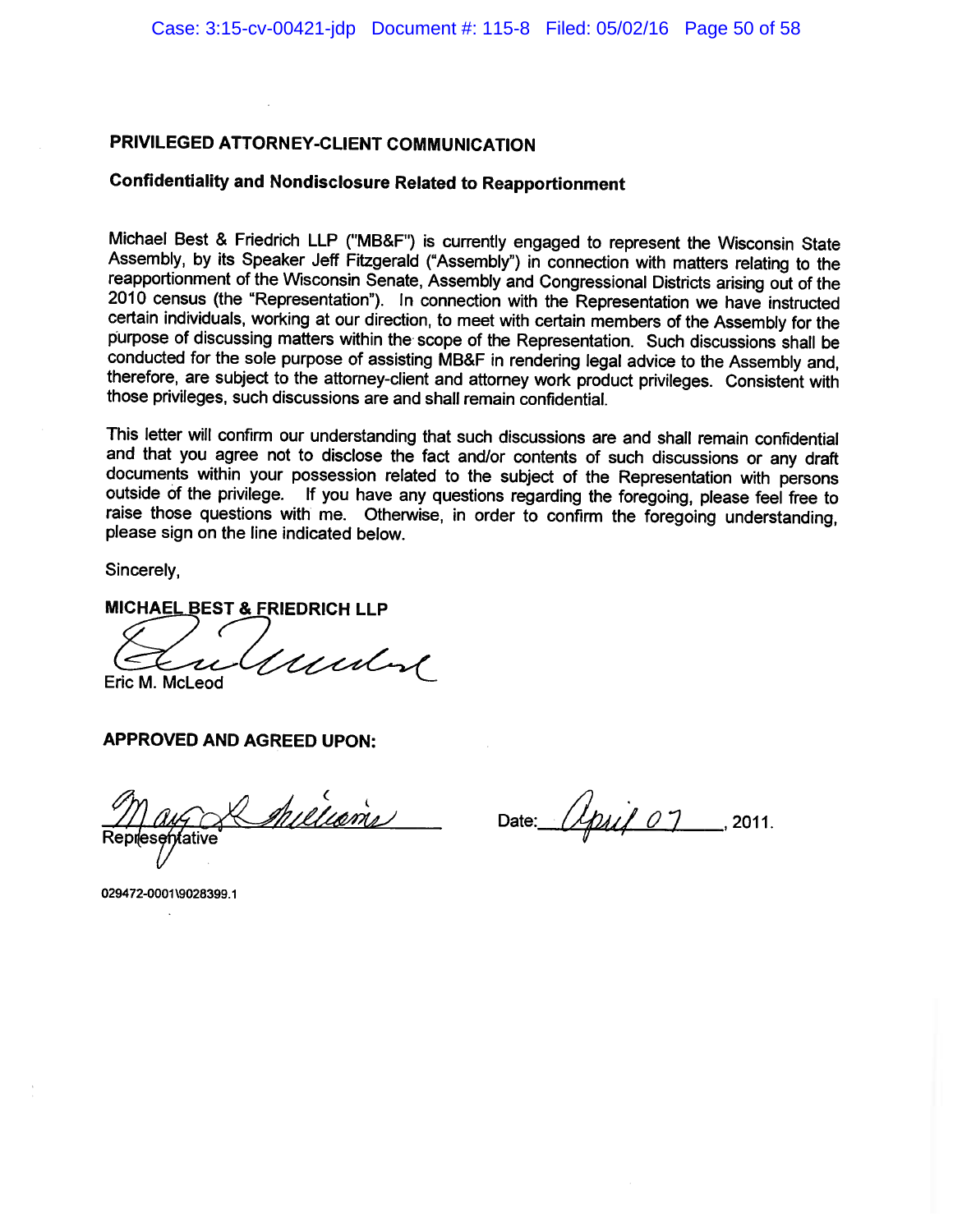**PRIVILEGED ATTORNEY-CLIENT COMMUNICATION**

**Confidentiality and Nondisclosure Related to Reapportionment**

Michael Best & Friedrich LLP ("MB&F") is currently engaged to represent the Wisconsin State Assembly, by its Speaker Jeff Fitzgerald ("Assembly") in connection with matters relating to the reapportionment of the Wisconsin Senate, Assembly and Congressional Districts arising out of the 2010 census (the "Representation"). In connection with the Representation we have instructed certain individuals, working at our direction, to meet with certain members of the Assembly for the purpose of discussing matters within the scope of the Representation. Such discussions shall be conducted for the sole purpose of assisting MB&F in rendering legal advice to the Assembly and, therefore, are subject to the attorney-client and attorney work product privileges. Consistent with those privileges, such discussions are and shall remain confidential.

This letter will confirm our understanding that such discussions are and shall remain confidential and that you agree not to disclose the fact and/or contents of such discussions or any draft documents within your possession related to the subject of the Representation with persons outside of the privilege. If you have any questions regarding the foregoing, please feel free to raise those questions with me. Otherwise, in order to confirm the foregoing understanding, please sign on the line indicated below.

Sincerely,

**MICHAEL BEST & FRIEDRICH LLP**

Eric M. McLeod

**APPROVED AND AGREED UPON:**

Representative

Date: April 07, 2011.

029472-0001\9028399.1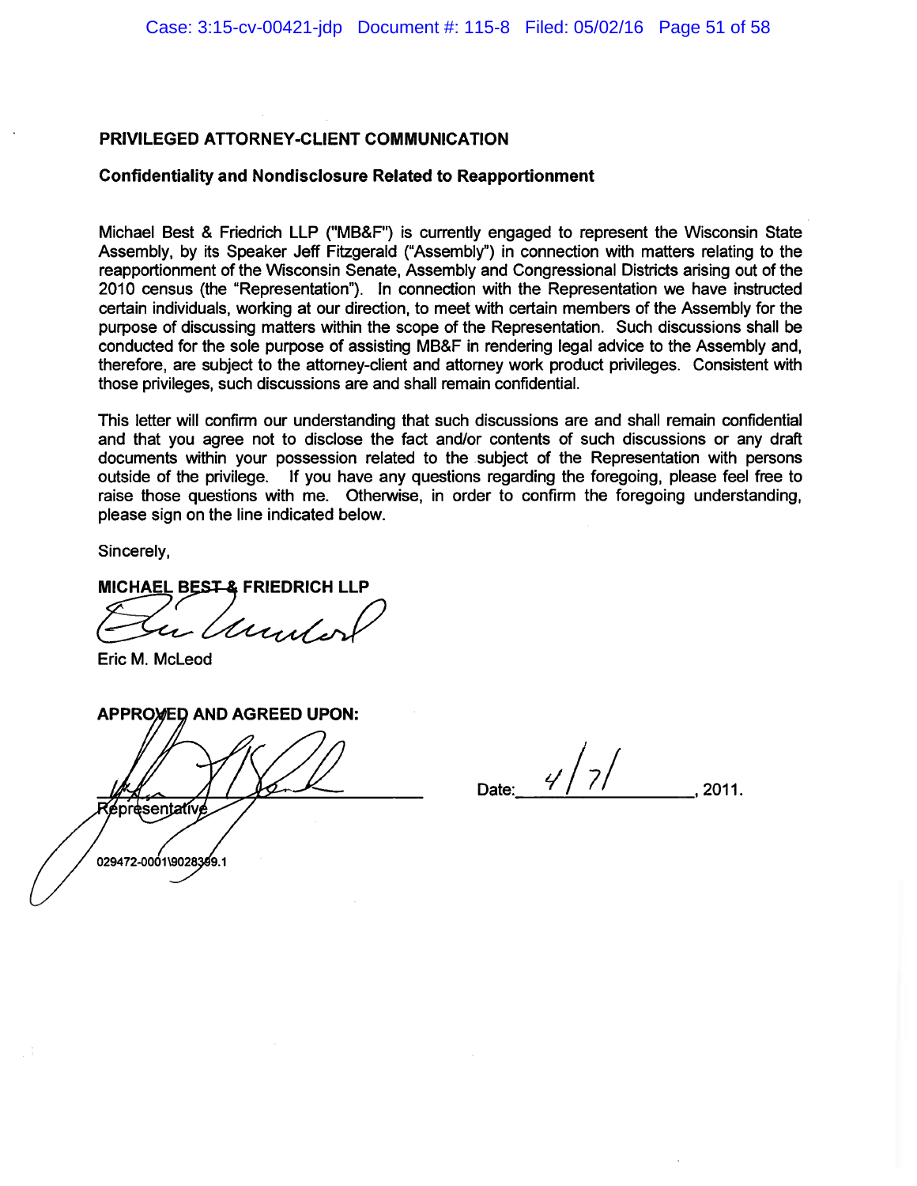**PRIVILEGED ATTORNEY-CLIENT COMMUNICATION**

**Confidentiality and Nondisclosure Related to Reapportionment**

Michael Best & Friedrich LLP ("MB&F") is currently engaged to represent the Wisconsin State Assembly, by its Speaker Jeff Fitzgerald ("Assembly") in connection with matters relating to the reapportionment of the Wisconsin Senate, Assembly and Congressional Districts arising out of the 2010 census (the "Representation"). In connection with the Representation we have instructed certain individuals, working at our direction, to meet with certain members of the Assembly for the purpose of discussing matters within the scope of the Representation. Such discussions shall be conducted for the sole purpose of assisting MB&F in rendering legal advice to the Assembly and, therefore, are subject to the attorney-client and attorney work product privileges. Consistent with those privileges, such discussions are and shall remain confidential.

This letter will confirm our understanding that such discussions are and shall remain confidential and that you agree not to disclose the fact and/or contents of such discussions or any draft documents within your possession related to the subject of the Representation with persons outside of the privilege. If you have any questions regarding the foregoing, please feel free to raise those questions with me. Otherwise, in order to confirm the foregoing understanding, please sign on the line indicated below.

Sincerely,

**MICHAEL BEST & FRIEDRICH LLP**

Eric M. McLeod

**APPROVED AND AGREED UPON:**

Representative

Date: 4/7/, 2011.

029472-0001\9028399.1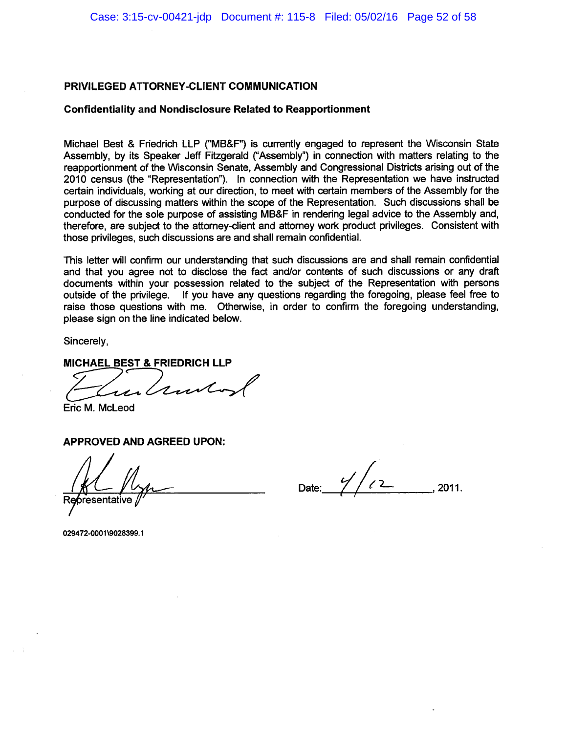**PRIVILEGED ATTORNEY-CLIENT COMMUNICATION**

**Confidentiality and Nondisclosure Related to Reapportionment**

Michael Best & Friedrich LLP ("MB&F") is currently engaged to represent the Wisconsin State Assembly, by its Speaker Jeff Fitzgerald ("Assembly") in connection with matters relating to the reapportionment of the Wisconsin Senate, Assembly and Congressional Districts arising out of the 2010 census (the "Representation"). In connection with the Representation we have instructed certain individuals, working at our direction, to meet with certain members of the Assembly for the purpose of discussing matters within the scope of the Representation. Such discussions shall be conducted for the sole purpose of assisting MB&F in rendering legal advice to the Assembly and, therefore, are subject to the attorney-client and attorney work product privileges. Consistent with those privileges, such discussions are and shall remain confidential.

This letter will confirm our understanding that such discussions are and shall remain confidential and that you agree not to disclose the fact and/or contents of such discussions or any draft documents within your possession related to the subject of the Representation with persons outside of the privilege. If you have any questions regarding the foregoing, please feel free to raise those questions with me. Otherwise, in order to confirm the foregoing understanding, please sign on the line indicated below.

Sincerely,

**MICHAEL BEST & FRIEDRICH LLP**

Eric M. McLeod

**APPROVED AND AGREED UPON:**

Representative

Date: 4/12, 2011.

029472-0001\9028399.1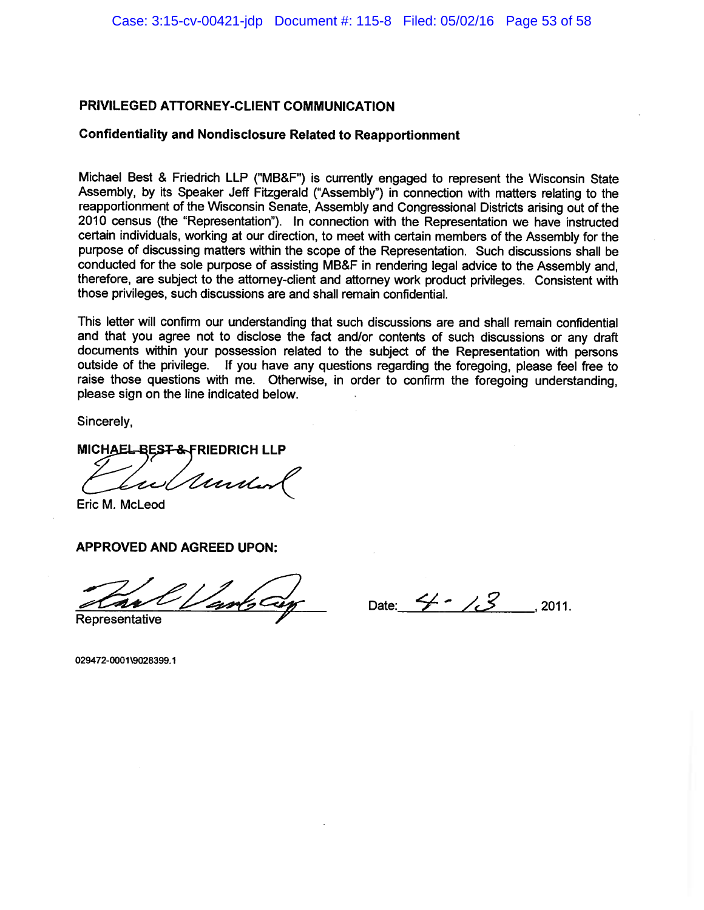**PRIVILEGED ATTORNEY-CLIENT COMMUNICATION**

**Confidentiality and Nondisclosure Related to Reapportionment**

Michael Best & Friedrich LLP ("MB&F") is currently engaged to represent the Wisconsin State Assembly, by its Speaker Jeff Fitzgerald ("Assembly") in connection with matters relating to the reapportionment of the Wisconsin Senate, Assembly and Congressional Districts arising out of the 2010 census (the "Representation"). In connection with the Representation we have instructed certain individuals, working at our direction, to meet with certain members of the Assembly for the purpose of discussing matters within the scope of the Representation. Such discussions shall be conducted for the sole purpose of assisting MB&F in rendering legal advice to the Assembly and, therefore, are subject to the attorney-client and attorney work product privileges. Consistent with those privileges, such discussions are and shall remain confidential.

This letter will confirm our understanding that such discussions are and shall remain confidential and that you agree not to disclose the fact and/or contents of such discussions or any draft documents within your possession related to the subject of the Representation with persons outside of the privilege. If you have any questions regarding the foregoing, please feel free to raise those questions with me. Otherwise, in order to confirm the foregoing understanding, please sign on the line indicated below.

Sincerely,

**MICHAEL BEST & FRIEDRICH LLP**

[signature]

Eric M. McLeod

**APPROVED AND AGREED UPON:**

[signature]
Representative

Date: 4-13, 2011.

029472-0001\9028399.1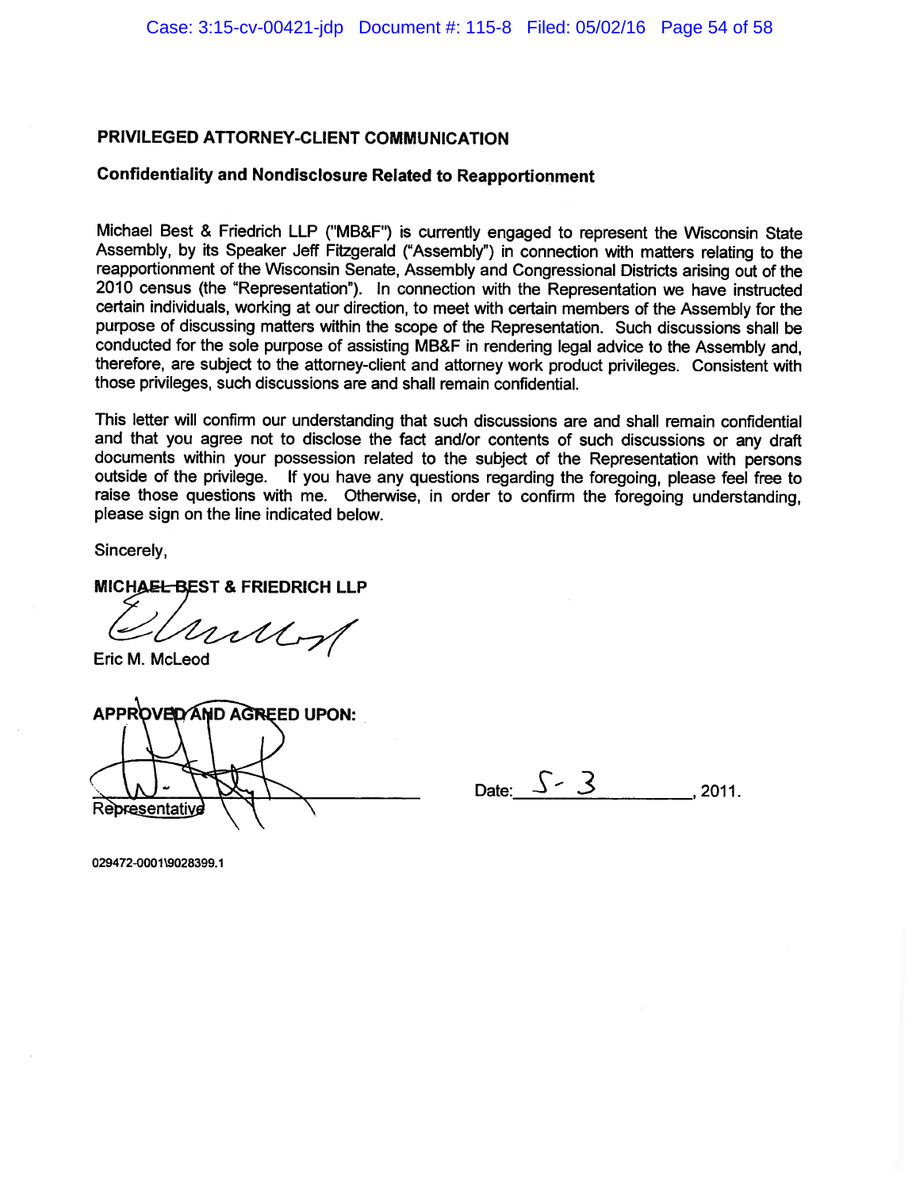**PRIVILEGED ATTORNEY-CLIENT COMMUNICATION**

**Confidentiality and Nondisclosure Related to Reapportionment**

Michael Best & Friedrich LLP ("MB&F") is currently engaged to represent the Wisconsin State Assembly, by its Speaker Jeff Fitzgerald ("Assembly") in connection with matters relating to the reapportionment of the Wisconsin Senate, Assembly and Congressional Districts arising out of the 2010 census (the "Representation"). In connection with the Representation we have instructed certain individuals, working at our direction, to meet with certain members of the Assembly for the purpose of discussing matters within the scope of the Representation. Such discussions shall be conducted for the sole purpose of assisting MB&F in rendering legal advice to the Assembly and, therefore, are subject to the attorney-client and attorney work product privileges. Consistent with those privileges, such discussions are and shall remain confidential.

This letter will confirm our understanding that such discussions are and shall remain confidential and that you agree not to disclose the fact and/or contents of such discussions or any draft documents within your possession related to the subject of the Representation with persons outside of the privilege. If you have any questions regarding the foregoing, please feel free to raise those questions with me. Otherwise, in order to confirm the foregoing understanding, please sign on the line indicated below.

Sincerely,

**MICHAEL BEST & FRIEDRICH LLP**

Eric M. McLeod

**APPROVED AND AGREED UPON:**

Representative

Date: 5-3, 2011.

029472-0001\9028399.1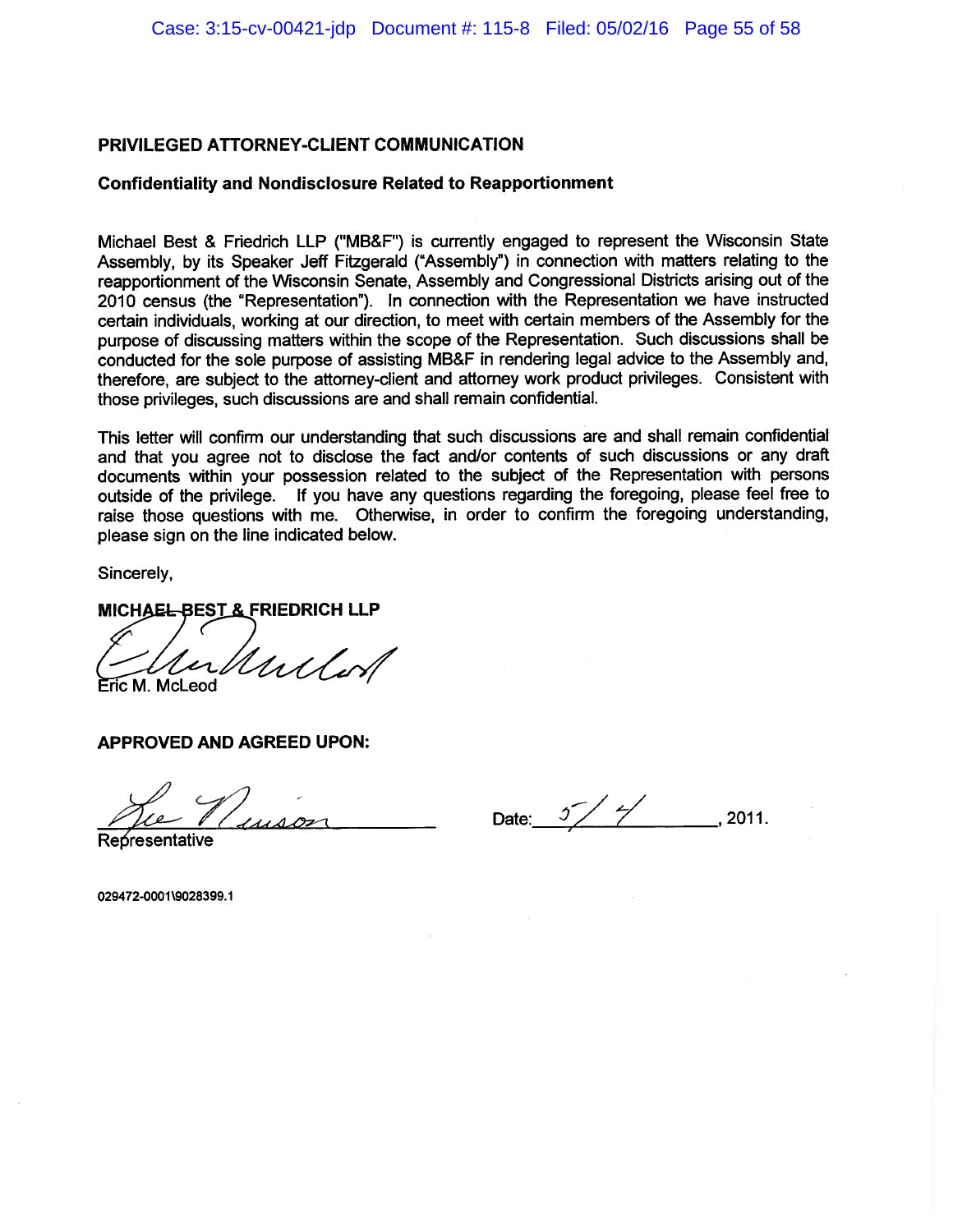**PRIVILEGED ATTORNEY-CLIENT COMMUNICATION**

**Confidentiality and Nondisclosure Related to Reapportionment**

Michael Best & Friedrich LLP ("MB&F") is currently engaged to represent the Wisconsin State Assembly, by its Speaker Jeff Fitzgerald ("Assembly") in connection with matters relating to the reapportionment of the Wisconsin Senate, Assembly and Congressional Districts arising out of the 2010 census (the "Representation"). In connection with the Representation we have instructed certain individuals, working at our direction, to meet with certain members of the Assembly for the purpose of discussing matters within the scope of the Representation. Such discussions shall be conducted for the sole purpose of assisting MB&F in rendering legal advice to the Assembly and, therefore, are subject to the attorney-client and attorney work product privileges. Consistent with those privileges, such discussions are and shall remain confidential.

This letter will confirm our understanding that such discussions are and shall remain confidential and that you agree not to disclose the fact and/or contents of such discussions or any draft documents within your possession related to the subject of the Representation with persons outside of the privilege. If you have any questions regarding the foregoing, please feel free to raise those questions with me. Otherwise, in order to confirm the foregoing understanding, please sign on the line indicated below.

Sincerely,

**MICHAEL BEST & FRIEDRICH LLP**

Eric M. McLeod

**APPROVED AND AGREED UPON:**

Lee Nerison
Representative

Date: 5/4, 2011.

029472-0001\9028399.1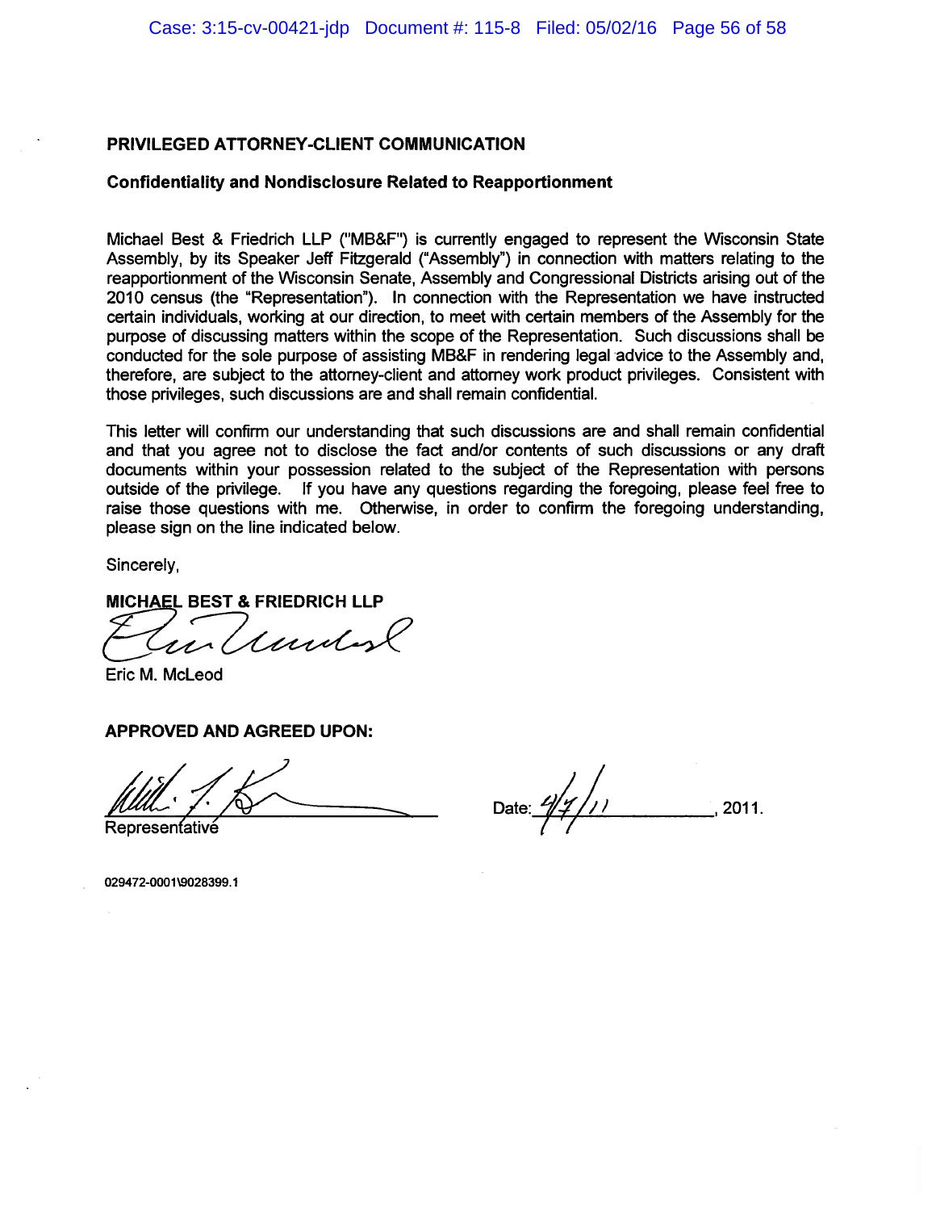**PRIVILEGED ATTORNEY-CLIENT COMMUNICATION**

**Confidentiality and Nondisclosure Related to Reapportionment**

Michael Best & Friedrich LLP ("MB&F") is currently engaged to represent the Wisconsin State Assembly, by its Speaker Jeff Fitzgerald ("Assembly") in connection with matters relating to the reapportionment of the Wisconsin Senate, Assembly and Congressional Districts arising out of the 2010 census (the "Representation"). In connection with the Representation we have instructed certain individuals, working at our direction, to meet with certain members of the Assembly for the purpose of discussing matters within the scope of the Representation. Such discussions shall be conducted for the sole purpose of assisting MB&F in rendering legal advice to the Assembly and, therefore, are subject to the attorney-client and attorney work product privileges. Consistent with those privileges, such discussions are and shall remain confidential.

This letter will confirm our understanding that such discussions are and shall remain confidential and that you agree not to disclose the fact and/or contents of such discussions or any draft documents within your possession related to the subject of the Representation with persons outside of the privilege. If you have any questions regarding the foregoing, please feel free to raise those questions with me. Otherwise, in order to confirm the foregoing understanding, please sign on the line indicated below.

Sincerely,

**MICHAEL BEST & FRIEDRICH LLP**

Eric M. McLeod

**APPROVED AND AGREED UPON:**

Representative

Date: 4/7/11, 2011.

029472-0001\9028399.1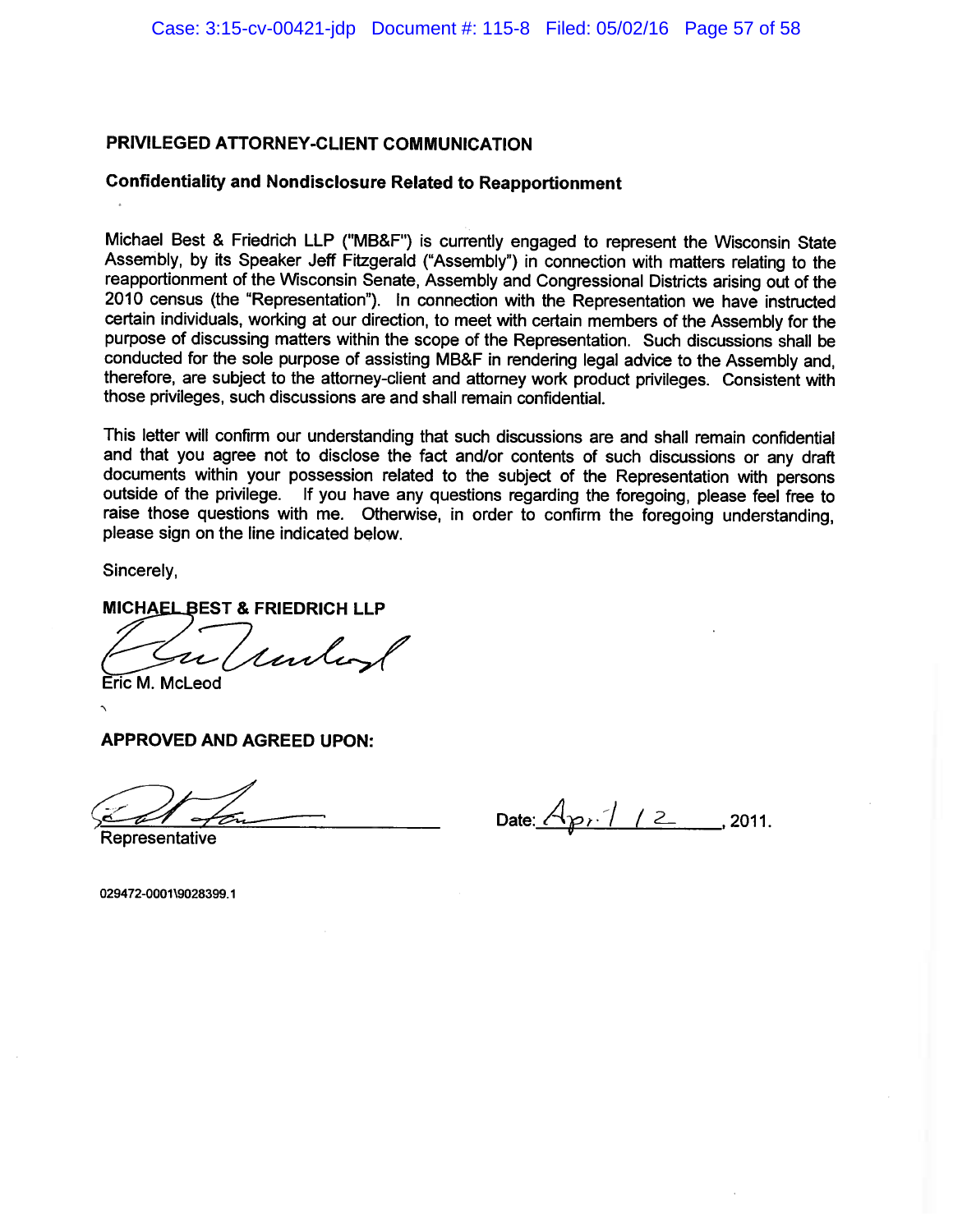**PRIVILEGED ATTORNEY-CLIENT COMMUNICATION**

**Confidentiality and Nondisclosure Related to Reapportionment**

Michael Best & Friedrich LLP ("MB&F") is currently engaged to represent the Wisconsin State Assembly, by its Speaker Jeff Fitzgerald ("Assembly") in connection with matters relating to the reapportionment of the Wisconsin Senate, Assembly and Congressional Districts arising out of the 2010 census (the "Representation"). In connection with the Representation we have instructed certain individuals, working at our direction, to meet with certain members of the Assembly for the purpose of discussing matters within the scope of the Representation. Such discussions shall be conducted for the sole purpose of assisting MB&F in rendering legal advice to the Assembly and, therefore, are subject to the attorney-client and attorney work product privileges. Consistent with those privileges, such discussions are and shall remain confidential.

This letter will confirm our understanding that such discussions are and shall remain confidential and that you agree not to disclose the fact and/or contents of such discussions or any draft documents within your possession related to the subject of the Representation with persons outside of the privilege. If you have any questions regarding the foregoing, please feel free to raise those questions with me. Otherwise, in order to confirm the foregoing understanding, please sign on the line indicated below.

Sincerely,

**MICHAEL BEST & FRIEDRICH LLP**

[signature]

Eric M. McLeod

**APPROVED AND AGREED UPON:**

[signature]

Representative

Date: April 12, 2011.

029472-0001\9028399.1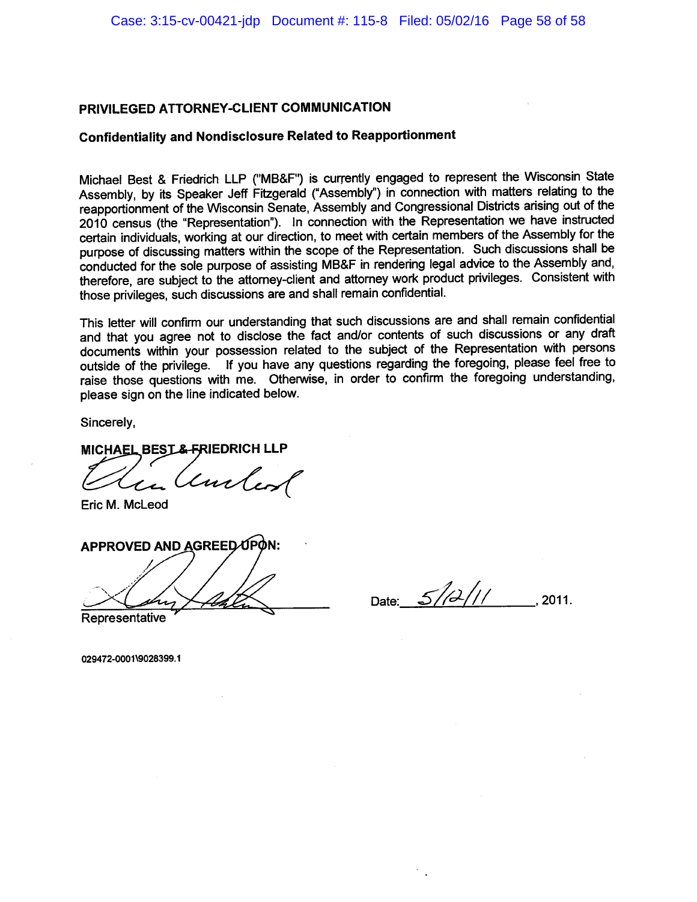**PRIVILEGED ATTORNEY-CLIENT COMMUNICATION**

**Confidentiality and Nondisclosure Related to Reapportionment**

Michael Best & Friedrich LLP ("MB&F") is currently engaged to represent the Wisconsin State Assembly, by its Speaker Jeff Fitzgerald ("Assembly") in connection with matters relating to the reapportionment of the Wisconsin Senate, Assembly and Congressional Districts arising out of the 2010 census (the "Representation"). In connection with the Representation we have instructed certain individuals, working at our direction, to meet with certain members of the Assembly for the purpose of discussing matters within the scope of the Representation. Such discussions shall be conducted for the sole purpose of assisting MB&F in rendering legal advice to the Assembly and, therefore, are subject to the attorney-client and attorney work product privileges. Consistent with those privileges, such discussions are and shall remain confidential.

This letter will confirm our understanding that such discussions are and shall remain confidential and that you agree not to disclose the fact and/or contents of such discussions or any draft documents within your possession related to the subject of the Representation with persons outside of the privilege. If you have any questions regarding the foregoing, please feel free to raise those questions with me. Otherwise, in order to confirm the foregoing understanding, please sign on the line indicated below.

Sincerely,

**MICHAEL BEST & FRIEDRICH LLP**

Eric M. McLeod

**APPROVED AND AGREED UPON:**

Representative

Date: 5/12/11, 2011.

029472-0001\9028399.1